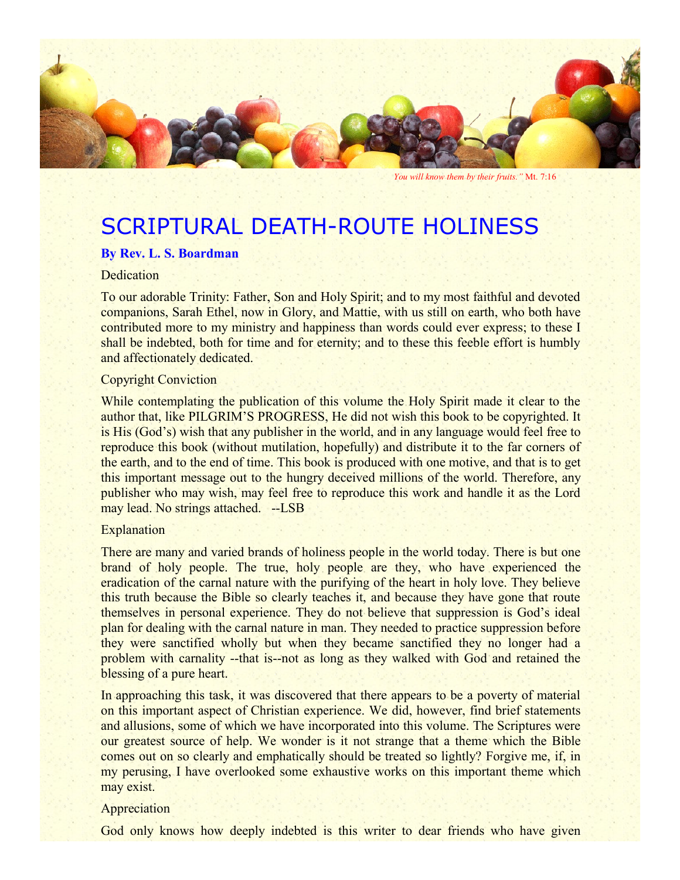*You will know them by their fruits."* Mt. 7:16

# SCRIPTURAL DEATH-ROUTE HOLINESS

**By Rev. L. S. Boardman**

Dedication

To our adorable Trinity: Father, Son and Holy Spirit; and to my most faithful and devoted companions, Sarah Ethel, now in Glory, and Mattie, with us still on earth, who both have contributed more to my ministry and happiness than words could ever express; to these I shall be indebted, both for time and for eternity; and to these this feeble effort is humbly and affectionately dedicated.

Copyright Conviction

While contemplating the publication of this volume the Holy Spirit made it clear to the author that, like PILGRIM'S PROGRESS, He did not wish this book to be copyrighted. It is His (God's) wish that any publisher in the world, and in any language would feel free to reproduce this book (without mutilation, hopefully) and distribute it to the far corners of the earth, and to the end of time. This book is produced with one motive, and that is to get this important message out to the hungry deceived millions of the world. Therefore, any publisher who may wish, may feel free to reproduce this work and handle it as the Lord may lead. No strings attached. --LSB

Explanation

There are many and varied brands of holiness people in the world today. There is but one brand of holy people. The true, holy people are they, who have experienced the eradication of the carnal nature with the purifying of the heart in holy love. They believe this truth because the Bible so clearly teaches it, and because they have gone that route themselves in personal experience. They do not believe that suppression is God's ideal plan for dealing with the carnal nature in man. They needed to practice suppression before they were sanctified wholly but when they became sanctified they no longer had a problem with carnality --that is--not as long as they walked with God and retained the blessing of a pure heart.

In approaching this task, it was discovered that there appears to be a poverty of material on this important aspect of Christian experience. We did, however, find brief statements and allusions, some of which we have incorporated into this volume. The Scriptures were our greatest source of help. We wonder is it not strange that a theme which the Bible comes out on so clearly and emphatically should be treated so lightly? Forgive me, if, in my perusing, I have overlooked some exhaustive works on this important theme which may exist.

Appreciation

God only knows how deeply indebted is this writer to dear friends who have given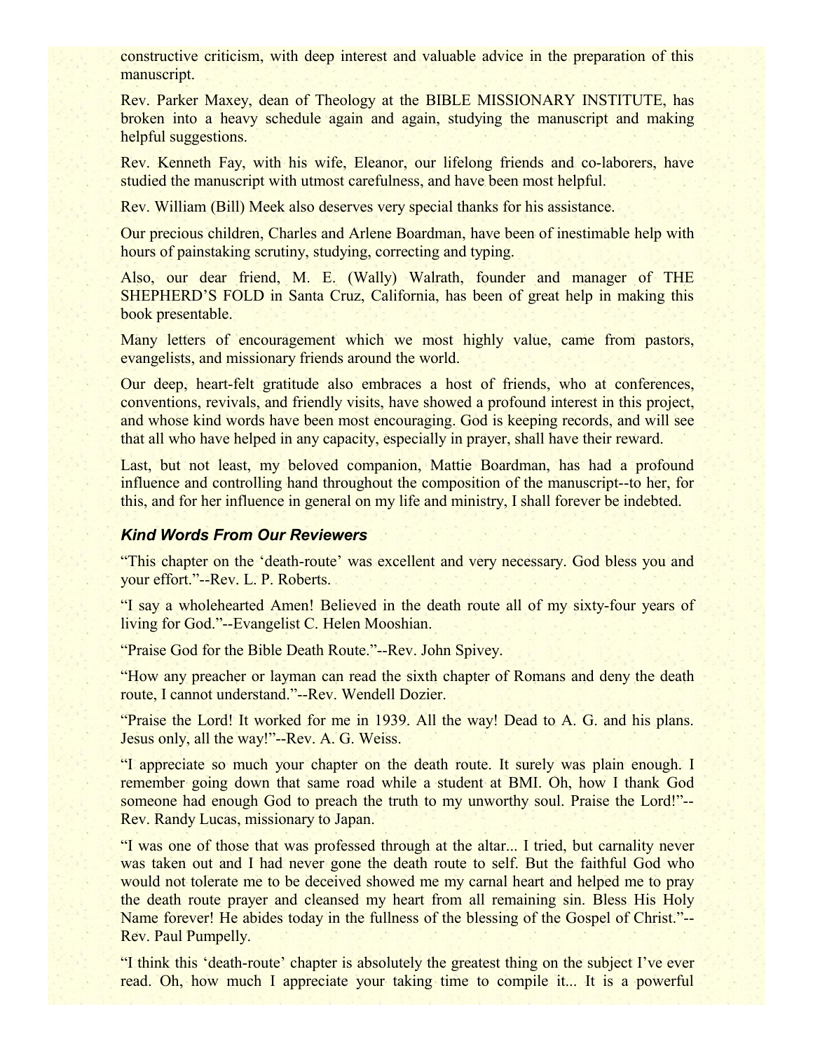constructive criticism, with deep interest and valuable advice in the preparation of this manuscript.

Rev. Parker Maxey, dean of Theology at the BIBLE MISSIONARY INSTITUTE, has broken into a heavy schedule again and again, studying the manuscript and making helpful suggestions.

Rev. Kenneth Fay, with his wife, Eleanor, our lifelong friends and co-laborers, have studied the manuscript with utmost carefulness, and have been most helpful.

Rev. William (Bill) Meek also deserves very special thanks for his assistance.

Our precious children, Charles and Arlene Boardman, have been of inestimable help with hours of painstaking scrutiny, studying, correcting and typing.

Also, our dear friend, M. E. (Wally) Walrath, founder and manager of THE SHEPHERD'S FOLD in Santa Cruz, California, has been of great help in making this book presentable.

Many letters of encouragement which we most highly value, came from pastors, evangelists, and missionary friends around the world.

Our deep, heart-felt gratitude also embraces a host of friends, who at conferences, conventions, revivals, and friendly visits, have showed a profound interest in this project, and whose kind words have been most encouraging. God is keeping records, and will see that all who have helped in any capacity, especially in prayer, shall have their reward.

Last, but not least, my beloved companion, Mattie Boardman, has had a profound influence and controlling hand throughout the composition of the manuscript--to her, for this, and for her influence in general on my life and ministry, I shall forever be indebted.

### *Kind Words From Our Reviewers*

"This chapter on the 'death-route' was excellent and very necessary. God bless you and your effort."--Rev. L. P. Roberts.

"I say a wholehearted Amen! Believed in the death route all of my sixty-four years of living for God."--Evangelist C. Helen Mooshian.

"Praise God for the Bible Death Route."--Rev. John Spivey.

"How any preacher or layman can read the sixth chapter of Romans and deny the death route, I cannot understand."--Rev. Wendell Dozier.

"Praise the Lord! It worked for me in 1939. All the way! Dead to A. G. and his plans. Jesus only, all the way!"--Rev. A. G. Weiss.

"I appreciate so much your chapter on the death route. It surely was plain enough. I remember going down that same road while a student at BMI. Oh, how I thank God someone had enough God to preach the truth to my unworthy soul. Praise the Lord!"--Rev. Randy Lucas, missionary to Japan.

"I was one of those that was professed through at the altar... I tried, but carnality never was taken out and I had never gone the death route to self. But the faithful God who would not tolerate me to be deceived showed me my carnal heart and helped me to pray the death route prayer and cleansed my heart from all remaining sin. Bless His Holy Name forever! He abides today in the fullness of the blessing of the Gospel of Christ."--Rev. Paul Pumpelly.

"I think this 'death-route' chapter is absolutely the greatest thing on the subject I've ever read. Oh, how much I appreciate your taking time to compile it... It is a powerful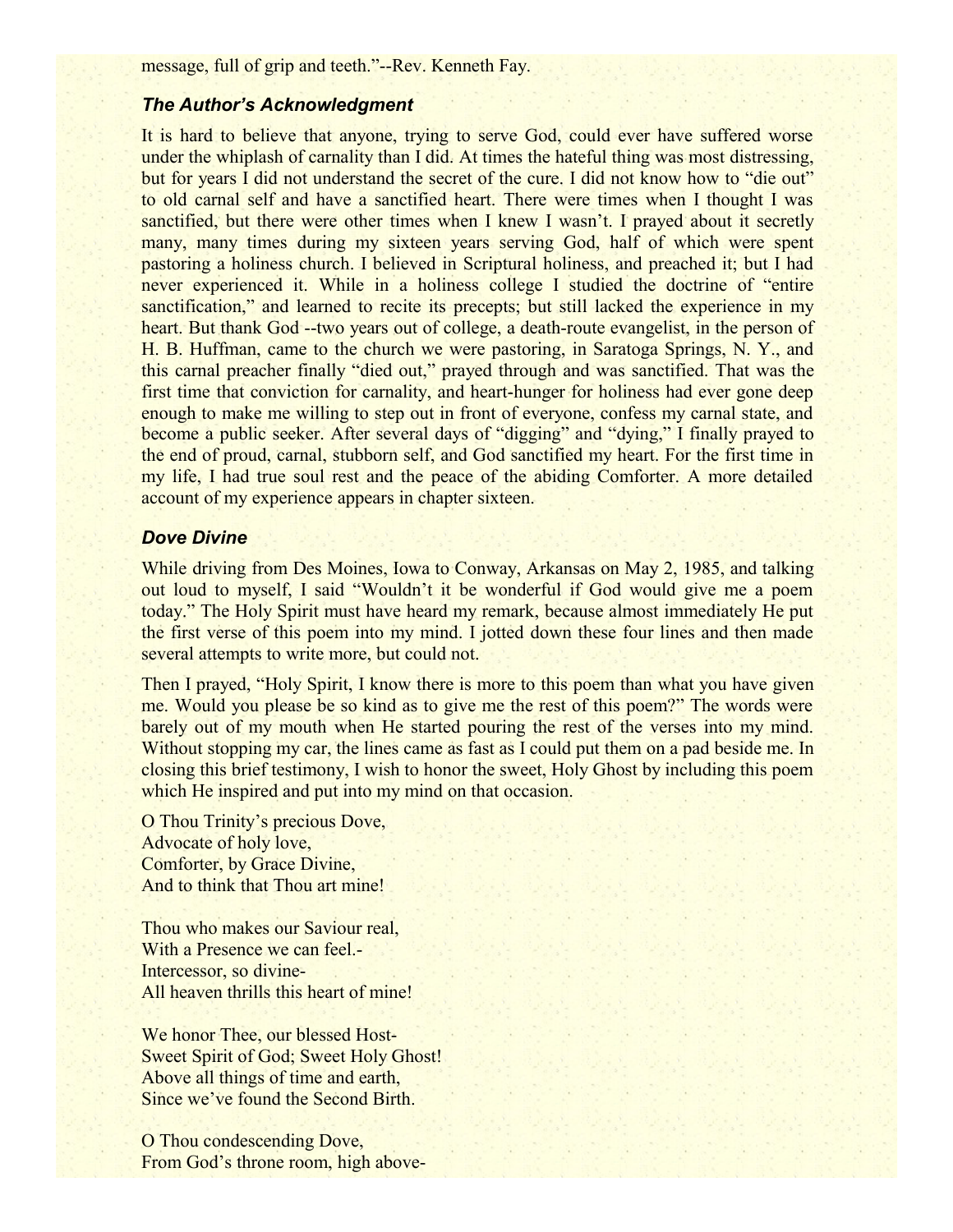message, full of grip and teeth."--Rev. Kenneth Fay.

### *The Author's Acknowledgment*

It is hard to believe that anyone, trying to serve God, could ever have suffered worse under the whiplash of carnality than I did. At times the hateful thing was most distressing, but for years I did not understand the secret of the cure. I did not know how to "die out" to old carnal self and have a sanctified heart. There were times when I thought I was sanctified, but there were other times when I knew I wasn't. I prayed about it secretly many, many times during my sixteen years serving God, half of which were spent pastoring a holiness church. I believed in Scriptural holiness, and preached it; but I had never experienced it. While in a holiness college I studied the doctrine of "entire sanctification," and learned to recite its precepts; but still lacked the experience in my heart. But thank God --two years out of college, a death-route evangelist, in the person of H. B. Huffman, came to the church we were pastoring, in Saratoga Springs, N. Y., and this carnal preacher finally "died out," prayed through and was sanctified. That was the first time that conviction for carnality, and heart-hunger for holiness had ever gone deep enough to make me willing to step out in front of everyone, confess my carnal state, and become a public seeker. After several days of "digging" and "dying," I finally prayed to the end of proud, carnal, stubborn self, and God sanctified my heart. For the first time in my life, I had true soul rest and the peace of the abiding Comforter. A more detailed account of my experience appears in chapter sixteen.

### *Dove Divine*

While driving from Des Moines, Iowa to Conway, Arkansas on May 2, 1985, and talking out loud to myself, I said "Wouldn't it be wonderful if God would give me a poem today." The Holy Spirit must have heard my remark, because almost immediately He put the first verse of this poem into my mind. I jotted down these four lines and then made several attempts to write more, but could not.

Then I prayed, "Holy Spirit, I know there is more to this poem than what you have given me. Would you please be so kind as to give me the rest of this poem?" The words were barely out of my mouth when He started pouring the rest of the verses into my mind. Without stopping my car, the lines came as fast as I could put them on a pad beside me. In closing this brief testimony, I wish to honor the sweet, Holy Ghost by including this poem which He inspired and put into my mind on that occasion.

O Thou Trinity's precious Dove,  
Advocate of holy love,  
Comforter, by Grace Divine,  
And to think that Thou art mine!

Thou who makes our Saviour real,  
With a Presence we can feel.-  
Intercessor, so divine-  
All heaven thrills this heart of mine!

We honor Thee, our blessed Host-  
Sweet Spirit of God; Sweet Holy Ghost!  
Above all things of time and earth,  
Since we've found the Second Birth.

O Thou condescending Dove,  
From God's throne room, high above-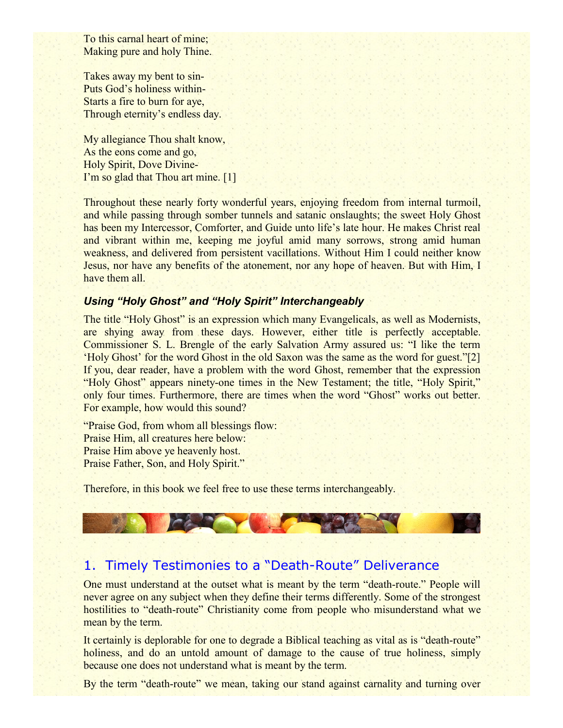To this carnal heart of mine;
Making pure and holy Thine.

Takes away my bent to sin-
Puts God's holiness within-
Starts a fire to burn for aye,
Through eternity's endless day.

My allegiance Thou shalt know,
As the eons come and go,
Holy Spirit, Dove Divine-
I'm so glad that Thou art mine. [1]

Throughout these nearly forty wonderful years, enjoying freedom from internal turmoil, and while passing through somber tunnels and satanic onslaughts; the sweet Holy Ghost has been my Intercessor, Comforter, and Guide unto life's late hour. He makes Christ real and vibrant within me, keeping me joyful amid many sorrows, strong amid human weakness, and delivered from persistent vacillations. Without Him I could neither know Jesus, nor have any benefits of the atonement, nor any hope of heaven. But with Him, I have them all.

### *Using "Holy Ghost" and "Holy Spirit" Interchangeably*

The title "Holy Ghost" is an expression which many Evangelicals, as well as Modernists, are shying away from these days. However, either title is perfectly acceptable. Commissioner S. L. Brengle of the early Salvation Army assured us: "I like the term 'Holy Ghost' for the word Ghost in the old Saxon was the same as the word for guest."[2] If you, dear reader, have a problem with the word Ghost, remember that the expression "Holy Ghost" appears ninety-one times in the New Testament; the title, "Holy Spirit," only four times. Furthermore, there are times when the word "Ghost" works out better. For example, how would this sound?

"Praise God, from whom all blessings flow:
Praise Him, all creatures here below:
Praise Him above ye heavenly host.
Praise Father, Son, and Holy Spirit."

Therefore, in this book we feel free to use these terms interchangeably.

## 1. Timely Testimonies to a "Death-Route" Deliverance

One must understand at the outset what is meant by the term "death-route." People will never agree on any subject when they define their terms differently. Some of the strongest hostilities to "death-route" Christianity come from people who misunderstand what we mean by the term.

It certainly is deplorable for one to degrade a Biblical teaching as vital as is "death-route" holiness, and do an untold amount of damage to the cause of true holiness, simply because one does not understand what is meant by the term.

By the term "death-route" we mean, taking our stand against carnality and turning over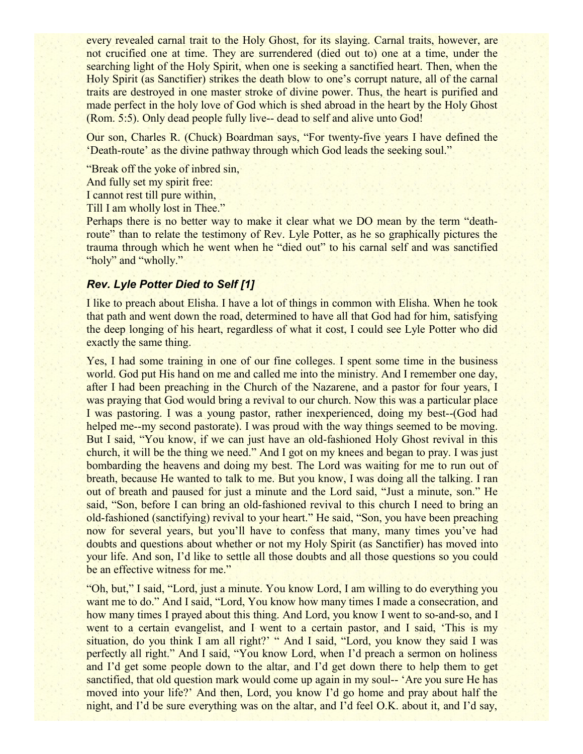every revealed carnal trait to the Holy Ghost, for its slaying. Carnal traits, however, are not crucified one at time. They are surrendered (died out to) one at a time, under the searching light of the Holy Spirit, when one is seeking a sanctified heart. Then, when the Holy Spirit (as Sanctifier) strikes the death blow to one's corrupt nature, all of the carnal traits are destroyed in one master stroke of divine power. Thus, the heart is purified and made perfect in the holy love of God which is shed abroad in the heart by the Holy Ghost (Rom. 5:5). Only dead people fully live-- dead to self and alive unto God!

Our son, Charles R. (Chuck) Boardman says, "For twenty-five years I have defined the 'Death-route' as the divine pathway through which God leads the seeking soul."

"Break off the yoke of inbred sin,  
And fully set my spirit free:  
I cannot rest till pure within,  
Till I am wholly lost in Thee."

Perhaps there is no better way to make it clear what we DO mean by the term "death-route" than to relate the testimony of Rev. Lyle Potter, as he so graphically pictures the trauma through which he went when he "died out" to his carnal self and was sanctified "holy" and "wholly."

### *Rev. Lyle Potter Died to Self [1]*

I like to preach about Elisha. I have a lot of things in common with Elisha. When he took that path and went down the road, determined to have all that God had for him, satisfying the deep longing of his heart, regardless of what it cost, I could see Lyle Potter who did exactly the same thing.

Yes, I had some training in one of our fine colleges. I spent some time in the business world. God put His hand on me and called me into the ministry. And I remember one day, after I had been preaching in the Church of the Nazarene, and a pastor for four years, I was praying that God would bring a revival to our church. Now this was a particular place I was pastoring. I was a young pastor, rather inexperienced, doing my best--(God had helped me--my second pastorate). I was proud with the way things seemed to be moving. But I said, "You know, if we can just have an old-fashioned Holy Ghost revival in this church, it will be the thing we need." And I got on my knees and began to pray. I was just bombarding the heavens and doing my best. The Lord was waiting for me to run out of breath, because He wanted to talk to me. But you know, I was doing all the talking. I ran out of breath and paused for just a minute and the Lord said, "Just a minute, son." He said, "Son, before I can bring an old-fashioned revival to this church I need to bring an old-fashioned (sanctifying) revival to your heart." He said, "Son, you have been preaching now for several years, but you'll have to confess that many, many times you've had doubts and questions about whether or not my Holy Spirit (as Sanctifier) has moved into your life. And son, I'd like to settle all those doubts and all those questions so you could be an effective witness for me."

"Oh, but," I said, "Lord, just a minute. You know Lord, I am willing to do everything you want me to do." And I said, "Lord, You know how many times I made a consecration, and how many times I prayed about this thing. And Lord, you know I went to so-and-so, and I went to a certain evangelist, and I went to a certain pastor, and I said, 'This is my situation, do you think I am all right?' " And I said, "Lord, you know they said I was perfectly all right." And I said, "You know Lord, when I'd preach a sermon on holiness and I'd get some people down to the altar, and I'd get down there to help them to get sanctified, that old question mark would come up again in my soul-- 'Are you sure He has moved into your life?' And then, Lord, you know I'd go home and pray about half the night, and I'd be sure everything was on the altar, and I'd feel O.K. about it, and I'd say,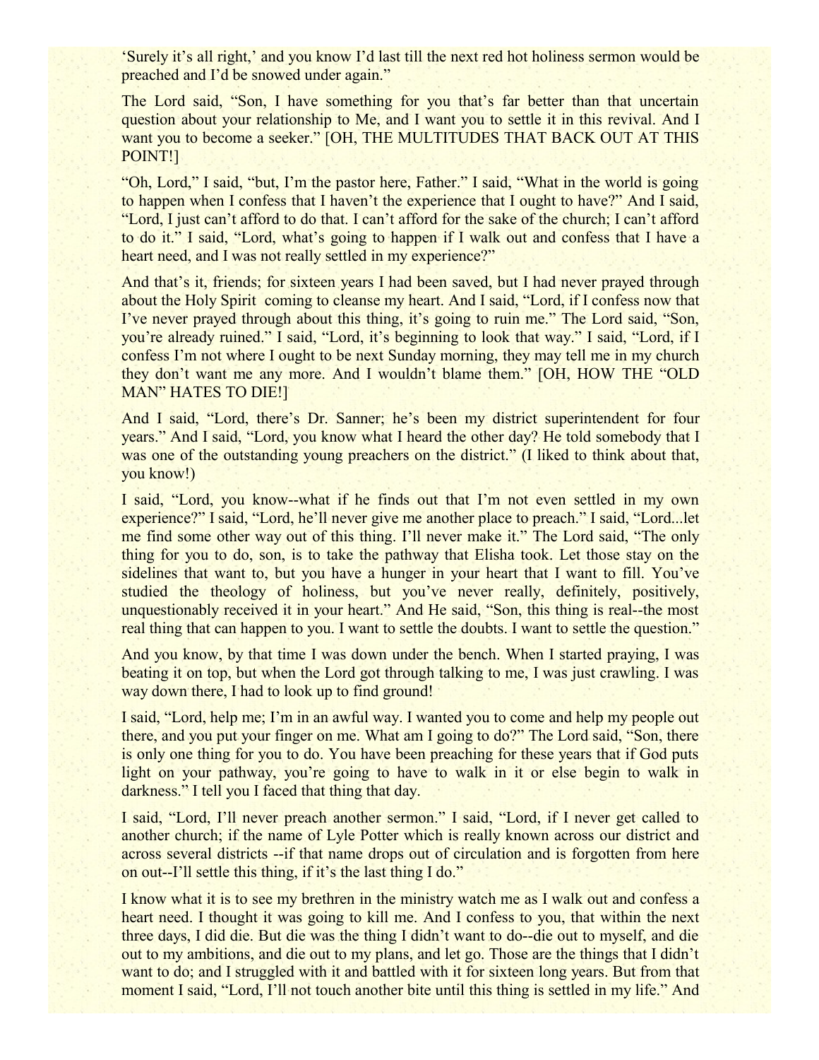'Surely it's all right,' and you know I'd last till the next red hot holiness sermon would be preached and I'd be snowed under again."

The Lord said, "Son, I have something for you that's far better than that uncertain question about your relationship to Me, and I want you to settle it in this revival. And I want you to become a seeker." [OH, THE MULTITUDES THAT BACK OUT AT THIS POINT!]

"Oh, Lord," I said, "but, I'm the pastor here, Father." I said, "What in the world is going to happen when I confess that I haven't the experience that I ought to have?" And I said, "Lord, I just can't afford to do that. I can't afford for the sake of the church; I can't afford to do it." I said, "Lord, what's going to happen if I walk out and confess that I have a heart need, and I was not really settled in my experience?"

And that's it, friends; for sixteen years I had been saved, but I had never prayed through about the Holy Spirit coming to cleanse my heart. And I said, "Lord, if I confess now that I've never prayed through about this thing, it's going to ruin me." The Lord said, "Son, you're already ruined." I said, "Lord, it's beginning to look that way." I said, "Lord, if I confess I'm not where I ought to be next Sunday morning, they may tell me in my church they don't want me any more. And I wouldn't blame them." [OH, HOW THE "OLD MAN" HATES TO DIE!]

And I said, "Lord, there's Dr. Sanner; he's been my district superintendent for four years." And I said, "Lord, you know what I heard the other day? He told somebody that I was one of the outstanding young preachers on the district." (I liked to think about that, you know!)

I said, "Lord, you know--what if he finds out that I'm not even settled in my own experience?" I said, "Lord, he'll never give me another place to preach." I said, "Lord...let me find some other way out of this thing. I'll never make it." The Lord said, "The only thing for you to do, son, is to take the pathway that Elisha took. Let those stay on the sidelines that want to, but you have a hunger in your heart that I want to fill. You've studied the theology of holiness, but you've never really, definitely, positively, unquestionably received it in your heart." And He said, "Son, this thing is real--the most real thing that can happen to you. I want to settle the doubts. I want to settle the question."

And you know, by that time I was down under the bench. When I started praying, I was beating it on top, but when the Lord got through talking to me, I was just crawling. I was way down there, I had to look up to find ground!

I said, "Lord, help me; I'm in an awful way. I wanted you to come and help my people out there, and you put your finger on me. What am I going to do?" The Lord said, "Son, there is only one thing for you to do. You have been preaching for these years that if God puts light on your pathway, you're going to have to walk in it or else begin to walk in darkness." I tell you I faced that thing that day.

I said, "Lord, I'll never preach another sermon." I said, "Lord, if I never get called to another church; if the name of Lyle Potter which is really known across our district and across several districts --if that name drops out of circulation and is forgotten from here on out--I'll settle this thing, if it's the last thing I do."

I know what it is to see my brethren in the ministry watch me as I walk out and confess a heart need. I thought it was going to kill me. And I confess to you, that within the next three days, I did die. But die was the thing I didn't want to do--die out to myself, and die out to my ambitions, and die out to my plans, and let go. Those are the things that I didn't want to do; and I struggled with it and battled with it for sixteen long years. But from that moment I said, "Lord, I'll not touch another bite until this thing is settled in my life." And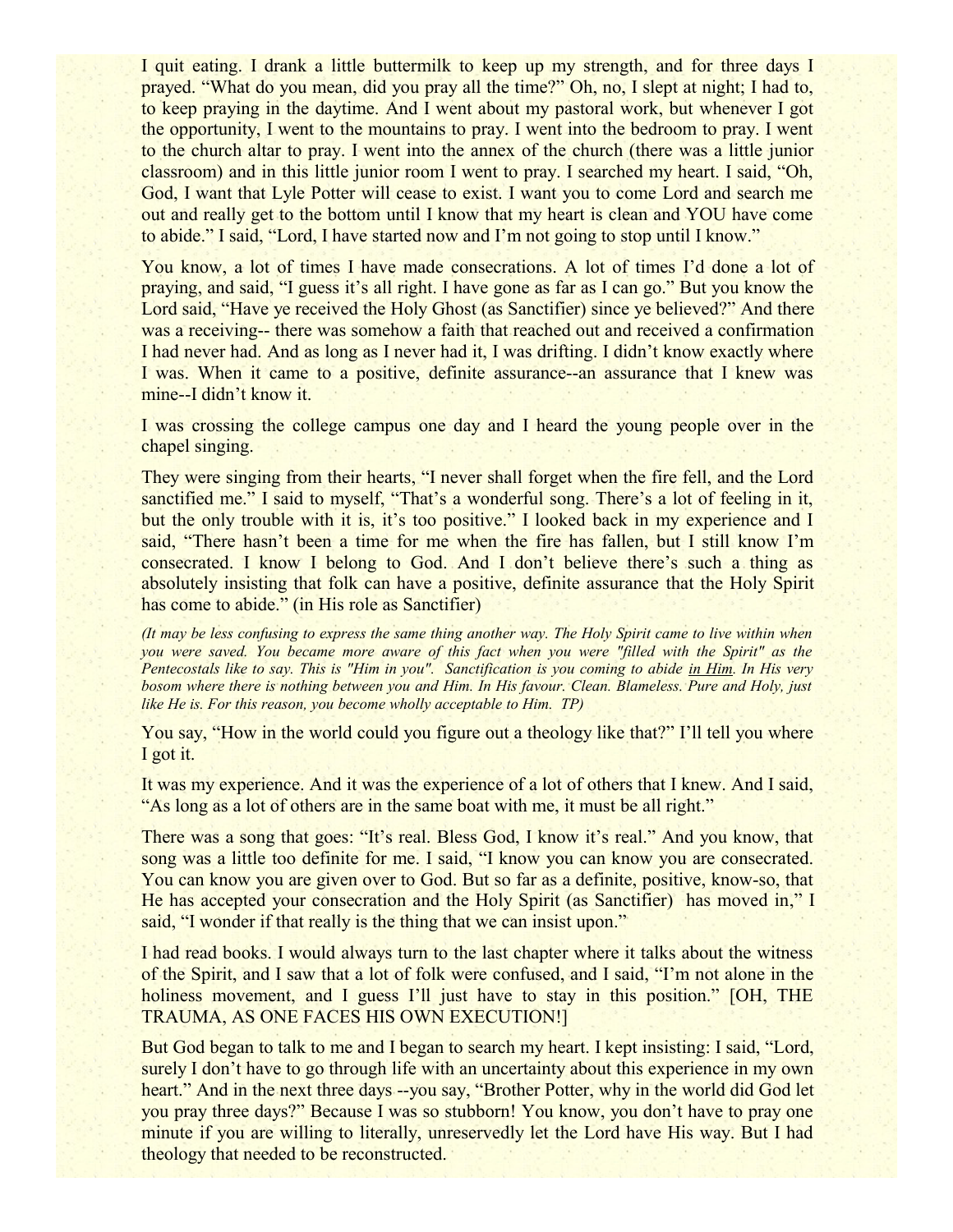I quit eating. I drank a little buttermilk to keep up my strength, and for three days I prayed. “What do you mean, did you pray all the time?” Oh, no, I slept at night; I had to, to keep praying in the daytime. And I went about my pastoral work, but whenever I got the opportunity, I went to the mountains to pray. I went into the bedroom to pray. I went to the church altar to pray. I went into the annex of the church (there was a little junior classroom) and in this little junior room I went to pray. I searched my heart. I said, “Oh, God, I want that Lyle Potter will cease to exist. I want you to come Lord and search me out and really get to the bottom until I know that my heart is clean and YOU have come to abide.” I said, “Lord, I have started now and I’m not going to stop until I know.”

You know, a lot of times I have made consecrations. A lot of times I’d done a lot of praying, and said, “I guess it’s all right. I have gone as far as I can go.” But you know the Lord said, “Have ye received the Holy Ghost (as Sanctifier) since ye believed?” And there was a receiving-- there was somehow a faith that reached out and received a confirmation I had never had. And as long as I never had it, I was drifting. I didn’t know exactly where I was. When it came to a positive, definite assurance--an assurance that I knew was mine--I didn’t know it.

I was crossing the college campus one day and I heard the young people over in the chapel singing.

They were singing from their hearts, “I never shall forget when the fire fell, and the Lord sanctified me.” I said to myself, “That’s a wonderful song. There’s a lot of feeling in it, but the only trouble with it is, it’s too positive.” I looked back in my experience and I said, “There hasn’t been a time for me when the fire has fallen, but I still know I’m consecrated. I know I belong to God. And I don’t believe there’s such a thing as absolutely insisting that folk can have a positive, definite assurance that the Holy Spirit has come to abide.” (in His role as Sanctifier)

*(It may be less confusing to express the same thing another way. The Holy Spirit came to live within when you were saved. You became more aware of this fact when you were "filled with the Spirit" as the Pentecostals like to say. This is "Him in you". Sanctification is you coming to abide in Him. In His very bosom where there is nothing between you and Him. In His favour. Clean. Blameless. Pure and Holy, just like He is. For this reason, you become wholly acceptable to Him. TP)*

You say, “How in the world could you figure out a theology like that?” I’ll tell you where I got it.

It was my experience. And it was the experience of a lot of others that I knew. And I said, “As long as a lot of others are in the same boat with me, it must be all right.”

There was a song that goes: “It’s real. Bless God, I know it’s real.” And you know, that song was a little too definite for me. I said, “I know you can know you are consecrated. You can know you are given over to God. But so far as a definite, positive, know-so, that He has accepted your consecration and the Holy Spirit (as Sanctifier) has moved in,” I said, “I wonder if that really is the thing that we can insist upon.”

I had read books. I would always turn to the last chapter where it talks about the witness of the Spirit, and I saw that a lot of folk were confused, and I said, “I’m not alone in the holiness movement, and I guess I’ll just have to stay in this position.” [OH, THE TRAUMA, AS ONE FACES HIS OWN EXECUTION!]

But God began to talk to me and I began to search my heart. I kept insisting: I said, “Lord, surely I don’t have to go through life with an uncertainty about this experience in my own heart.” And in the next three days --you say, “Brother Potter, why in the world did God let you pray three days?” Because I was so stubborn! You know, you don’t have to pray one minute if you are willing to literally, unreservedly let the Lord have His way. But I had theology that needed to be reconstructed.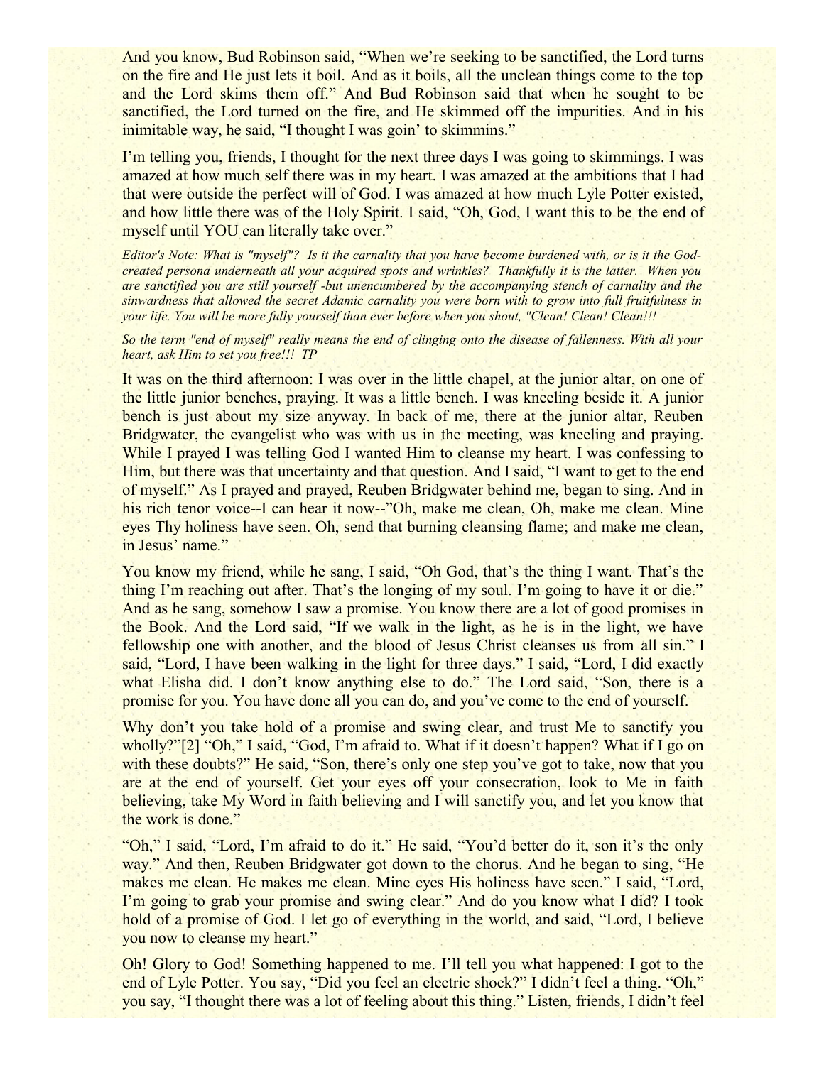And you know, Bud Robinson said, "When we're seeking to be sanctified, the Lord turns on the fire and He just lets it boil. And as it boils, all the unclean things come to the top and the Lord skims them off." And Bud Robinson said that when he sought to be sanctified, the Lord turned on the fire, and He skimmed off the impurities. And in his inimitable way, he said, "I thought I was goin' to skimmins."

I'm telling you, friends, I thought for the next three days I was going to skimmings. I was amazed at how much self there was in my heart. I was amazed at the ambitions that I had that were outside the perfect will of God. I was amazed at how much Lyle Potter existed, and how little there was of the Holy Spirit. I said, "Oh, God, I want this to be the end of myself until YOU can literally take over."

*Editor's Note: What is "myself"? Is it the carnality that you have become burdened with, or is it the God-created persona underneath all your acquired spots and wrinkles? Thankfully it is the latter. When you are sanctified you are still yourself -but unencumbered by the accompanying stench of carnality and the sinwardness that allowed the secret Adamic carnality you were born with to grow into full fruitfulness in your life. You will be more fully yourself than ever before when you shout, "Clean! Clean! Clean!!!*

*So the term "end of myself" really means the end of clinging onto the disease of fallenness. With all your heart, ask Him to set you free!!! TP*

It was on the third afternoon: I was over in the little chapel, at the junior altar, on one of the little junior benches, praying. It was a little bench. I was kneeling beside it. A junior bench is just about my size anyway. In back of me, there at the junior altar, Reuben Bridgwater, the evangelist who was with us in the meeting, was kneeling and praying. While I prayed I was telling God I wanted Him to cleanse my heart. I was confessing to Him, but there was that uncertainty and that question. And I said, "I want to get to the end of myself." As I prayed and prayed, Reuben Bridgwater behind me, began to sing. And in his rich tenor voice--I can hear it now--"Oh, make me clean, Oh, make me clean. Mine eyes Thy holiness have seen. Oh, send that burning cleansing flame; and make me clean, in Jesus' name."

You know my friend, while he sang, I said, "Oh God, that's the thing I want. That's the thing I'm reaching out after. That's the longing of my soul. I'm going to have it or die." And as he sang, somehow I saw a promise. You know there are a lot of good promises in the Book. And the Lord said, "If we walk in the light, as he is in the light, we have fellowship one with another, and the blood of Jesus Christ cleanses us from <u>all</u> sin." I said, "Lord, I have been walking in the light for three days." I said, "Lord, I did exactly what Elisha did. I don't know anything else to do." The Lord said, "Son, there is a promise for you. You have done all you can do, and you've come to the end of yourself.

Why don't you take hold of a promise and swing clear, and trust Me to sanctify you wholly?"[2] "Oh," I said, "God, I'm afraid to. What if it doesn't happen? What if I go on with these doubts?" He said, "Son, there's only one step you've got to take, now that you are at the end of yourself. Get your eyes off your consecration, look to Me in faith believing, take My Word in faith believing and I will sanctify you, and let you know that the work is done."

"Oh," I said, "Lord, I'm afraid to do it." He said, "You'd better do it, son it's the only way." And then, Reuben Bridgwater got down to the chorus. And he began to sing, "He makes me clean. He makes me clean. Mine eyes His holiness have seen." I said, "Lord, I'm going to grab your promise and swing clear." And do you know what I did? I took hold of a promise of God. I let go of everything in the world, and said, "Lord, I believe you now to cleanse my heart."

Oh! Glory to God! Something happened to me. I'll tell you what happened: I got to the end of Lyle Potter. You say, "Did you feel an electric shock?" I didn't feel a thing. "Oh," you say, "I thought there was a lot of feeling about this thing." Listen, friends, I didn't feel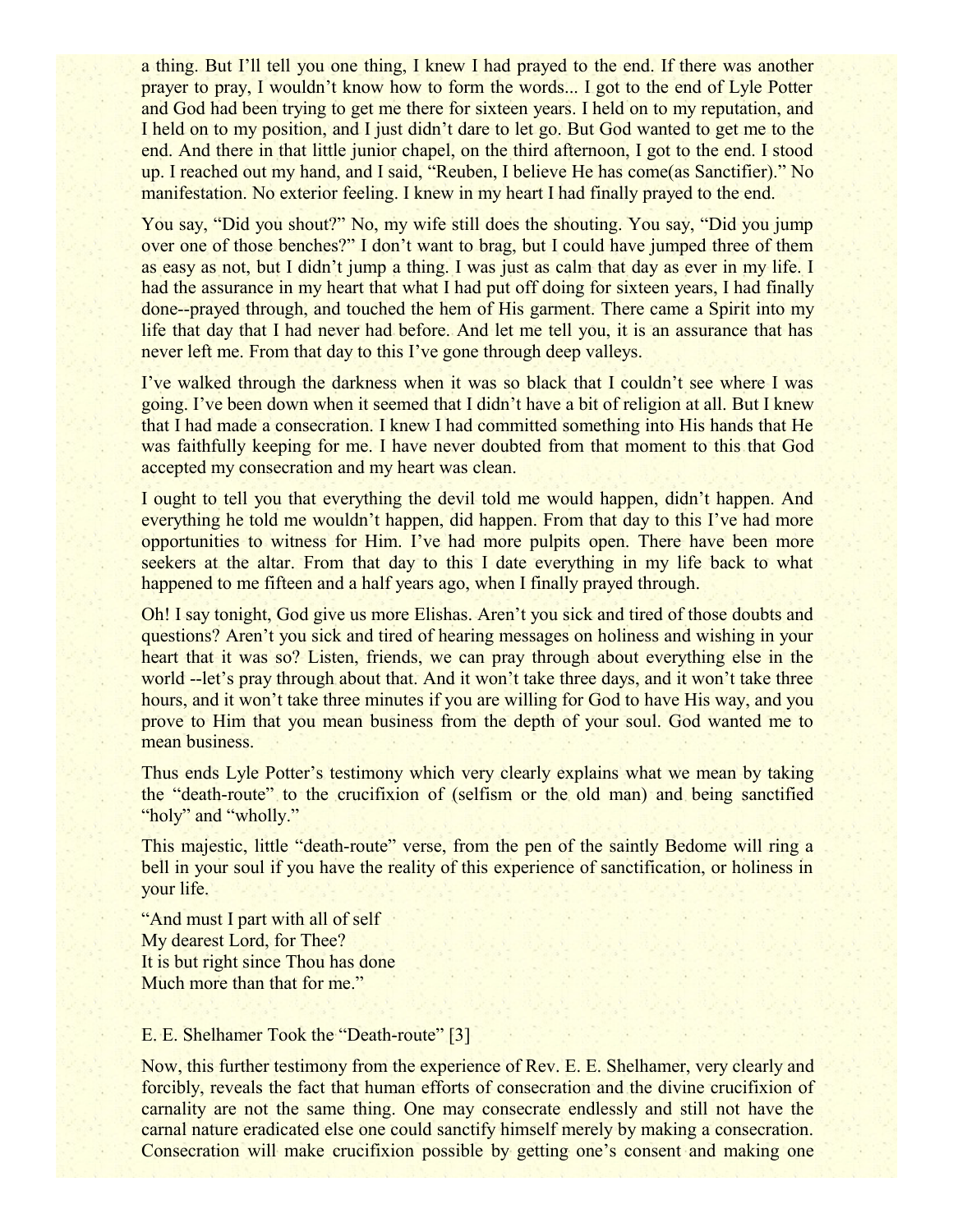a thing. But I'll tell you one thing, I knew I had prayed to the end. If there was another prayer to pray, I wouldn't know how to form the words... I got to the end of Lyle Potter and God had been trying to get me there for sixteen years. I held on to my reputation, and I held on to my position, and I just didn't dare to let go. But God wanted to get me to the end. And there in that little junior chapel, on the third afternoon, I got to the end. I stood up. I reached out my hand, and I said, "Reuben, I believe He has come(as Sanctifier)." No manifestation. No exterior feeling. I knew in my heart I had finally prayed to the end.

You say, "Did you shout?" No, my wife still does the shouting. You say, "Did you jump over one of those benches?" I don't want to brag, but I could have jumped three of them as easy as not, but I didn't jump a thing. I was just as calm that day as ever in my life. I had the assurance in my heart that what I had put off doing for sixteen years, I had finally done--prayed through, and touched the hem of His garment. There came a Spirit into my life that day that I had never had before. And let me tell you, it is an assurance that has never left me. From that day to this I've gone through deep valleys.

I've walked through the darkness when it was so black that I couldn't see where I was going. I've been down when it seemed that I didn't have a bit of religion at all. But I knew that I had made a consecration. I knew I had committed something into His hands that He was faithfully keeping for me. I have never doubted from that moment to this that God accepted my consecration and my heart was clean.

I ought to tell you that everything the devil told me would happen, didn't happen. And everything he told me wouldn't happen, did happen. From that day to this I've had more opportunities to witness for Him. I've had more pulpits open. There have been more seekers at the altar. From that day to this I date everything in my life back to what happened to me fifteen and a half years ago, when I finally prayed through.

Oh! I say tonight, God give us more Elishas. Aren't you sick and tired of those doubts and questions? Aren't you sick and tired of hearing messages on holiness and wishing in your heart that it was so? Listen, friends, we can pray through about everything else in the world --let's pray through about that. And it won't take three days, and it won't take three hours, and it won't take three minutes if you are willing for God to have His way, and you prove to Him that you mean business from the depth of your soul. God wanted me to mean business.

Thus ends Lyle Potter's testimony which very clearly explains what we mean by taking the "death-route" to the crucifixion of (selfism or the old man) and being sanctified "holy" and "wholly."

This majestic, little "death-route" verse, from the pen of the saintly Bedome will ring a bell in your soul if you have the reality of this experience of sanctification, or holiness in your life.

"And must I part with all of self
My dearest Lord, for Thee?
It is but right since Thou has done
Much more than that for me."

## E. E. Shelhamer Took the "Death-route" [3]

Now, this further testimony from the experience of Rev. E. E. Shelhamer, very clearly and forcibly, reveals the fact that human efforts of consecration and the divine crucifixion of carnality are not the same thing. One may consecrate endlessly and still not have the carnal nature eradicated else one could sanctify himself merely by making a consecration. Consecration will make crucifixion possible by getting one's consent and making one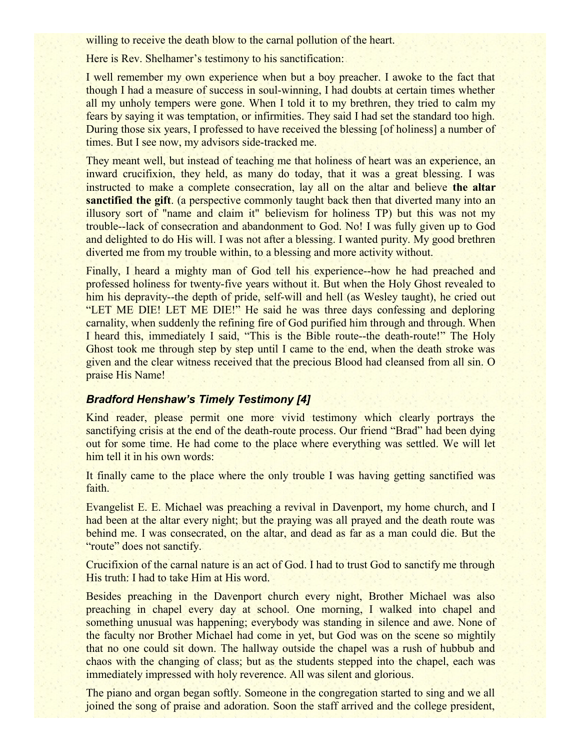willing to receive the death blow to the carnal pollution of the heart.

Here is Rev. Shelhamer's testimony to his sanctification:

I well remember my own experience when but a boy preacher. I awoke to the fact that though I had a measure of success in soul-winning, I had doubts at certain times whether all my unholy tempers were gone. When I told it to my brethren, they tried to calm my fears by saying it was temptation, or infirmities. They said I had set the standard too high. During those six years, I professed to have received the blessing [of holiness] a number of times. But I see now, my advisors side-tracked me.

They meant well, but instead of teaching me that holiness of heart was an experience, an inward crucifixion, they held, as many do today, that it was a great blessing. I was instructed to make a complete consecration, lay all on the altar and believe **the altar sanctified the gift**. (a perspective commonly taught back then that diverted many into an illusory sort of "name and claim it" believism for holiness TP) but this was not my trouble--lack of consecration and abandonment to God. No! I was fully given up to God and delighted to do His will. I was not after a blessing. I wanted purity. My good brethren diverted me from my trouble within, to a blessing and more activity without.

Finally, I heard a mighty man of God tell his experience--how he had preached and professed holiness for twenty-five years without it. But when the Holy Ghost revealed to him his depravity--the depth of pride, self-will and hell (as Wesley taught), he cried out "LET ME DIE! LET ME DIE!" He said he was three days confessing and deploring carnality, when suddenly the refining fire of God purified him through and through. When I heard this, immediately I said, "This is the Bible route--the death-route!" The Holy Ghost took me through step by step until I came to the end, when the death stroke was given and the clear witness received that the precious Blood had cleansed from all sin. O praise His Name!

### *Bradford Henshaw's Timely Testimony [4]*

Kind reader, please permit one more vivid testimony which clearly portrays the sanctifying crisis at the end of the death-route process. Our friend "Brad" had been dying out for some time. He had come to the place where everything was settled. We will let him tell it in his own words:

It finally came to the place where the only trouble I was having getting sanctified was faith.

Evangelist E. E. Michael was preaching a revival in Davenport, my home church, and I had been at the altar every night; but the praying was all prayed and the death route was behind me. I was consecrated, on the altar, and dead as far as a man could die. But the "route" does not sanctify.

Crucifixion of the carnal nature is an act of God. I had to trust God to sanctify me through His truth: I had to take Him at His word.

Besides preaching in the Davenport church every night, Brother Michael was also preaching in chapel every day at school. One morning, I walked into chapel and something unusual was happening; everybody was standing in silence and awe. None of the faculty nor Brother Michael had come in yet, but God was on the scene so mightily that no one could sit down. The hallway outside the chapel was a rush of hubbub and chaos with the changing of class; but as the students stepped into the chapel, each was immediately impressed with holy reverence. All was silent and glorious.

The piano and organ began softly. Someone in the congregation started to sing and we all joined the song of praise and adoration. Soon the staff arrived and the college president,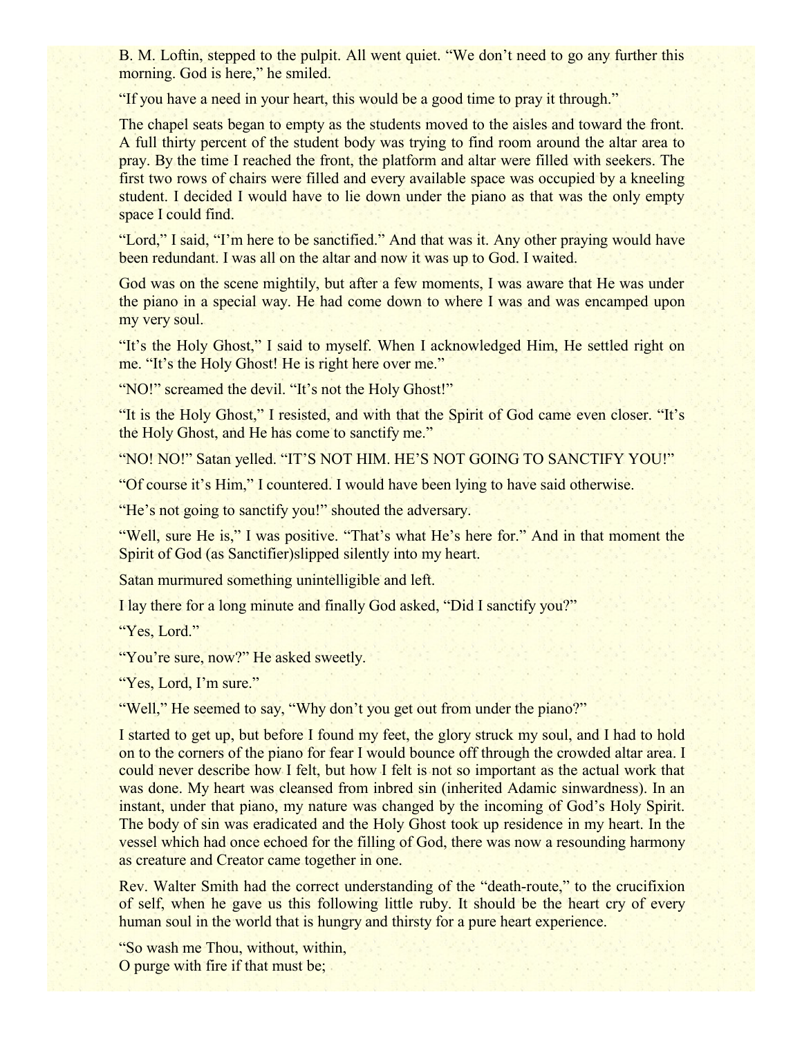B. M. Loftin, stepped to the pulpit. All went quiet. "We don't need to go any further this morning. God is here," he smiled.

"If you have a need in your heart, this would be a good time to pray it through."

The chapel seats began to empty as the students moved to the aisles and toward the front. A full thirty percent of the student body was trying to find room around the altar area to pray. By the time I reached the front, the platform and altar were filled with seekers. The first two rows of chairs were filled and every available space was occupied by a kneeling student. I decided I would have to lie down under the piano as that was the only empty space I could find.

"Lord," I said, "I'm here to be sanctified." And that was it. Any other praying would have been redundant. I was all on the altar and now it was up to God. I waited.

God was on the scene mightily, but after a few moments, I was aware that He was under the piano in a special way. He had come down to where I was and was encamped upon my very soul.

"It's the Holy Ghost," I said to myself. When I acknowledged Him, He settled right on me. "It's the Holy Ghost! He is right here over me."

"NO!" screamed the devil. "It's not the Holy Ghost!"

"It is the Holy Ghost," I resisted, and with that the Spirit of God came even closer. "It's the Holy Ghost, and He has come to sanctify me."

"NO! NO!" Satan yelled. "IT'S NOT HIM. HE'S NOT GOING TO SANCTIFY YOU!"

"Of course it's Him," I countered. I would have been lying to have said otherwise.

"He's not going to sanctify you!" shouted the adversary.

"Well, sure He is," I was positive. "That's what He's here for." And in that moment the Spirit of God (as Sanctifier)slipped silently into my heart.

Satan murmured something unintelligible and left.

I lay there for a long minute and finally God asked, "Did I sanctify you?"

"Yes, Lord."

"You're sure, now?" He asked sweetly.

"Yes, Lord, I'm sure."

"Well," He seemed to say, "Why don't you get out from under the piano?"

I started to get up, but before I found my feet, the glory struck my soul, and I had to hold on to the corners of the piano for fear I would bounce off through the crowded altar area. I could never describe how I felt, but how I felt is not so important as the actual work that was done. My heart was cleansed from inbred sin (inherited Adamic sinwardness). In an instant, under that piano, my nature was changed by the incoming of God's Holy Spirit. The body of sin was eradicated and the Holy Ghost took up residence in my heart. In the vessel which had once echoed for the filling of God, there was now a resounding harmony as creature and Creator came together in one.

Rev. Walter Smith had the correct understanding of the "death-route," to the crucifixion of self, when he gave us this following little ruby. It should be the heart cry of every human soul in the world that is hungry and thirsty for a pure heart experience.

"So wash me Thou, without, within,  
O purge with fire if that must be;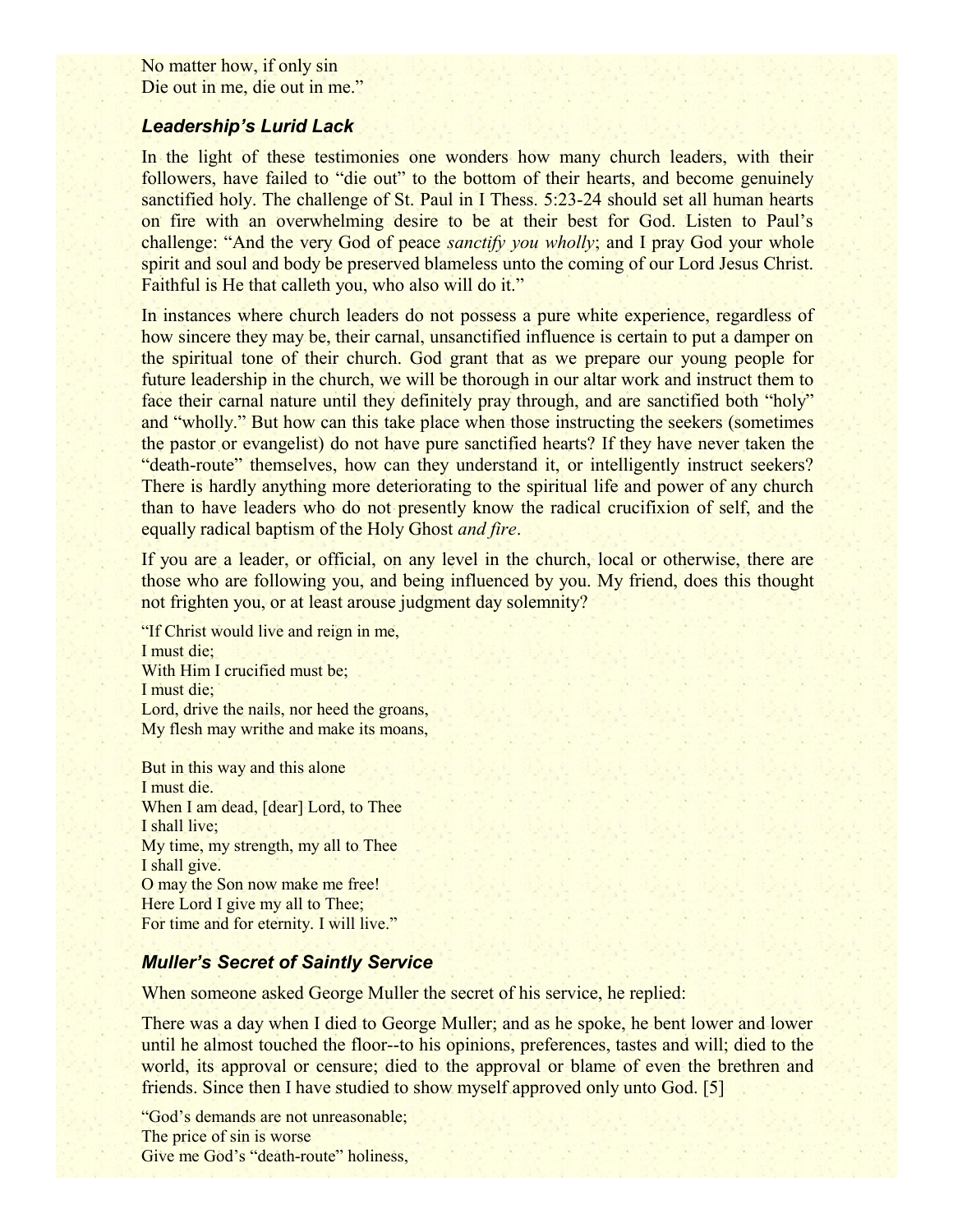No matter how, if only sin
Die out in me, die out in me."

### *Leadership's Lurid Lack*

In the light of these testimonies one wonders how many church leaders, with their followers, have failed to "die out" to the bottom of their hearts, and become genuinely sanctified holy. The challenge of St. Paul in I Thess. 5:23-24 should set all human hearts on fire with an overwhelming desire to be at their best for God. Listen to Paul's challenge: "And the very God of peace *sanctify you wholly*; and I pray God your whole spirit and soul and body be preserved blameless unto the coming of our Lord Jesus Christ. Faithful is He that calleth you, who also will do it."

In instances where church leaders do not possess a pure white experience, regardless of how sincere they may be, their carnal, unsanctified influence is certain to put a damper on the spiritual tone of their church. God grant that as we prepare our young people for future leadership in the church, we will be thorough in our altar work and instruct them to face their carnal nature until they definitely pray through, and are sanctified both "holy" and "wholly." But how can this take place when those instructing the seekers (sometimes the pastor or evangelist) do not have pure sanctified hearts? If they have never taken the "death-route" themselves, how can they understand it, or intelligently instruct seekers? There is hardly anything more deteriorating to the spiritual life and power of any church than to have leaders who do not presently know the radical crucifixion of self, and the equally radical baptism of the Holy Ghost *and fire*.

If you are a leader, or official, on any level in the church, local or otherwise, there are those who are following you, and being influenced by you. My friend, does this thought not frighten you, or at least arouse judgment day solemnity?

"If Christ would live and reign in me,
I must die;
With Him I crucified must be;
I must die;
Lord, drive the nails, nor heed the groans,
My flesh may writhe and make its moans,

But in this way and this alone
I must die.
When I am dead, [dear] Lord, to Thee
I shall live;
My time, my strength, my all to Thee
I shall give.
O may the Son now make me free!
Here Lord I give my all to Thee;
For time and for eternity. I will live."

### *Muller's Secret of Saintly Service*

When someone asked George Muller the secret of his service, he replied:

There was a day when I died to George Muller; and as he spoke, he bent lower and lower until he almost touched the floor--to his opinions, preferences, tastes and will; died to the world, its approval or censure; died to the approval or blame of even the brethren and friends. Since then I have studied to show myself approved only unto God. [5]

"God's demands are not unreasonable;
The price of sin is worse
Give me God's "death-route" holiness,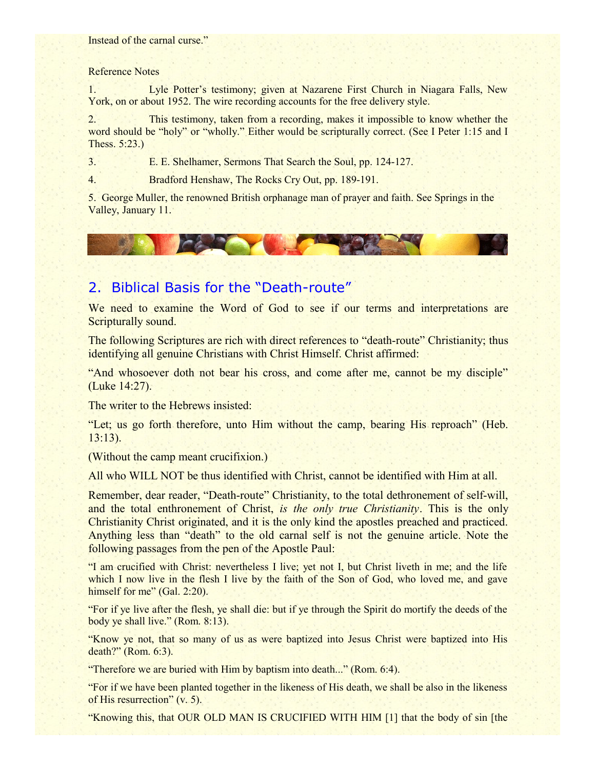Instead of the carnal curse."

Reference Notes

1. Lyle Potter's testimony; given at Nazarene First Church in Niagara Falls, New York, on or about 1952. The wire recording accounts for the free delivery style.

2. This testimony, taken from a recording, makes it impossible to know whether the word should be "holy" or "wholly." Either would be scripturally correct. (See I Peter 1:15 and I Thess. 5:23.)

3. E. E. Shelhamer, Sermons That Search the Soul, pp. 124-127.

4. Bradford Henshaw, The Rocks Cry Out, pp. 189-191.

5. George Muller, the renowned British orphanage man of prayer and faith. See Springs in the Valley, January 11.

## 2. Biblical Basis for the "Death-route"

We need to examine the Word of God to see if our terms and interpretations are Scripturally sound.

The following Scriptures are rich with direct references to "death-route" Christianity; thus identifying all genuine Christians with Christ Himself. Christ affirmed:

"And whosoever doth not bear his cross, and come after me, cannot be my disciple" (Luke 14:27).

The writer to the Hebrews insisted:

"Let; us go forth therefore, unto Him without the camp, bearing His reproach" (Heb. 13:13).

(Without the camp meant crucifixion.)

All who WILL NOT be thus identified with Christ, cannot be identified with Him at all.

Remember, dear reader, "Death-route" Christianity, to the total dethronement of self-will, and the total enthronement of Christ, *is the only true Christianity*. This is the only Christianity Christ originated, and it is the only kind the apostles preached and practiced. Anything less than "death" to the old carnal self is not the genuine article. Note the following passages from the pen of the Apostle Paul:

"I am crucified with Christ: nevertheless I live; yet not I, but Christ liveth in me; and the life which I now live in the flesh I live by the faith of the Son of God, who loved me, and gave himself for me" (Gal. 2:20).

"For if ye live after the flesh, ye shall die: but if ye through the Spirit do mortify the deeds of the body ye shall live." (Rom. 8:13).

"Know ye not, that so many of us as were baptized into Jesus Christ were baptized into His death?" (Rom. 6:3).

"Therefore we are buried with Him by baptism into death..." (Rom. 6:4).

"For if we have been planted together in the likeness of His death, we shall be also in the likeness of His resurrection" (v. 5).

"Knowing this, that OUR OLD MAN IS CRUCIFIED WITH HIM [1] that the body of sin [the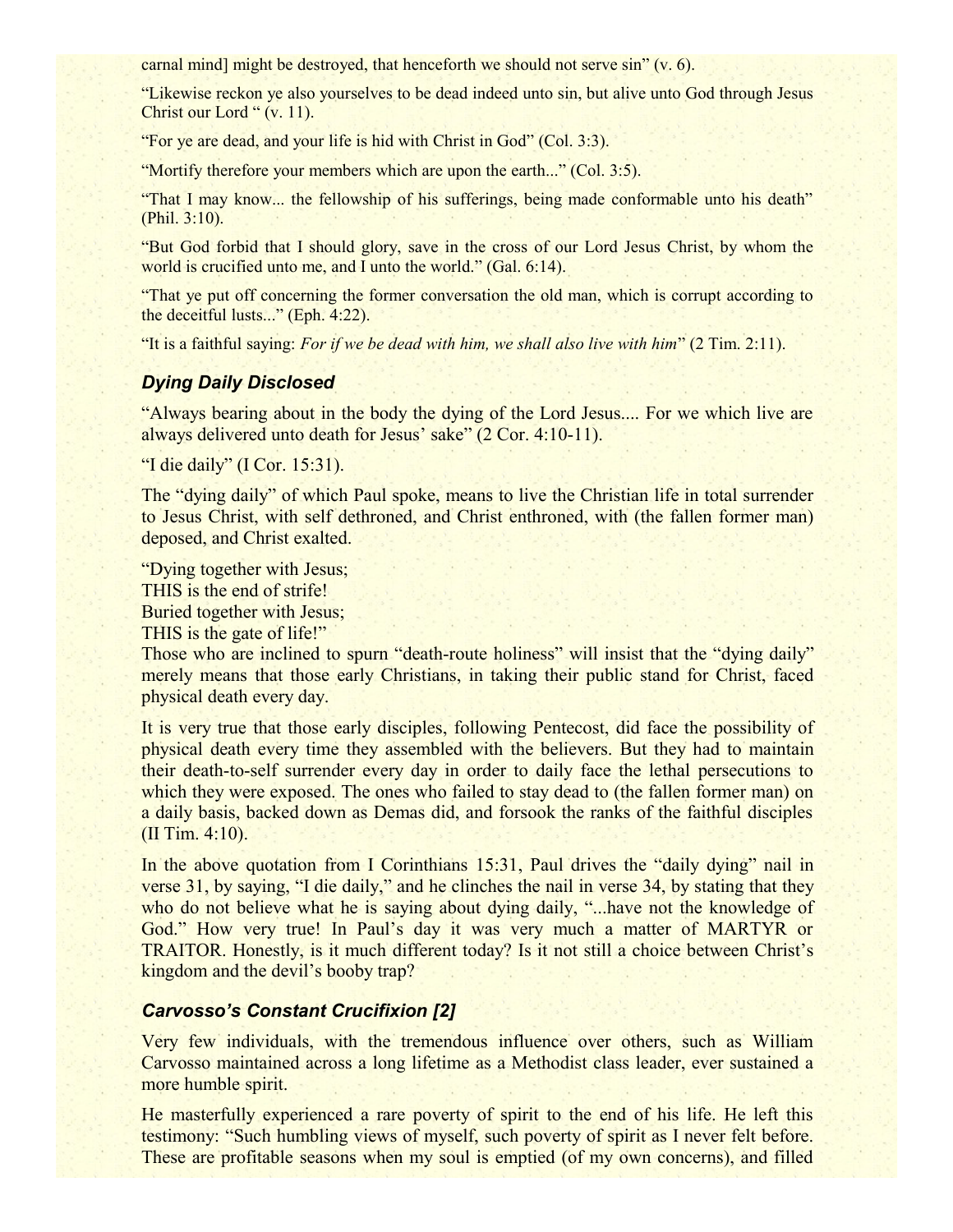carnal mind] might be destroyed, that henceforth we should not serve sin" (v. 6).

"Likewise reckon ye also yourselves to be dead indeed unto sin, but alive unto God through Jesus Christ our Lord " (v. 11).

"For ye are dead, and your life is hid with Christ in God" (Col. 3:3).

"Mortify therefore your members which are upon the earth..." (Col. 3:5).

"That I may know... the fellowship of his sufferings, being made conformable unto his death" (Phil. 3:10).

"But God forbid that I should glory, save in the cross of our Lord Jesus Christ, by whom the world is crucified unto me, and I unto the world." (Gal. 6:14).

"That ye put off concerning the former conversation the old man, which is corrupt according to the deceitful lusts..." (Eph. 4:22).

"It is a faithful saying: *For if we be dead with him, we shall also live with him*" (2 Tim. 2:11).

### *Dying Daily Disclosed*

"Always bearing about in the body the dying of the Lord Jesus.... For we which live are always delivered unto death for Jesus' sake" (2 Cor. 4:10-11).

"I die daily" (I Cor. 15:31).

The "dying daily" of which Paul spoke, means to live the Christian life in total surrender to Jesus Christ, with self dethroned, and Christ enthroned, with (the fallen former man) deposed, and Christ exalted.

"Dying together with Jesus;
THIS is the end of strife!
Buried together with Jesus;
THIS is the gate of life!"

Those who are inclined to spurn "death-route holiness" will insist that the "dying daily" merely means that those early Christians, in taking their public stand for Christ, faced physical death every day.

It is very true that those early disciples, following Pentecost, did face the possibility of physical death every time they assembled with the believers. But they had to maintain their death-to-self surrender every day in order to daily face the lethal persecutions to which they were exposed. The ones who failed to stay dead to (the fallen former man) on a daily basis, backed down as Demas did, and forsook the ranks of the faithful disciples (II Tim. 4:10).

In the above quotation from I Corinthians 15:31, Paul drives the "daily dying" nail in verse 31, by saying, "I die daily," and he clinches the nail in verse 34, by stating that they who do not believe what he is saying about dying daily, "...have not the knowledge of God." How very true! In Paul's day it was very much a matter of MARTYR or TRAITOR. Honestly, is it much different today? Is it not still a choice between Christ's kingdom and the devil's booby trap?

### *Carvosso's Constant Crucifixion [2]*

Very few individuals, with the tremendous influence over others, such as William Carvosso maintained across a long lifetime as a Methodist class leader, ever sustained a more humble spirit.

He masterfully experienced a rare poverty of spirit to the end of his life. He left this testimony: "Such humbling views of myself, such poverty of spirit as I never felt before. These are profitable seasons when my soul is emptied (of my own concerns), and filled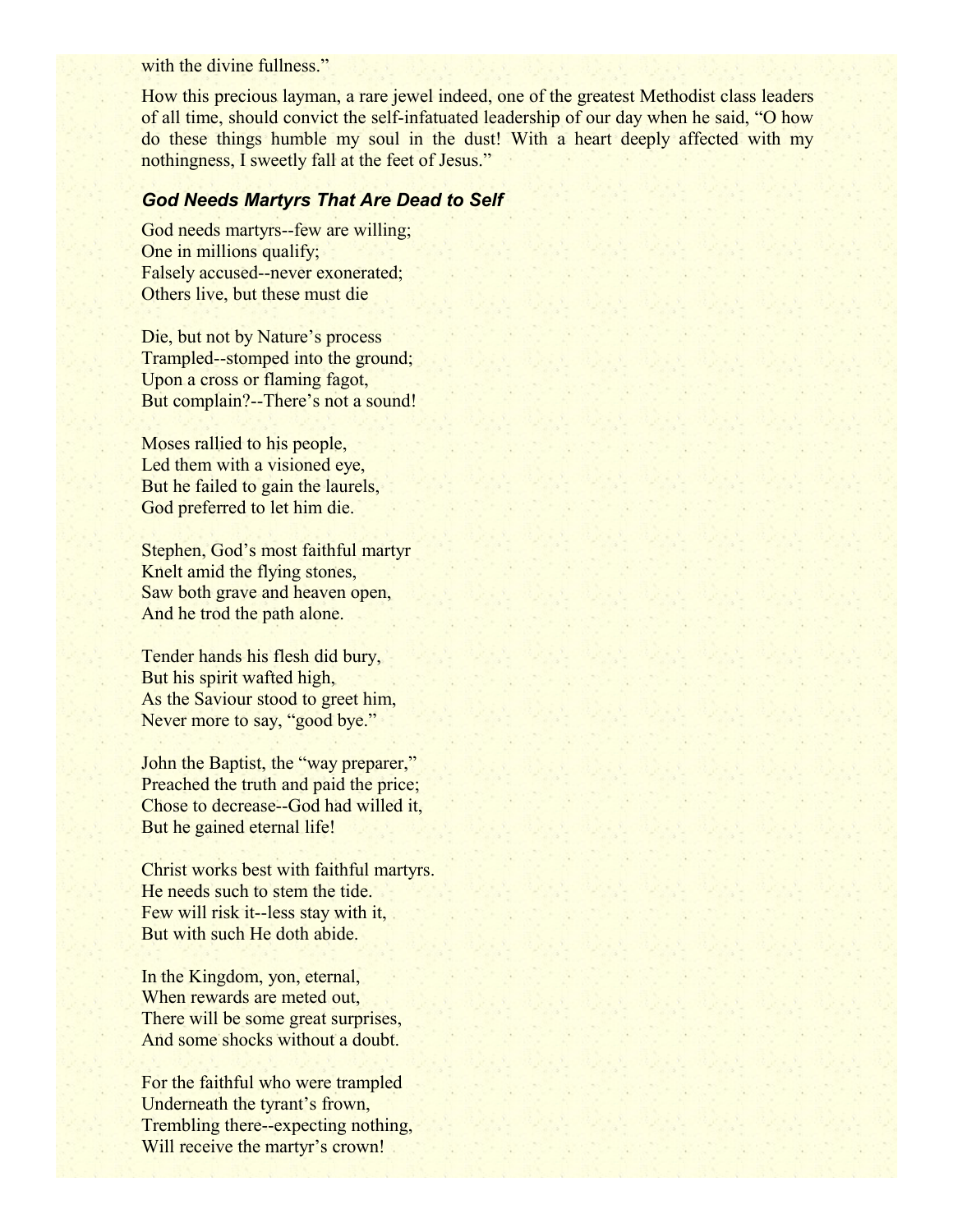with the divine fullness."

How this precious layman, a rare jewel indeed, one of the greatest Methodist class leaders of all time, should convict the self-infatuated leadership of our day when he said, "O how do these things humble my soul in the dust! With a heart deeply affected with my nothingness, I sweetly fall at the feet of Jesus."

### *God Needs Martyrs That Are Dead to Self*

God needs martyrs--few are willing;
One in millions qualify;
Falsely accused--never exonerated;
Others live, but these must die

Die, but not by Nature's process
Trampled--stomped into the ground;
Upon a cross or flaming fagot,
But complain?--There's not a sound!

Moses rallied to his people,
Led them with a visioned eye,
But he failed to gain the laurels,
God preferred to let him die.

Stephen, God's most faithful martyr
Knelt amid the flying stones,
Saw both grave and heaven open,
And he trod the path alone.

Tender hands his flesh did bury,
But his spirit wafted high,
As the Saviour stood to greet him,
Never more to say, "good bye."

John the Baptist, the "way preparer,"
Preached the truth and paid the price;
Chose to decrease--God had willed it,
But he gained eternal life!

Christ works best with faithful martyrs.
He needs such to stem the tide.
Few will risk it--less stay with it,
But with such He doth abide.

In the Kingdom, yon, eternal,
When rewards are meted out,
There will be some great surprises,
And some shocks without a doubt.

For the faithful who were trampled
Underneath the tyrant's frown,
Trembling there--expecting nothing,
Will receive the martyr's crown!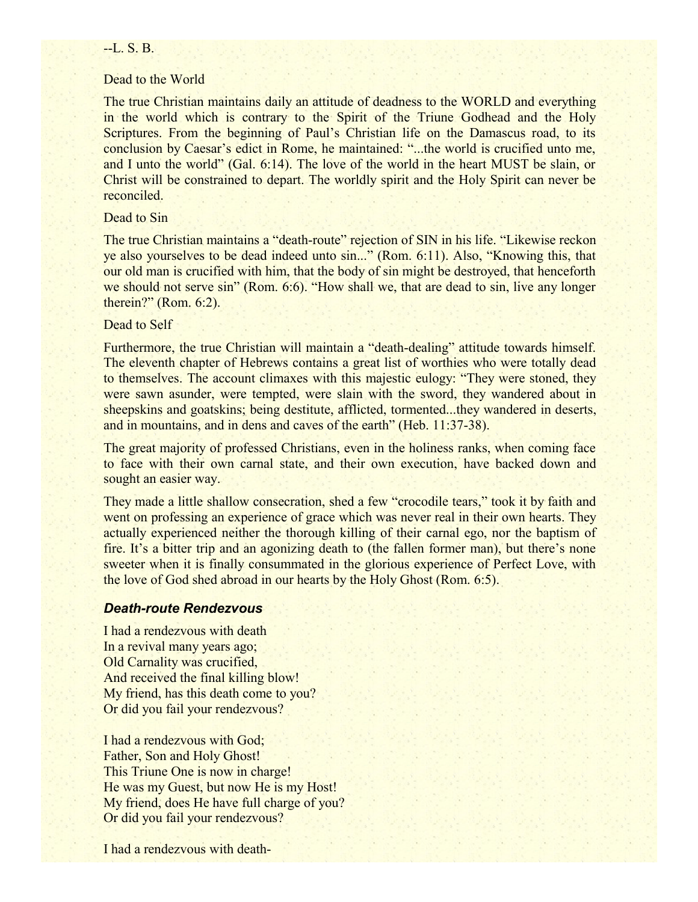--L. S. B.

Dead to the World

The true Christian maintains daily an attitude of deadness to the WORLD and everything in the world which is contrary to the Spirit of the Triune Godhead and the Holy Scriptures. From the beginning of Paul's Christian life on the Damascus road, to its conclusion by Caesar's edict in Rome, he maintained: "...the world is crucified unto me, and I unto the world" (Gal. 6:14). The love of the world in the heart MUST be slain, or Christ will be constrained to depart. The worldly spirit and the Holy Spirit can never be reconciled.

Dead to Sin

The true Christian maintains a "death-route" rejection of SIN in his life. "Likewise reckon ye also yourselves to be dead indeed unto sin..." (Rom. 6:11). Also, "Knowing this, that our old man is crucified with him, that the body of sin might be destroyed, that henceforth we should not serve sin" (Rom. 6:6). "How shall we, that are dead to sin, live any longer therein?" (Rom. 6:2).

Dead to Self

Furthermore, the true Christian will maintain a "death-dealing" attitude towards himself. The eleventh chapter of Hebrews contains a great list of worthies who were totally dead to themselves. The account climaxes with this majestic eulogy: "They were stoned, they were sawn asunder, were tempted, were slain with the sword, they wandered about in sheepskins and goatskins; being destitute, afflicted, tormented...they wandered in deserts, and in mountains, and in dens and caves of the earth" (Heb. 11:37-38).

The great majority of professed Christians, even in the holiness ranks, when coming face to face with their own carnal state, and their own execution, have backed down and sought an easier way.

They made a little shallow consecration, shed a few "crocodile tears," took it by faith and went on professing an experience of grace which was never real in their own hearts. They actually experienced neither the thorough killing of their carnal ego, nor the baptism of fire. It's a bitter trip and an agonizing death to (the fallen former man), but there's none sweeter when it is finally consummated in the glorious experience of Perfect Love, with the love of God shed abroad in our hearts by the Holy Ghost (Rom. 6:5).

### *Death-route Rendezvous*

I had a rendezvous with death  
In a revival many years ago;  
Old Carnality was crucified,  
And received the final killing blow!  
My friend, has this death come to you?  
Or did you fail your rendezvous?

I had a rendezvous with God;  
Father, Son and Holy Ghost!  
This Triune One is now in charge!  
He was my Guest, but now He is my Host!  
My friend, does He have full charge of you?  
Or did you fail your rendezvous?

I had a rendezvous with death-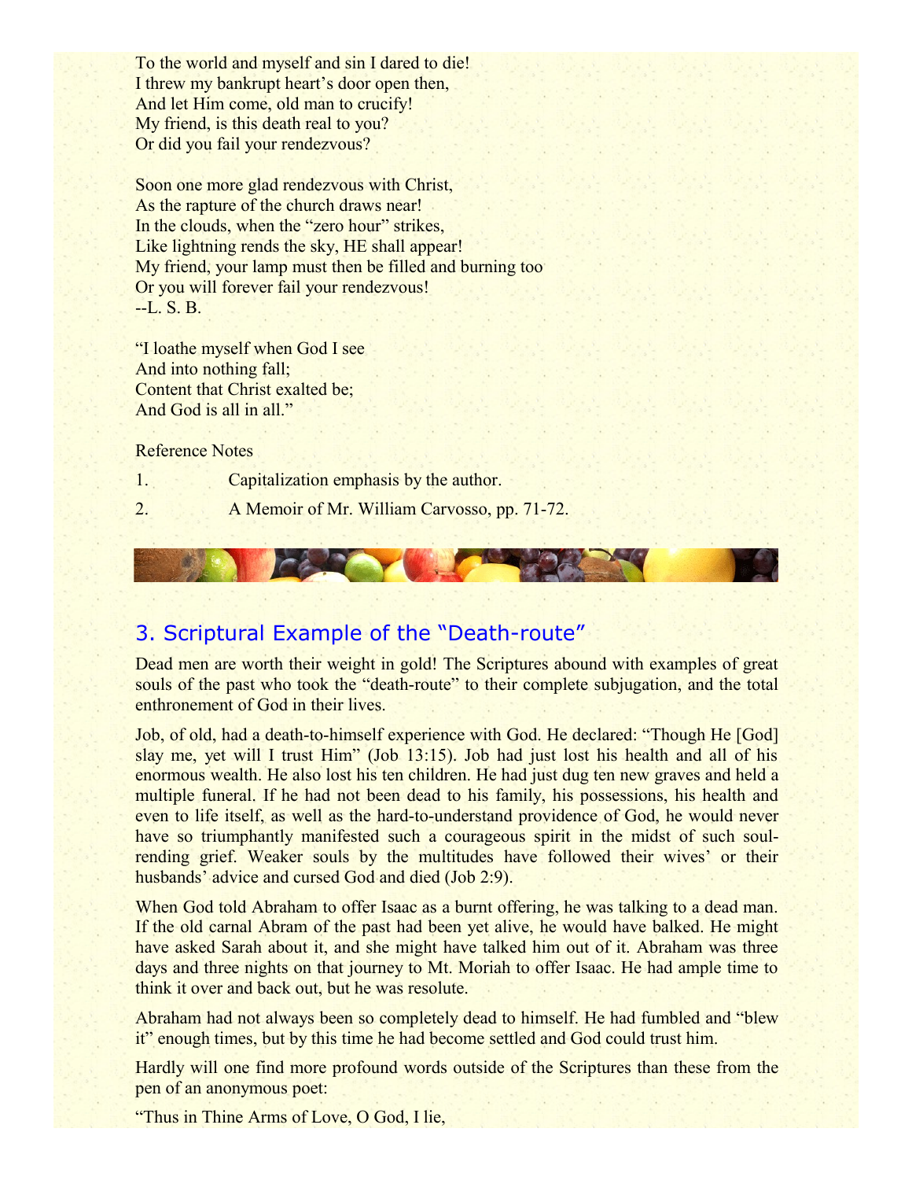To the world and myself and sin I dared to die!
I threw my bankrupt heart's door open then,
And let Him come, old man to crucify!
My friend, is this death real to you?
Or did you fail your rendezvous?

Soon one more glad rendezvous with Christ,
As the rapture of the church draws near!
In the clouds, when the "zero hour" strikes,
Like lightning rends the sky, HE shall appear!
My friend, your lamp must then be filled and burning too
Or you will forever fail your rendezvous!
--L. S. B.

"I loathe myself when God I see
And into nothing fall;
Content that Christ exalted be;
And God is all in all."

Reference Notes

1. Capitalization emphasis by the author.
2. A Memoir of Mr. William Carvosso, pp. 71-72.

## 3. Scriptural Example of the "Death-route"

Dead men are worth their weight in gold! The Scriptures abound with examples of great souls of the past who took the "death-route" to their complete subjugation, and the total enthronement of God in their lives.

Job, of old, had a death-to-himself experience with God. He declared: "Though He [God] slay me, yet will I trust Him" (Job 13:15). Job had just lost his health and all of his enormous wealth. He also lost his ten children. He had just dug ten new graves and held a multiple funeral. If he had not been dead to his family, his possessions, his health and even to life itself, as well as the hard-to-understand providence of God, he would never have so triumphantly manifested such a courageous spirit in the midst of such soul-rending grief. Weaker souls by the multitudes have followed their wives' or their husbands' advice and cursed God and died (Job 2:9).

When God told Abraham to offer Isaac as a burnt offering, he was talking to a dead man. If the old carnal Abram of the past had been yet alive, he would have balked. He might have asked Sarah about it, and she might have talked him out of it. Abraham was three days and three nights on that journey to Mt. Moriah to offer Isaac. He had ample time to think it over and back out, but he was resolute.

Abraham had not always been so completely dead to himself. He had fumbled and "blew it" enough times, but by this time he had become settled and God could trust him.

Hardly will one find more profound words outside of the Scriptures than these from the pen of an anonymous poet:

"Thus in Thine Arms of Love, O God, I lie,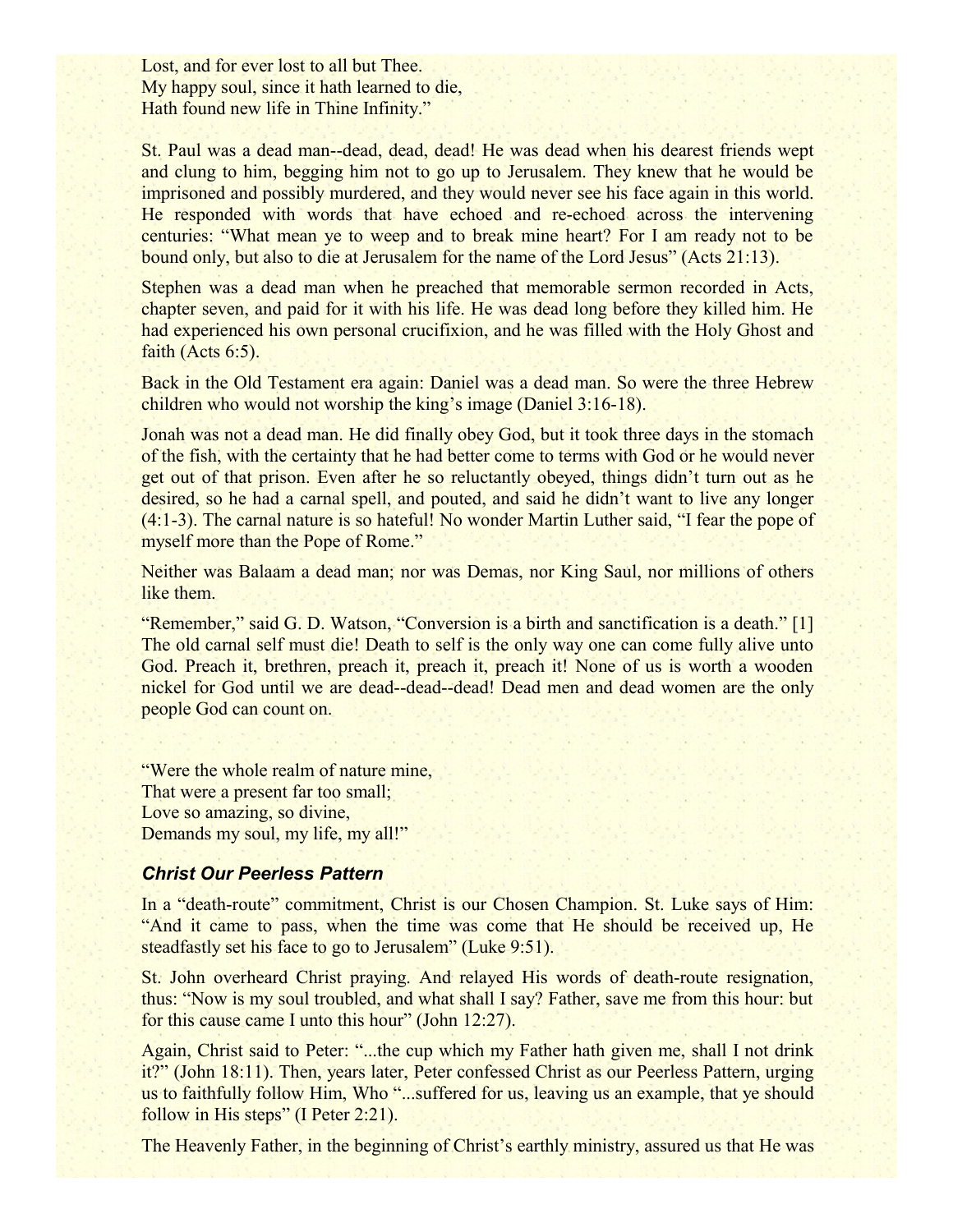Lost, and for ever lost to all but Thee.
My happy soul, since it hath learned to die,
Hath found new life in Thine Infinity."

St. Paul was a dead man--dead, dead, dead! He was dead when his dearest friends wept and clung to him, begging him not to go up to Jerusalem. They knew that he would be imprisoned and possibly murdered, and they would never see his face again in this world. He responded with words that have echoed and re-echoed across the intervening centuries: "What mean ye to weep and to break mine heart? For I am ready not to be bound only, but also to die at Jerusalem for the name of the Lord Jesus" (Acts 21:13).

Stephen was a dead man when he preached that memorable sermon recorded in Acts, chapter seven, and paid for it with his life. He was dead long before they killed him. He had experienced his own personal crucifixion, and he was filled with the Holy Ghost and faith (Acts 6:5).

Back in the Old Testament era again: Daniel was a dead man. So were the three Hebrew children who would not worship the king's image (Daniel 3:16-18).

Jonah was not a dead man. He did finally obey God, but it took three days in the stomach of the fish, with the certainty that he had better come to terms with God or he would never get out of that prison. Even after he so reluctantly obeyed, things didn't turn out as he desired, so he had a carnal spell, and pouted, and said he didn't want to live any longer (4:1-3). The carnal nature is so hateful! No wonder Martin Luther said, "I fear the pope of myself more than the Pope of Rome."

Neither was Balaam a dead man; nor was Demas, nor King Saul, nor millions of others like them.

"Remember," said G. D. Watson, "Conversion is a birth and sanctification is a death." [1] The old carnal self must die! Death to self is the only way one can come fully alive unto God. Preach it, brethren, preach it, preach it, preach it! None of us is worth a wooden nickel for God until we are dead--dead--dead! Dead men and dead women are the only people God can count on.

"Were the whole realm of nature mine,
That were a present far too small;
Love so amazing, so divine,
Demands my soul, my life, my all!"

### *Christ Our Peerless Pattern*

In a "death-route" commitment, Christ is our Chosen Champion. St. Luke says of Him: "And it came to pass, when the time was come that He should be received up, He steadfastly set his face to go to Jerusalem" (Luke 9:51).

St. John overheard Christ praying. And relayed His words of death-route resignation, thus: "Now is my soul troubled, and what shall I say? Father, save me from this hour: but for this cause came I unto this hour" (John 12:27).

Again, Christ said to Peter: "...the cup which my Father hath given me, shall I not drink it?" (John 18:11). Then, years later, Peter confessed Christ as our Peerless Pattern, urging us to faithfully follow Him, Who "...suffered for us, leaving us an example, that ye should follow in His steps" (I Peter 2:21).

The Heavenly Father, in the beginning of Christ's earthly ministry, assured us that He was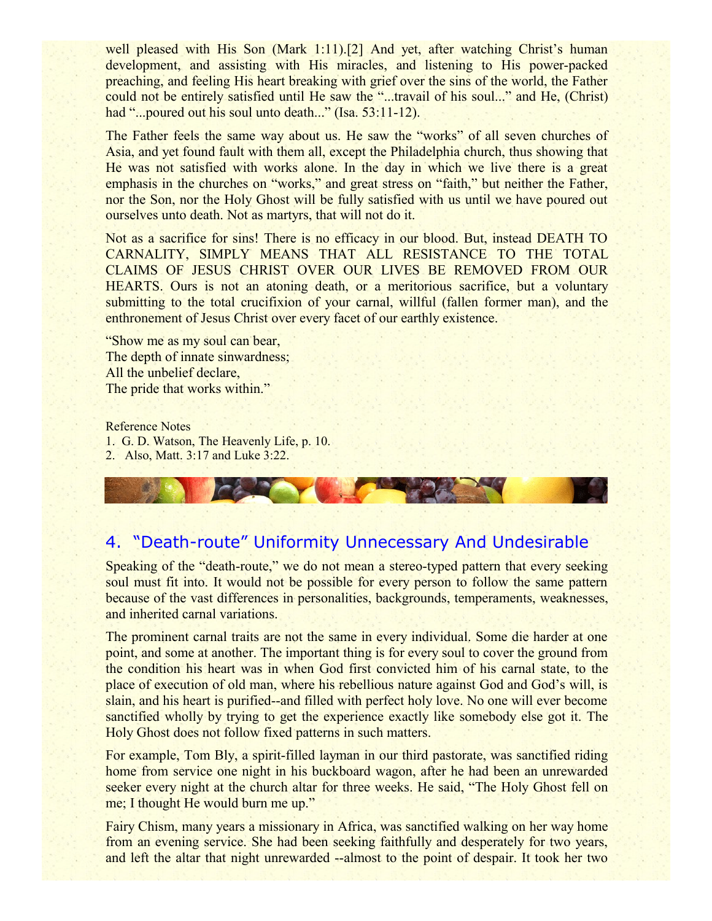well pleased with His Son (Mark 1:11).[2] And yet, after watching Christ's human development, and assisting with His miracles, and listening to His power-packed preaching, and feeling His heart breaking with grief over the sins of the world, the Father could not be entirely satisfied until He saw the "...travail of his soul..." and He, (Christ) had "...poured out his soul unto death..." (Isa. 53:11-12).

The Father feels the same way about us. He saw the "works" of all seven churches of Asia, and yet found fault with them all, except the Philadelphia church, thus showing that He was not satisfied with works alone. In the day in which we live there is a great emphasis in the churches on "works," and great stress on "faith," but neither the Father, nor the Son, nor the Holy Ghost will be fully satisfied with us until we have poured out ourselves unto death. Not as martyrs, that will not do it.

Not as a sacrifice for sins! There is no efficacy in our blood. But, instead DEATH TO CARNALITY, SIMPLY MEANS THAT ALL RESISTANCE TO THE TOTAL CLAIMS OF JESUS CHRIST OVER OUR LIVES BE REMOVED FROM OUR HEARTS. Ours is not an atoning death, or a meritorious sacrifice, but a voluntary submitting to the total crucifixion of your carnal, willful (fallen former man), and the enthronement of Jesus Christ over every facet of our earthly existence.

"Show me as my soul can bear,
The depth of innate sinwardness;
All the unbelief declare,
The pride that works within."

Reference Notes
1. G. D. Watson, The Heavenly Life, p. 10.
2. Also, Matt. 3:17 and Luke 3:22.

## 4. "Death-route" Uniformity Unnecessary And Undesirable

Speaking of the "death-route," we do not mean a stereo-typed pattern that every seeking soul must fit into. It would not be possible for every person to follow the same pattern because of the vast differences in personalities, backgrounds, temperaments, weaknesses, and inherited carnal variations.

The prominent carnal traits are not the same in every individual. Some die harder at one point, and some at another. The important thing is for every soul to cover the ground from the condition his heart was in when God first convicted him of his carnal state, to the place of execution of old man, where his rebellious nature against God and God's will, is slain, and his heart is purified--and filled with perfect holy love. No one will ever become sanctified wholly by trying to get the experience exactly like somebody else got it. The Holy Ghost does not follow fixed patterns in such matters.

For example, Tom Bly, a spirit-filled layman in our third pastorate, was sanctified riding home from service one night in his buckboard wagon, after he had been an unrewarded seeker every night at the church altar for three weeks. He said, "The Holy Ghost fell on me; I thought He would burn me up."

Fairy Chism, many years a missionary in Africa, was sanctified walking on her way home from an evening service. She had been seeking faithfully and desperately for two years, and left the altar that night unrewarded --almost to the point of despair. It took her two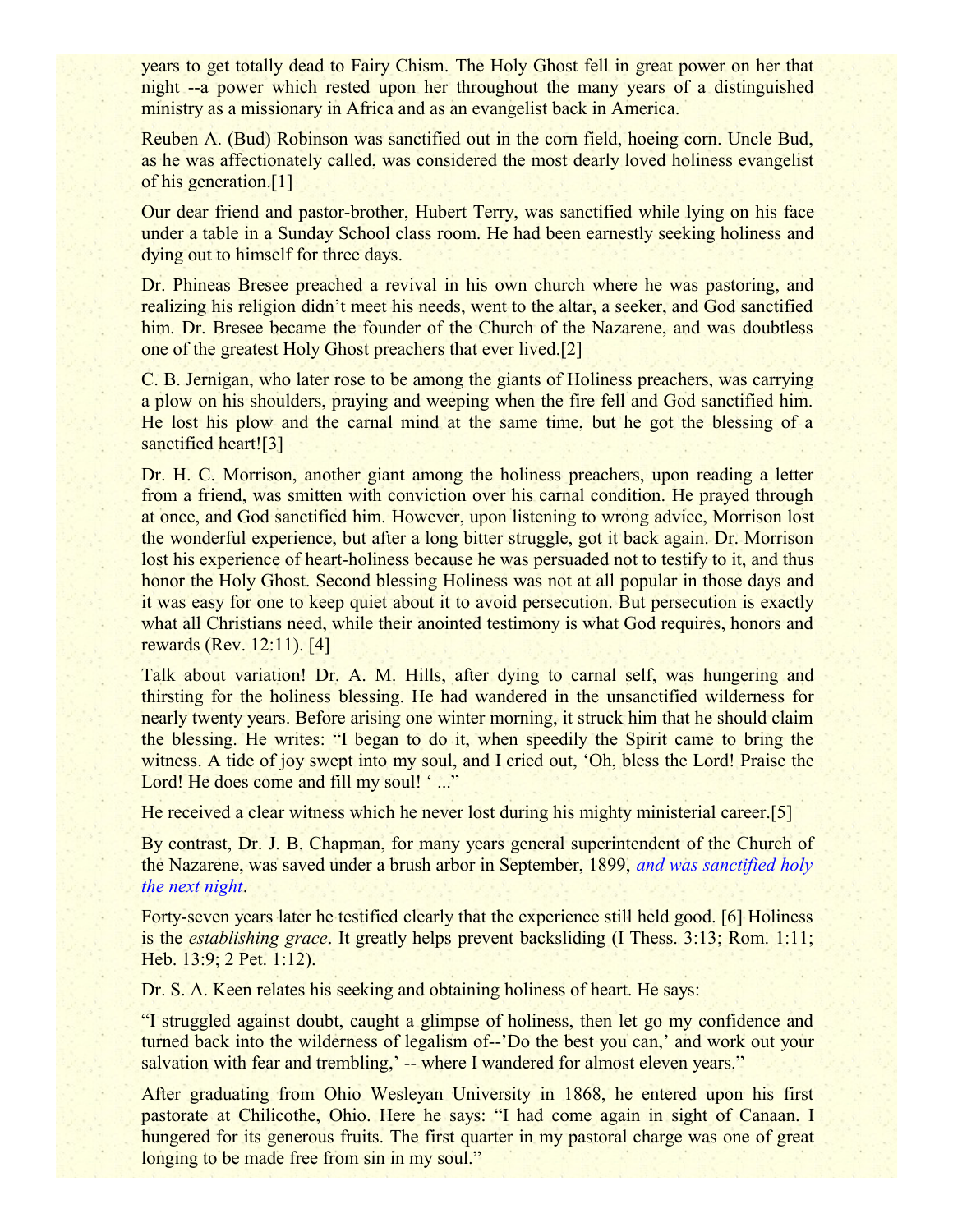years to get totally dead to Fairy Chism. The Holy Ghost fell in great power on her that night --a power which rested upon her throughout the many years of a distinguished ministry as a missionary in Africa and as an evangelist back in America.

Reuben A. (Bud) Robinson was sanctified out in the corn field, hoeing corn. Uncle Bud, as he was affectionately called, was considered the most dearly loved holiness evangelist of his generation.[1]

Our dear friend and pastor-brother, Hubert Terry, was sanctified while lying on his face under a table in a Sunday School class room. He had been earnestly seeking holiness and dying out to himself for three days.

Dr. Phineas Bresee preached a revival in his own church where he was pastoring, and realizing his religion didn't meet his needs, went to the altar, a seeker, and God sanctified him. Dr. Bresee became the founder of the Church of the Nazarene, and was doubtless one of the greatest Holy Ghost preachers that ever lived.[2]

C. B. Jernigan, who later rose to be among the giants of Holiness preachers, was carrying a plow on his shoulders, praying and weeping when the fire fell and God sanctified him. He lost his plow and the carnal mind at the same time, but he got the blessing of a sanctified heart![3]

Dr. H. C. Morrison, another giant among the holiness preachers, upon reading a letter from a friend, was smitten with conviction over his carnal condition. He prayed through at once, and God sanctified him. However, upon listening to wrong advice, Morrison lost the wonderful experience, but after a long bitter struggle, got it back again. Dr. Morrison lost his experience of heart-holiness because he was persuaded not to testify to it, and thus honor the Holy Ghost. Second blessing Holiness was not at all popular in those days and it was easy for one to keep quiet about it to avoid persecution. But persecution is exactly what all Christians need, while their anointed testimony is what God requires, honors and rewards (Rev. 12:11). [4]

Talk about variation! Dr. A. M. Hills, after dying to carnal self, was hungering and thirsting for the holiness blessing. He had wandered in the unsanctified wilderness for nearly twenty years. Before arising one winter morning, it struck him that he should claim the blessing. He writes: "I began to do it, when speedily the Spirit came to bring the witness. A tide of joy swept into my soul, and I cried out, 'Oh, bless the Lord! Praise the Lord! He does come and fill my soul! ' ..."

He received a clear witness which he never lost during his mighty ministerial career.[5]

By contrast, Dr. J. B. Chapman, for many years general superintendent of the Church of the Nazarene, was saved under a brush arbor in September, 1899, *and was sanctified holy the next night*.

Forty-seven years later he testified clearly that the experience still held good. [6] Holiness is the *establishing grace*. It greatly helps prevent backsliding (I Thess. 3:13; Rom. 1:11; Heb. 13:9; 2 Pet. 1:12).

Dr. S. A. Keen relates his seeking and obtaining holiness of heart. He says:

"I struggled against doubt, caught a glimpse of holiness, then let go my confidence and turned back into the wilderness of legalism of--'Do the best you can,' and work out your salvation with fear and trembling,' -- where I wandered for almost eleven years."

After graduating from Ohio Wesleyan University in 1868, he entered upon his first pastorate at Chilicothe, Ohio. Here he says: "I had come again in sight of Canaan. I hungered for its generous fruits. The first quarter in my pastoral charge was one of great longing to be made free from sin in my soul."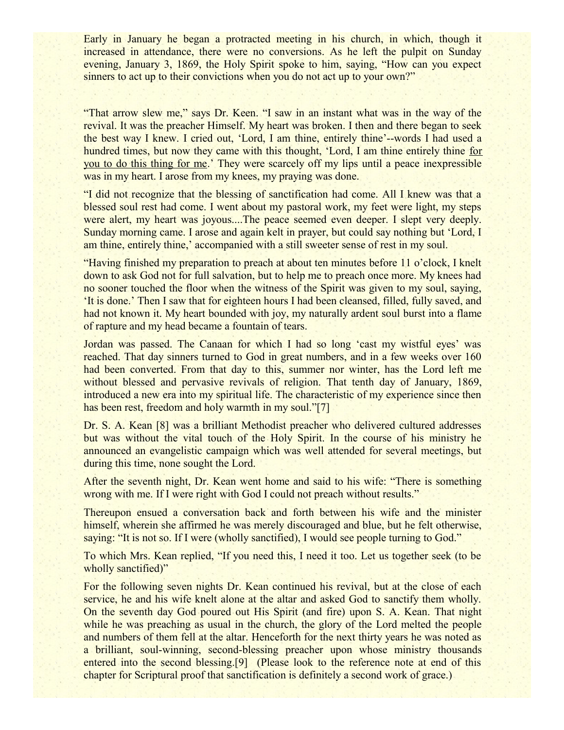Early in January he began a protracted meeting in his church, in which, though it increased in attendance, there were no conversions. As he left the pulpit on Sunday evening, January 3, 1869, the Holy Spirit spoke to him, saying, "How can you expect sinners to act up to their convictions when you do not act up to your own?"

"That arrow slew me," says Dr. Keen. "I saw in an instant what was in the way of the revival. It was the preacher Himself. My heart was broken. I then and there began to seek the best way I knew. I cried out, 'Lord, I am thine, entirely thine'--words I had used a hundred times, but now they came with this thought, 'Lord, I am thine entirely thine <u>for you to do this thing for me</u>.' They were scarcely off my lips until a peace inexpressible was in my heart. I arose from my knees, my praying was done.

"I did not recognize that the blessing of sanctification had come. All I knew was that a blessed soul rest had come. I went about my pastoral work, my feet were light, my steps were alert, my heart was joyous....The peace seemed even deeper. I slept very deeply. Sunday morning came. I arose and again kelt in prayer, but could say nothing but 'Lord, I am thine, entirely thine,' accompanied with a still sweeter sense of rest in my soul.

"Having finished my preparation to preach at about ten minutes before 11 o'clock, I knelt down to ask God not for full salvation, but to help me to preach once more. My knees had no sooner touched the floor when the witness of the Spirit was given to my soul, saying, 'It is done.' Then I saw that for eighteen hours I had been cleansed, filled, fully saved, and had not known it. My heart bounded with joy, my naturally ardent soul burst into a flame of rapture and my head became a fountain of tears.

Jordan was passed. The Canaan for which I had so long 'cast my wistful eyes' was reached. That day sinners turned to God in great numbers, and in a few weeks over 160 had been converted. From that day to this, summer nor winter, has the Lord left me without blessed and pervasive revivals of religion. That tenth day of January, 1869, introduced a new era into my spiritual life. The characteristic of my experience since then has been rest, freedom and holy warmth in my soul."[7]

Dr. S. A. Kean [8] was a brilliant Methodist preacher who delivered cultured addresses but was without the vital touch of the Holy Spirit. In the course of his ministry he announced an evangelistic campaign which was well attended for several meetings, but during this time, none sought the Lord.

After the seventh night, Dr. Kean went home and said to his wife: "There is something wrong with me. If I were right with God I could not preach without results."

Thereupon ensued a conversation back and forth between his wife and the minister himself, wherein she affirmed he was merely discouraged and blue, but he felt otherwise, saying: "It is not so. If I were (wholly sanctified), I would see people turning to God."

To which Mrs. Kean replied, "If you need this, I need it too. Let us together seek (to be wholly sanctified)"

For the following seven nights Dr. Kean continued his revival, but at the close of each service, he and his wife knelt alone at the altar and asked God to sanctify them wholly. On the seventh day God poured out His Spirit (and fire) upon S. A. Kean. That night while he was preaching as usual in the church, the glory of the Lord melted the people and numbers of them fell at the altar. Henceforth for the next thirty years he was noted as a brilliant, soul-winning, second-blessing preacher upon whose ministry thousands entered into the second blessing.[9] (Please look to the reference note at end of this chapter for Scriptural proof that sanctification is definitely a second work of grace.)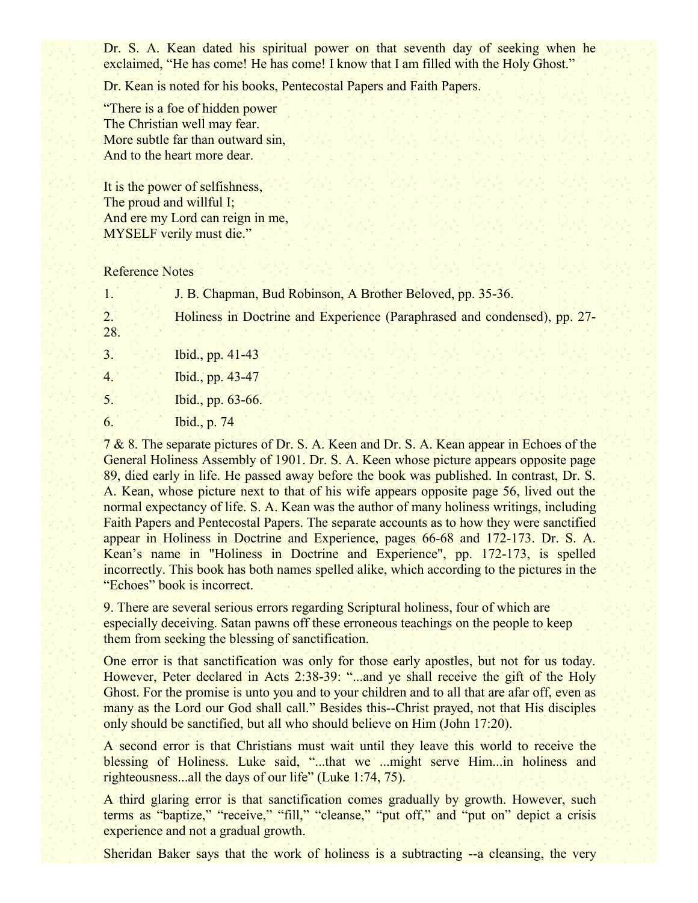Dr. S. A. Kean dated his spiritual power on that seventh day of seeking when he exclaimed, “He has come! He has come! I know that I am filled with the Holy Ghost.”

Dr. Kean is noted for his books, Pentecostal Papers and Faith Papers.

“There is a foe of hidden power
The Christian well may fear.
More subtle far than outward sin,
And to the heart more dear.

It is the power of selfishness,
The proud and willful I;
And ere my Lord can reign in me,
MYSELF verily must die.”

Reference Notes

1. J. B. Chapman, Bud Robinson, A Brother Beloved, pp. 35-36.

2. Holiness in Doctrine and Experience (Paraphrased and condensed), pp. 27-28.

3. Ibid., pp. 41-43

4. Ibid., pp. 43-47

5. Ibid., pp. 63-66.

6. Ibid., p. 74

7 & 8. The separate pictures of Dr. S. A. Keen and Dr. S. A. Kean appear in Echoes of the General Holiness Assembly of 1901. Dr. S. A. Keen whose picture appears opposite page 89, died early in life. He passed away before the book was published. In contrast, Dr. S. A. Kean, whose picture next to that of his wife appears opposite page 56, lived out the normal expectancy of life. S. A. Kean was the author of many holiness writings, including Faith Papers and Pentecostal Papers. The separate accounts as to how they were sanctified appear in Holiness in Doctrine and Experience, pages 66-68 and 172-173. Dr. S. A. Kean’s name in "Holiness in Doctrine and Experience", pp. 172-173, is spelled incorrectly. This book has both names spelled alike, which according to the pictures in the “Echoes” book is incorrect.

9. There are several serious errors regarding Scriptural holiness, four of which are especially deceiving. Satan pawns off these erroneous teachings on the people to keep them from seeking the blessing of sanctification.

One error is that sanctification was only for those early apostles, but not for us today. However, Peter declared in Acts 2:38-39: “...and ye shall receive the gift of the Holy Ghost. For the promise is unto you and to your children and to all that are afar off, even as many as the Lord our God shall call.” Besides this--Christ prayed, not that His disciples only should be sanctified, but all who should believe on Him (John 17:20).

A second error is that Christians must wait until they leave this world to receive the blessing of Holiness. Luke said, “...that we ...might serve Him...in holiness and righteousness...all the days of our life” (Luke 1:74, 75).

A third glaring error is that sanctification comes gradually by growth. However, such terms as “baptize,” “receive,” “fill,” “cleanse,” “put off,” and “put on” depict a crisis experience and not a gradual growth.

Sheridan Baker says that the work of holiness is a subtracting --a cleansing, the very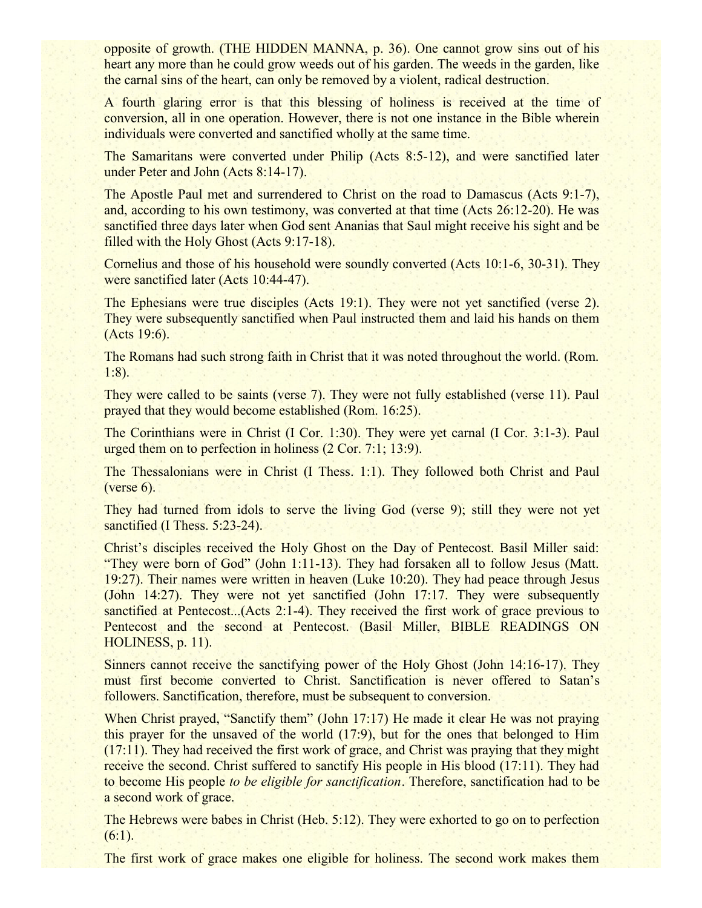opposite of growth. (THE HIDDEN MANNA, p. 36). One cannot grow sins out of his heart any more than he could grow weeds out of his garden. The weeds in the garden, like the carnal sins of the heart, can only be removed by a violent, radical destruction.

A fourth glaring error is that this blessing of holiness is received at the time of conversion, all in one operation. However, there is not one instance in the Bible wherein individuals were converted and sanctified wholly at the same time.

The Samaritans were converted under Philip (Acts 8:5-12), and were sanctified later under Peter and John (Acts 8:14-17).

The Apostle Paul met and surrendered to Christ on the road to Damascus (Acts 9:1-7), and, according to his own testimony, was converted at that time (Acts 26:12-20). He was sanctified three days later when God sent Ananias that Saul might receive his sight and be filled with the Holy Ghost (Acts 9:17-18).

Cornelius and those of his household were soundly converted (Acts 10:1-6, 30-31). They were sanctified later (Acts 10:44-47).

The Ephesians were true disciples (Acts 19:1). They were not yet sanctified (verse 2). They were subsequently sanctified when Paul instructed them and laid his hands on them (Acts 19:6).

The Romans had such strong faith in Christ that it was noted throughout the world. (Rom. 1:8).

They were called to be saints (verse 7). They were not fully established (verse 11). Paul prayed that they would become established (Rom. 16:25).

The Corinthians were in Christ (I Cor. 1:30). They were yet carnal (I Cor. 3:1-3). Paul urged them on to perfection in holiness (2 Cor. 7:1; 13:9).

The Thessalonians were in Christ (I Thess. 1:1). They followed both Christ and Paul (verse 6).

They had turned from idols to serve the living God (verse 9); still they were not yet sanctified (I Thess. 5:23-24).

Christ's disciples received the Holy Ghost on the Day of Pentecost. Basil Miller said: "They were born of God" (John 1:11-13). They had forsaken all to follow Jesus (Matt. 19:27). Their names were written in heaven (Luke 10:20). They had peace through Jesus (John 14:27). They were not yet sanctified (John 17:17. They were subsequently sanctified at Pentecost...(Acts 2:1-4). They received the first work of grace previous to Pentecost and the second at Pentecost. (Basil Miller, BIBLE READINGS ON HOLINESS, p. 11).

Sinners cannot receive the sanctifying power of the Holy Ghost (John 14:16-17). They must first become converted to Christ. Sanctification is never offered to Satan's followers. Sanctification, therefore, must be subsequent to conversion.

When Christ prayed, "Sanctify them" (John 17:17) He made it clear He was not praying this prayer for the unsaved of the world (17:9), but for the ones that belonged to Him (17:11). They had received the first work of grace, and Christ was praying that they might receive the second. Christ suffered to sanctify His people in His blood (17:11). They had to become His people *to be eligible for sanctification*. Therefore, sanctification had to be a second work of grace.

The Hebrews were babes in Christ (Heb. 5:12). They were exhorted to go on to perfection (6:1).

The first work of grace makes one eligible for holiness. The second work makes them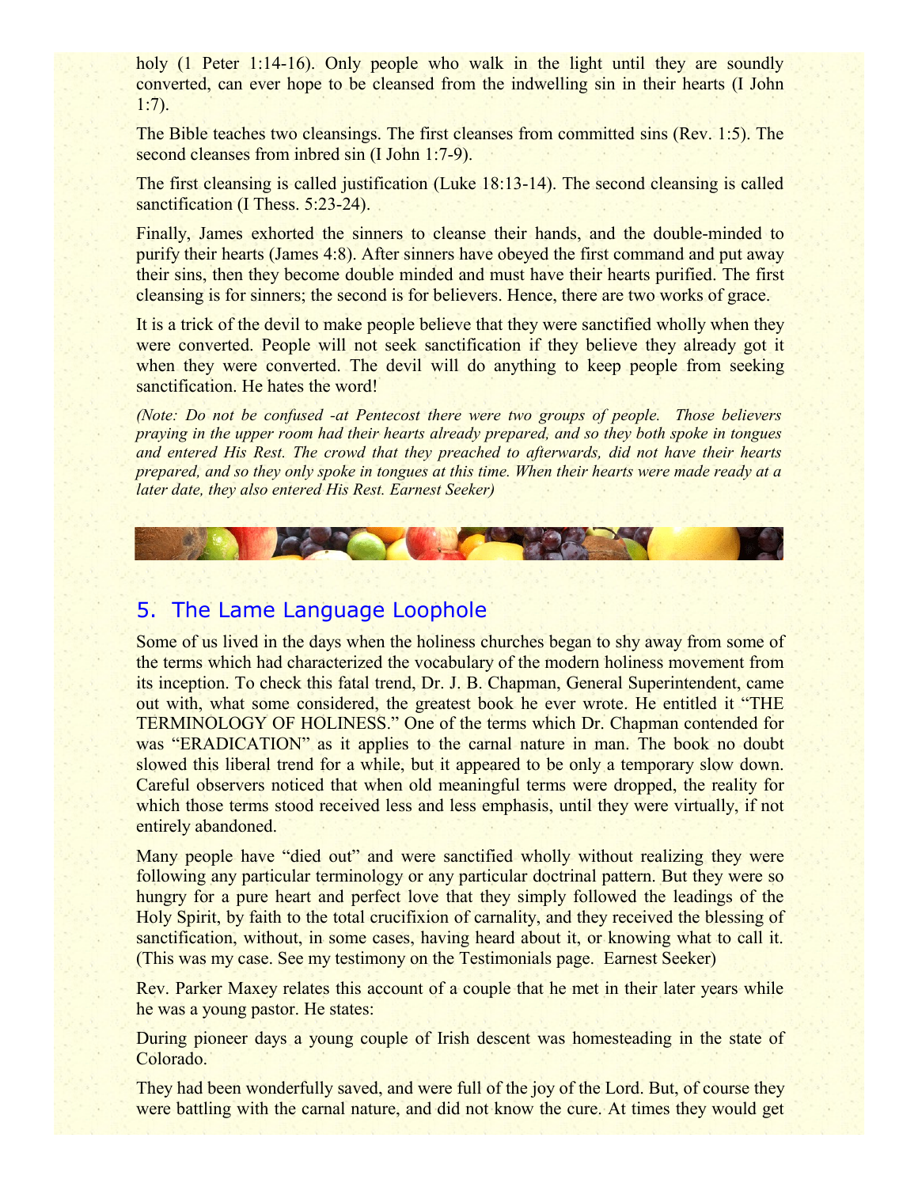holy (1 Peter 1:14-16). Only people who walk in the light until they are soundly converted, can ever hope to be cleansed from the indwelling sin in their hearts (I John 1:7).

The Bible teaches two cleansings. The first cleanses from committed sins (Rev. 1:5). The second cleanses from inbred sin (I John 1:7-9).

The first cleansing is called justification (Luke 18:13-14). The second cleansing is called sanctification (I Thess. 5:23-24).

Finally, James exhorted the sinners to cleanse their hands, and the double-minded to purify their hearts (James 4:8). After sinners have obeyed the first command and put away their sins, then they become double minded and must have their hearts purified. The first cleansing is for sinners; the second is for believers. Hence, there are two works of grace.

It is a trick of the devil to make people believe that they were sanctified wholly when they were converted. People will not seek sanctification if they believe they already got it when they were converted. The devil will do anything to keep people from seeking sanctification. He hates the word!

*(Note: Do not be confused -at Pentecost there were two groups of people. Those believers praying in the upper room had their hearts already prepared, and so they both spoke in tongues and entered His Rest. The crowd that they preached to afterwards, did not have their hearts prepared, and so they only spoke in tongues at this time. When their hearts were made ready at a later date, they also entered His Rest. Earnest Seeker)*

## 5. The Lame Language Loophole

Some of us lived in the days when the holiness churches began to shy away from some of the terms which had characterized the vocabulary of the modern holiness movement from its inception. To check this fatal trend, Dr. J. B. Chapman, General Superintendent, came out with, what some considered, the greatest book he ever wrote. He entitled it "THE TERMINOLOGY OF HOLINESS." One of the terms which Dr. Chapman contended for was "ERADICATION" as it applies to the carnal nature in man. The book no doubt slowed this liberal trend for a while, but it appeared to be only a temporary slow down. Careful observers noticed that when old meaningful terms were dropped, the reality for which those terms stood received less and less emphasis, until they were virtually, if not entirely abandoned.

Many people have "died out" and were sanctified wholly without realizing they were following any particular terminology or any particular doctrinal pattern. But they were so hungry for a pure heart and perfect love that they simply followed the leadings of the Holy Spirit, by faith to the total crucifixion of carnality, and they received the blessing of sanctification, without, in some cases, having heard about it, or knowing what to call it. (This was my case. See my testimony on the Testimonials page. Earnest Seeker)

Rev. Parker Maxey relates this account of a couple that he met in their later years while he was a young pastor. He states:

During pioneer days a young couple of Irish descent was homesteading in the state of Colorado.

They had been wonderfully saved, and were full of the joy of the Lord. But, of course they were battling with the carnal nature, and did not know the cure. At times they would get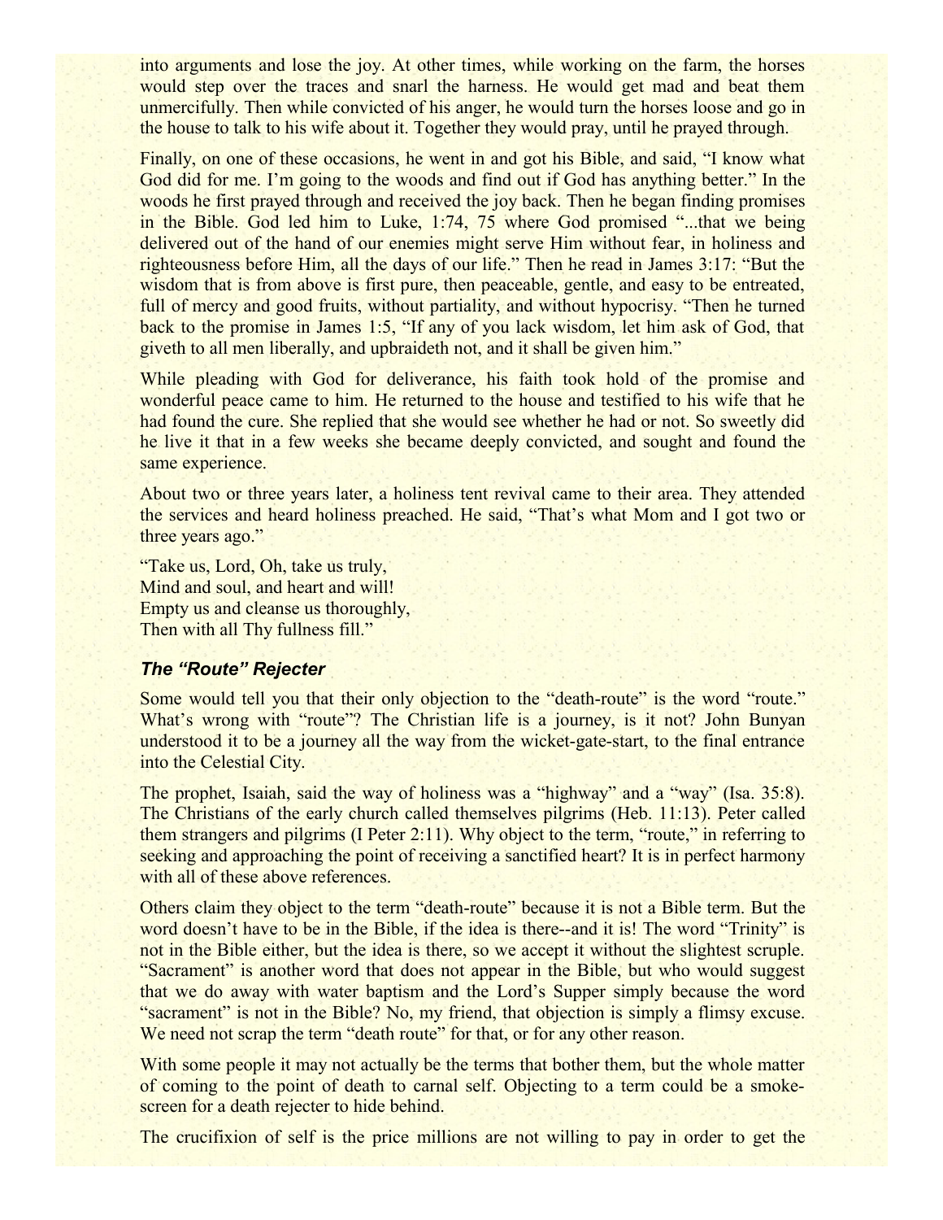into arguments and lose the joy. At other times, while working on the farm, the horses would step over the traces and snarl the harness. He would get mad and beat them unmercifully. Then while convicted of his anger, he would turn the horses loose and go in the house to talk to his wife about it. Together they would pray, until he prayed through.

Finally, on one of these occasions, he went in and got his Bible, and said, "I know what God did for me. I'm going to the woods and find out if God has anything better." In the woods he first prayed through and received the joy back. Then he began finding promises in the Bible. God led him to Luke, 1:74, 75 where God promised "...that we being delivered out of the hand of our enemies might serve Him without fear, in holiness and righteousness before Him, all the days of our life." Then he read in James 3:17: "But the wisdom that is from above is first pure, then peaceable, gentle, and easy to be entreated, full of mercy and good fruits, without partiality, and without hypocrisy. "Then he turned back to the promise in James 1:5, "If any of you lack wisdom, let him ask of God, that giveth to all men liberally, and upbraideth not, and it shall be given him."

While pleading with God for deliverance, his faith took hold of the promise and wonderful peace came to him. He returned to the house and testified to his wife that he had found the cure. She replied that she would see whether he had or not. So sweetly did he live it that in a few weeks she became deeply convicted, and sought and found the same experience.

About two or three years later, a holiness tent revival came to their area. They attended the services and heard holiness preached. He said, "That's what Mom and I got two or three years ago."

"Take us, Lord, Oh, take us truly,
Mind and soul, and heart and will!
Empty us and cleanse us thoroughly,
Then with all Thy fullness fill."

### *The "Route" Rejecter*

Some would tell you that their only objection to the "death-route" is the word "route." What's wrong with "route"? The Christian life is a journey, is it not? John Bunyan understood it to be a journey all the way from the wicket-gate-start, to the final entrance into the Celestial City.

The prophet, Isaiah, said the way of holiness was a "highway" and a "way" (Isa. 35:8). The Christians of the early church called themselves pilgrims (Heb. 11:13). Peter called them strangers and pilgrims (I Peter 2:11). Why object to the term, "route," in referring to seeking and approaching the point of receiving a sanctified heart? It is in perfect harmony with all of these above references.

Others claim they object to the term "death-route" because it is not a Bible term. But the word doesn't have to be in the Bible, if the idea is there--and it is! The word "Trinity" is not in the Bible either, but the idea is there, so we accept it without the slightest scruple. "Sacrament" is another word that does not appear in the Bible, but who would suggest that we do away with water baptism and the Lord's Supper simply because the word "sacrament" is not in the Bible? No, my friend, that objection is simply a flimsy excuse. We need not scrap the term "death route" for that, or for any other reason.

With some people it may not actually be the terms that bother them, but the whole matter of coming to the point of death to carnal self. Objecting to a term could be a smoke-screen for a death rejecter to hide behind.

The crucifixion of self is the price millions are not willing to pay in order to get the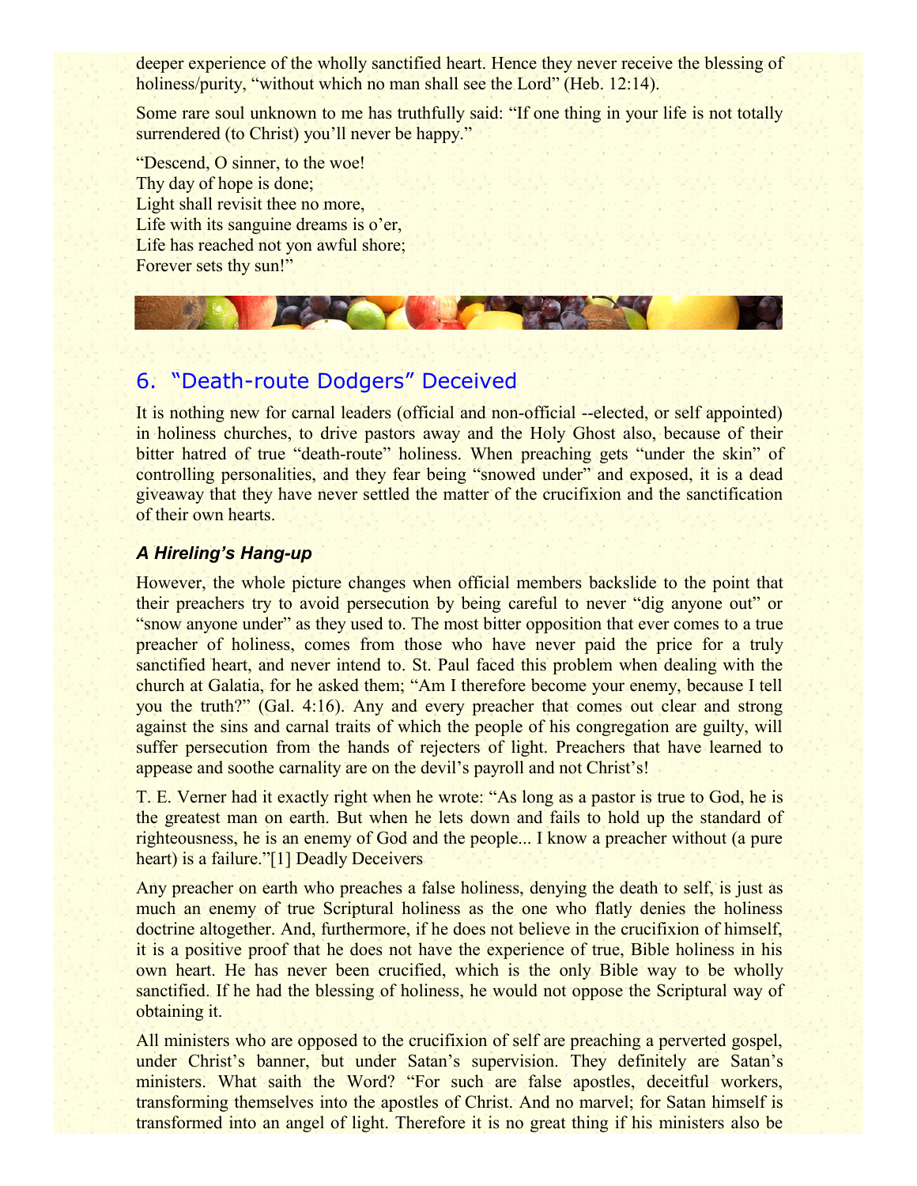deeper experience of the wholly sanctified heart. Hence they never receive the blessing of holiness/purity, "without which no man shall see the Lord" (Heb. 12:14).

Some rare soul unknown to me has truthfully said: "If one thing in your life is not totally surrendered (to Christ) you'll never be happy."

"Descend, O sinner, to the woe!
Thy day of hope is done;
Light shall revisit thee no more,
Life with its sanguine dreams is o'er,
Life has reached not yon awful shore;
Forever sets thy sun!"

## 6. "Death-route Dodgers" Deceived

It is nothing new for carnal leaders (official and non-official --elected, or self appointed) in holiness churches, to drive pastors away and the Holy Ghost also, because of their bitter hatred of true "death-route" holiness. When preaching gets "under the skin" of controlling personalities, and they fear being "snowed under" and exposed, it is a dead giveaway that they have never settled the matter of the crucifixion and the sanctification of their own hearts.

### *A Hireling's Hang-up*

However, the whole picture changes when official members backslide to the point that their preachers try to avoid persecution by being careful to never "dig anyone out" or "snow anyone under" as they used to. The most bitter opposition that ever comes to a true preacher of holiness, comes from those who have never paid the price for a truly sanctified heart, and never intend to. St. Paul faced this problem when dealing with the church at Galatia, for he asked them; "Am I therefore become your enemy, because I tell you the truth?" (Gal. 4:16). Any and every preacher that comes out clear and strong against the sins and carnal traits of which the people of his congregation are guilty, will suffer persecution from the hands of rejecters of light. Preachers that have learned to appease and soothe carnality are on the devil's payroll and not Christ's!

T. E. Verner had it exactly right when he wrote: "As long as a pastor is true to God, he is the greatest man on earth. But when he lets down and fails to hold up the standard of righteousness, he is an enemy of God and the people... I know a preacher without (a pure heart) is a failure."[1] Deadly Deceivers

Any preacher on earth who preaches a false holiness, denying the death to self, is just as much an enemy of true Scriptural holiness as the one who flatly denies the holiness doctrine altogether. And, furthermore, if he does not believe in the crucifixion of himself, it is a positive proof that he does not have the experience of true, Bible holiness in his own heart. He has never been crucified, which is the only Bible way to be wholly sanctified. If he had the blessing of holiness, he would not oppose the Scriptural way of obtaining it.

All ministers who are opposed to the crucifixion of self are preaching a perverted gospel, under Christ's banner, but under Satan's supervision. They definitely are Satan's ministers. What saith the Word? "For such are false apostles, deceitful workers, transforming themselves into the apostles of Christ. And no marvel; for Satan himself is transformed into an angel of light. Therefore it is no great thing if his ministers also be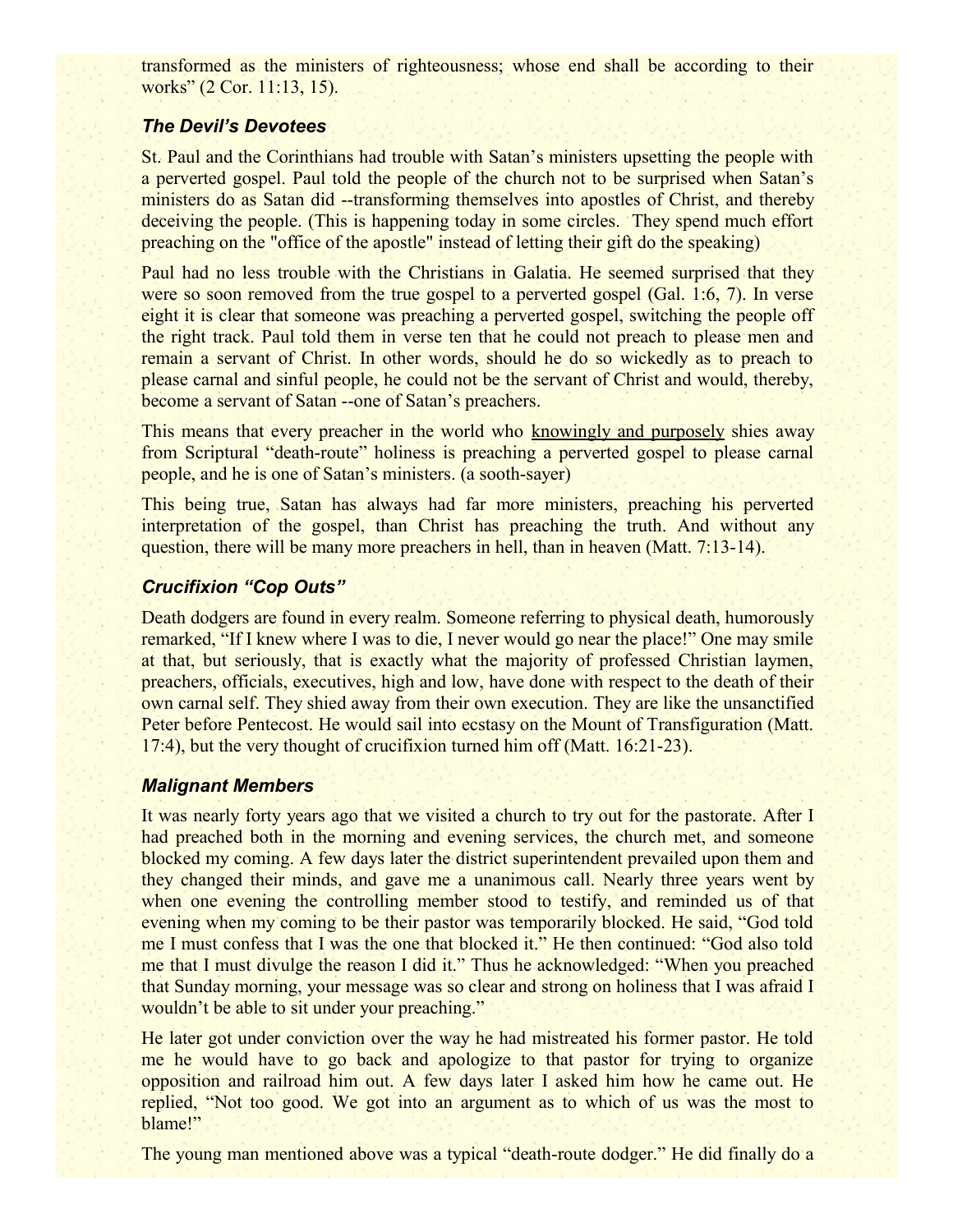transformed as the ministers of righteousness; whose end shall be according to their works" (2 Cor. 11:13, 15).

### *The Devil's Devotees*

St. Paul and the Corinthians had trouble with Satan's ministers upsetting the people with a perverted gospel. Paul told the people of the church not to be surprised when Satan's ministers do as Satan did --transforming themselves into apostles of Christ, and thereby deceiving the people. (This is happening today in some circles. They spend much effort preaching on the "office of the apostle" instead of letting their gift do the speaking)

Paul had no less trouble with the Christians in Galatia. He seemed surprised that they were so soon removed from the true gospel to a perverted gospel (Gal. 1:6, 7). In verse eight it is clear that someone was preaching a perverted gospel, switching the people off the right track. Paul told them in verse ten that he could not preach to please men and remain a servant of Christ. In other words, should he do so wickedly as to preach to please carnal and sinful people, he could not be the servant of Christ and would, thereby, become a servant of Satan --one of Satan's preachers.

This means that every preacher in the world who <u>knowingly and purposely</u> shies away from Scriptural "death-route" holiness is preaching a perverted gospel to please carnal people, and he is one of Satan's ministers. (a sooth-sayer)

This being true, Satan has always had far more ministers, preaching his perverted interpretation of the gospel, than Christ has preaching the truth. And without any question, there will be many more preachers in hell, than in heaven (Matt. 7:13-14).

### *Crucifixion "Cop Outs"*

Death dodgers are found in every realm. Someone referring to physical death, humorously remarked, "If I knew where I was to die, I never would go near the place!" One may smile at that, but seriously, that is exactly what the majority of professed Christian laymen, preachers, officials, executives, high and low, have done with respect to the death of their own carnal self. They shied away from their own execution. They are like the unsanctified Peter before Pentecost. He would sail into ecstasy on the Mount of Transfiguration (Matt. 17:4), but the very thought of crucifixion turned him off (Matt. 16:21-23).

### *Malignant Members*

It was nearly forty years ago that we visited a church to try out for the pastorate. After I had preached both in the morning and evening services, the church met, and someone blocked my coming. A few days later the district superintendent prevailed upon them and they changed their minds, and gave me a unanimous call. Nearly three years went by when one evening the controlling member stood to testify, and reminded us of that evening when my coming to be their pastor was temporarily blocked. He said, "God told me I must confess that I was the one that blocked it." He then continued: "God also told me that I must divulge the reason I did it." Thus he acknowledged: "When you preached that Sunday morning, your message was so clear and strong on holiness that I was afraid I wouldn't be able to sit under your preaching."

He later got under conviction over the way he had mistreated his former pastor. He told me he would have to go back and apologize to that pastor for trying to organize opposition and railroad him out. A few days later I asked him how he came out. He replied, "Not too good. We got into an argument as to which of us was the most to blame!"

The young man mentioned above was a typical "death-route dodger." He did finally do a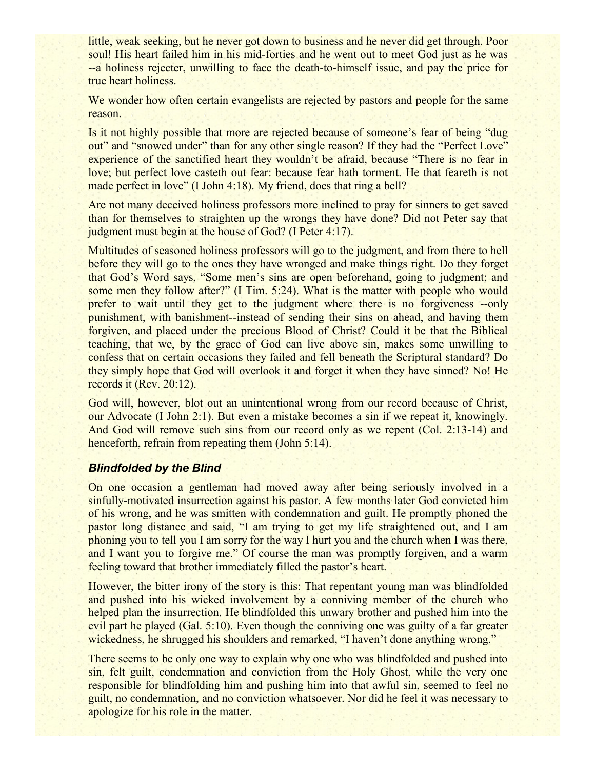little, weak seeking, but he never got down to business and he never did get through. Poor soul! His heart failed him in his mid-forties and he went out to meet God just as he was --a holiness rejecter, unwilling to face the death-to-himself issue, and pay the price for true heart holiness.

We wonder how often certain evangelists are rejected by pastors and people for the same reason.

Is it not highly possible that more are rejected because of someone's fear of being "dug out" and "snowed under" than for any other single reason? If they had the "Perfect Love" experience of the sanctified heart they wouldn't be afraid, because "There is no fear in love; but perfect love casteth out fear: because fear hath torment. He that feareth is not made perfect in love" (I John 4:18). My friend, does that ring a bell?

Are not many deceived holiness professors more inclined to pray for sinners to get saved than for themselves to straighten up the wrongs they have done? Did not Peter say that judgment must begin at the house of God? (I Peter 4:17).

Multitudes of seasoned holiness professors will go to the judgment, and from there to hell before they will go to the ones they have wronged and make things right. Do they forget that God's Word says, "Some men's sins are open beforehand, going to judgment; and some men they follow after?" (I Tim. 5:24). What is the matter with people who would prefer to wait until they get to the judgment where there is no forgiveness --only punishment, with banishment--instead of sending their sins on ahead, and having them forgiven, and placed under the precious Blood of Christ? Could it be that the Biblical teaching, that we, by the grace of God can live above sin, makes some unwilling to confess that on certain occasions they failed and fell beneath the Scriptural standard? Do they simply hope that God will overlook it and forget it when they have sinned? No! He records it (Rev. 20:12).

God will, however, blot out an unintentional wrong from our record because of Christ, our Advocate (I John 2:1). But even a mistake becomes a sin if we repeat it, knowingly. And God will remove such sins from our record only as we repent (Col. 2:13-14) and henceforth, refrain from repeating them (John 5:14).

### *Blindfolded by the Blind*

On one occasion a gentleman had moved away after being seriously involved in a sinfully-motivated insurrection against his pastor. A few months later God convicted him of his wrong, and he was smitten with condemnation and guilt. He promptly phoned the pastor long distance and said, "I am trying to get my life straightened out, and I am phoning you to tell you I am sorry for the way I hurt you and the church when I was there, and I want you to forgive me." Of course the man was promptly forgiven, and a warm feeling toward that brother immediately filled the pastor's heart.

However, the bitter irony of the story is this: That repentant young man was blindfolded and pushed into his wicked involvement by a conniving member of the church who helped plan the insurrection. He blindfolded this unwary brother and pushed him into the evil part he played (Gal. 5:10). Even though the conniving one was guilty of a far greater wickedness, he shrugged his shoulders and remarked, "I haven't done anything wrong."

There seems to be only one way to explain why one who was blindfolded and pushed into sin, felt guilt, condemnation and conviction from the Holy Ghost, while the very one responsible for blindfolding him and pushing him into that awful sin, seemed to feel no guilt, no condemnation, and no conviction whatsoever. Nor did he feel it was necessary to apologize for his role in the matter.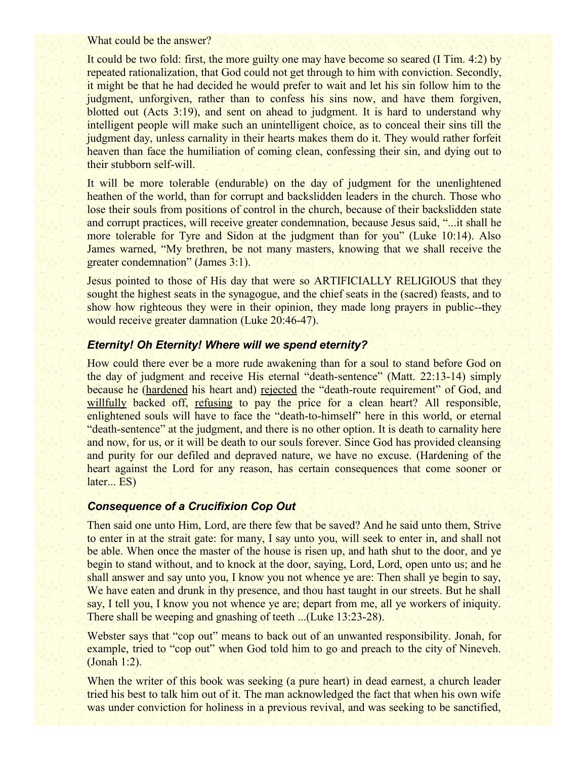What could be the answer?

It could be two fold: first, the more guilty one may have become so seared (I Tim. 4:2) by repeated rationalization, that God could not get through to him with conviction. Secondly, it might be that he had decided he would prefer to wait and let his sin follow him to the judgment, unforgiven, rather than to confess his sins now, and have them forgiven, blotted out (Acts 3:19), and sent on ahead to judgment. It is hard to understand why intelligent people will make such an unintelligent choice, as to conceal their sins till the judgment day, unless carnality in their hearts makes them do it. They would rather forfeit heaven than face the humiliation of coming clean, confessing their sin, and dying out to their stubborn self-will.

It will be more tolerable (endurable) on the day of judgment for the unenlightened heathen of the world, than for corrupt and backslidden leaders in the church. Those who lose their souls from positions of control in the church, because of their backslidden state and corrupt practices, will receive greater condemnation, because Jesus said, "...it shall he more tolerable for Tyre and Sidon at the judgment than for you" (Luke 10:14). Also James warned, "My brethren, be not many masters, knowing that we shall receive the greater condemnation" (James 3:1).

Jesus pointed to those of His day that were so ARTIFICIALLY RELIGIOUS that they sought the highest seats in the synagogue, and the chief seats in the (sacred) feasts, and to show how righteous they were in their opinion, they made long prayers in public--they would receive greater damnation (Luke 20:46-47).

### *Eternity! Oh Eternity! Where will we spend eternity?*

How could there ever be a more rude awakening than for a soul to stand before God on the day of judgment and receive His eternal "death-sentence" (Matt. 22:13-14) simply because he (<u>hardened</u> his heart and) <u>rejected</u> the "death-route requirement" of God, and <u>willfully</u> backed off, <u>refusing</u> to pay the price for a clean heart? All responsible, enlightened souls will have to face the "death-to-himself" here in this world, or eternal "death-sentence" at the judgment, and there is no other option. It is death to carnality here and now, for us, or it will be death to our souls forever. Since God has provided cleansing and purity for our defiled and depraved nature, we have no excuse. (Hardening of the heart against the Lord for any reason, has certain consequences that come sooner or later... ES)

### *Consequence of a Crucifixion Cop Out*

Then said one unto Him, Lord, are there few that be saved? And he said unto them, Strive to enter in at the strait gate: for many, I say unto you, will seek to enter in, and shall not be able. When once the master of the house is risen up, and hath shut to the door, and ye begin to stand without, and to knock at the door, saying, Lord, Lord, open unto us; and he shall answer and say unto you, I know you not whence ye are: Then shall ye begin to say, We have eaten and drunk in thy presence, and thou hast taught in our streets. But he shall say, I tell you, I know you not whence ye are; depart from me, all ye workers of iniquity. There shall be weeping and gnashing of teeth ...(Luke 13:23-28).

Webster says that "cop out" means to back out of an unwanted responsibility. Jonah, for example, tried to "cop out" when God told him to go and preach to the city of Nineveh. (Jonah 1:2).

When the writer of this book was seeking (a pure heart) in dead earnest, a church leader tried his best to talk him out of it. The man acknowledged the fact that when his own wife was under conviction for holiness in a previous revival, and was seeking to be sanctified,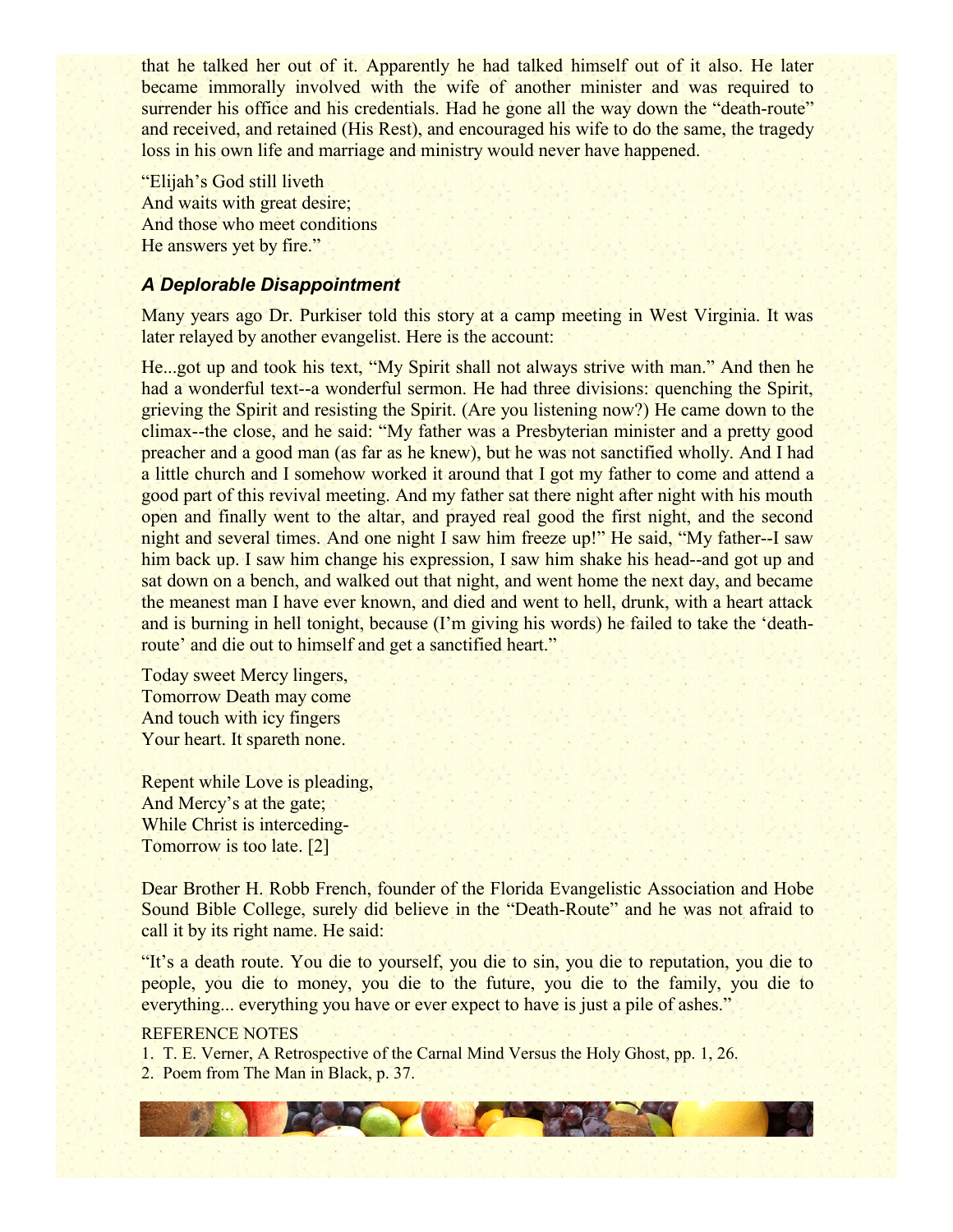that he talked her out of it. Apparently he had talked himself out of it also. He later became immorally involved with the wife of another minister and was required to surrender his office and his credentials. Had he gone all the way down the "death-route" and received, and retained (His Rest), and encouraged his wife to do the same, the tragedy loss in his own life and marriage and ministry would never have happened.

"Elijah's God still liveth
And waits with great desire;
And those who meet conditions
He answers yet by fire."

### *A Deplorable Disappointment*

Many years ago Dr. Purkiser told this story at a camp meeting in West Virginia. It was later relayed by another evangelist. Here is the account:

He...got up and took his text, "My Spirit shall not always strive with man." And then he had a wonderful text--a wonderful sermon. He had three divisions: quenching the Spirit, grieving the Spirit and resisting the Spirit. (Are you listening now?) He came down to the climax--the close, and he said: "My father was a Presbyterian minister and a pretty good preacher and a good man (as far as he knew), but he was not sanctified wholly. And I had a little church and I somehow worked it around that I got my father to come and attend a good part of this revival meeting. And my father sat there night after night with his mouth open and finally went to the altar, and prayed real good the first night, and the second night and several times. And one night I saw him freeze up!" He said, "My father--I saw him back up. I saw him change his expression, I saw him shake his head--and got up and sat down on a bench, and walked out that night, and went home the next day, and became the meanest man I have ever known, and died and went to hell, drunk, with a heart attack and is burning in hell tonight, because (I'm giving his words) he failed to take the 'death-route' and die out to himself and get a sanctified heart."

Today sweet Mercy lingers,
Tomorrow Death may come
And touch with icy fingers
Your heart. It spareth none.

Repent while Love is pleading,
And Mercy's at the gate;
While Christ is interceding-
Tomorrow is too late. [2]

Dear Brother H. Robb French, founder of the Florida Evangelistic Association and Hobe Sound Bible College, surely did believe in the "Death-Route" and he was not afraid to call it by its right name. He said:

"It's a death route. You die to yourself, you die to sin, you die to reputation, you die to people, you die to money, you die to the future, you die to the family, you die to everything... everything you have or ever expect to have is just a pile of ashes."

REFERENCE NOTES

1. T. E. Verner, A Retrospective of the Carnal Mind Versus the Holy Ghost, pp. 1, 26.
2. Poem from The Man in Black, p. 37.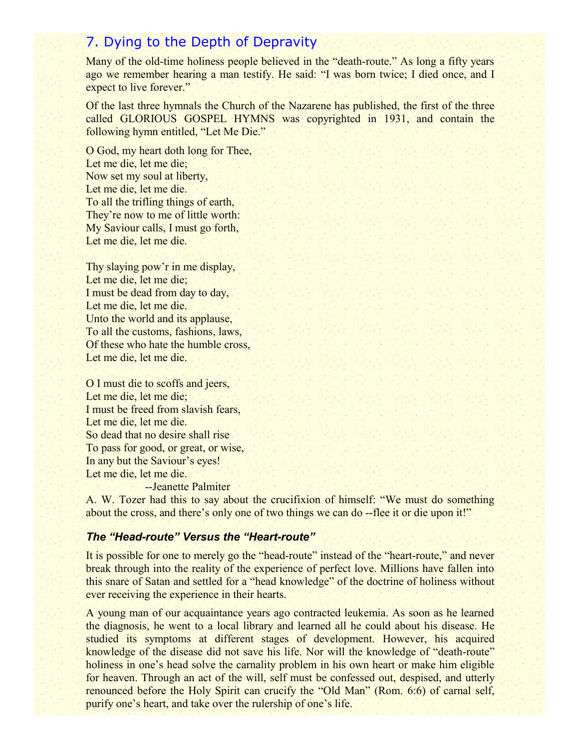## 7. Dying to the Depth of Depravity

Many of the old-time holiness people believed in the "death-route." As long a fifty years ago we remember hearing a man testify. He said: "I was born twice; I died once, and I expect to live forever."

Of the last three hymnals the Church of the Nazarene has published, the first of the three called GLORIOUS GOSPEL HYMNS was copyrighted in 1931, and contain the following hymn entitled, "Let Me Die."

O God, my heart doth long for Thee,  
Let me die, let me die;  
Now set my soul at liberty,  
Let me die, let me die.  
To all the trifling things of earth,  
They're now to me of little worth:  
My Saviour calls, I must go forth,  
Let me die, let me die.

Thy slaying pow'r in me display,  
Let me die, let me die;  
I must be dead from day to day,  
Let me die, let me die.  
Unto the world and its applause,  
To all the customs, fashions, laws,  
Of these who hate the humble cross,  
Let me die, let me die.

O I must die to scoffs and jeers,  
Let me die, let me die;  
I must be freed from slavish fears,  
Let me die, let me die.  
So dead that no desire shall rise  
To pass for good, or great, or wise,  
In any but the Saviour's eyes!  
Let me die, let me die.  
--Jeanette Palmiter

A. W. Tozer had this to say about the crucifixion of himself: "We must do something about the cross, and there's only one of two things we can do --flee it or die upon it!"

### *The "Head-route" Versus the "Heart-route"*

It is possible for one to merely go the "head-route" instead of the "heart-route," and never break through into the reality of the experience of perfect love. Millions have fallen into this snare of Satan and settled for a "head knowledge" of the doctrine of holiness without ever receiving the experience in their hearts.

A young man of our acquaintance years ago contracted leukemia. As soon as he learned the diagnosis, he went to a local library and learned all he could about his disease. He studied its symptoms at different stages of development. However, his acquired knowledge of the disease did not save his life. Nor will the knowledge of "death-route" holiness in one's head solve the carnality problem in his own heart or make him eligible for heaven. Through an act of the will, self must be confessed out, despised, and utterly renounced before the Holy Spirit can crucify the "Old Man" (Rom. 6:6) of carnal self, purify one's heart, and take over the rulership of one's life.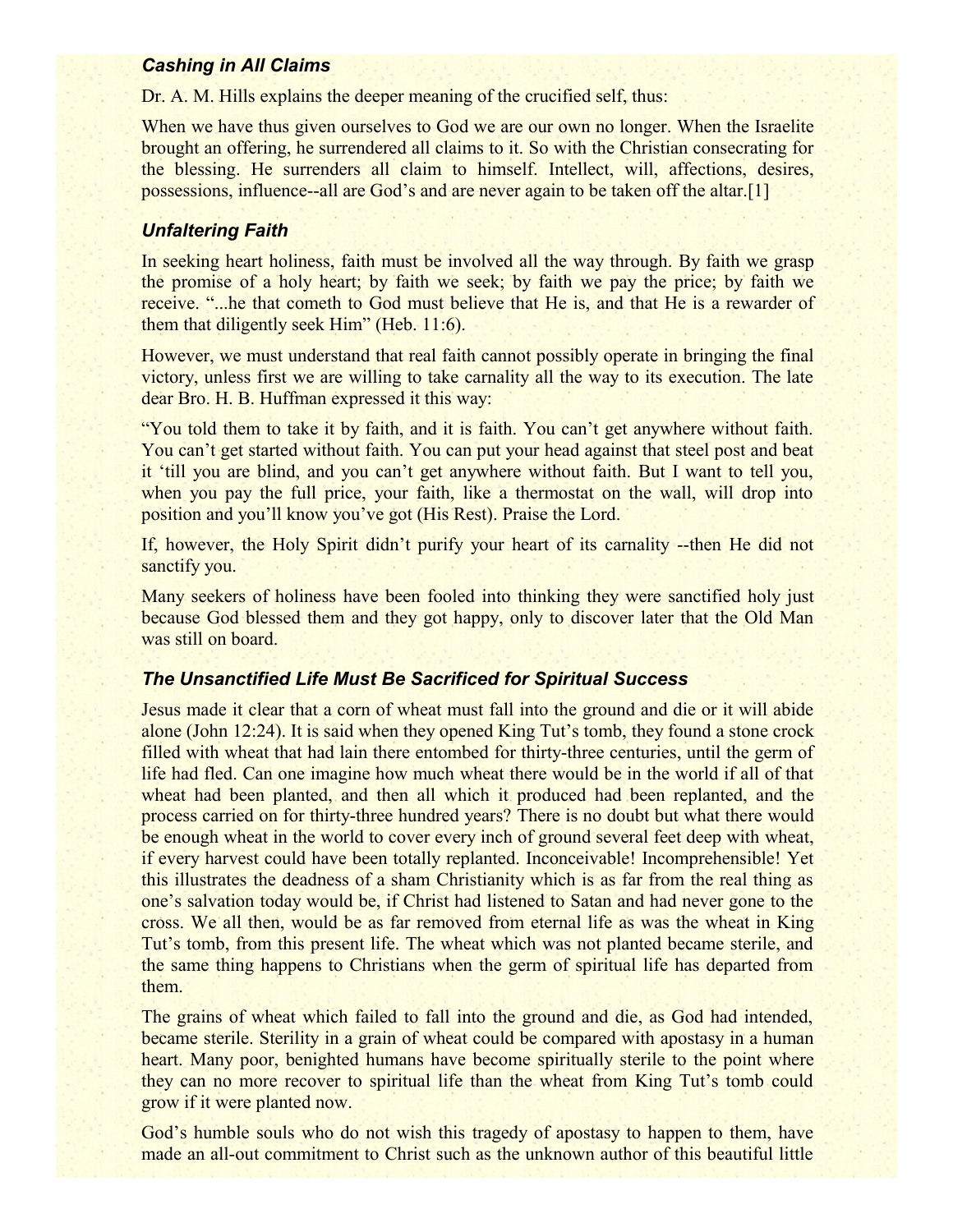### *Cashing in All Claims*

Dr. A. M. Hills explains the deeper meaning of the crucified self, thus:

When we have thus given ourselves to God we are our own no longer. When the Israelite brought an offering, he surrendered all claims to it. So with the Christian consecrating for the blessing. He surrenders all claim to himself. Intellect, will, affections, desires, possessions, influence--all are God's and are never again to be taken off the altar.[1]

### *Unfaltering Faith*

In seeking heart holiness, faith must be involved all the way through. By faith we grasp the promise of a holy heart; by faith we seek; by faith we pay the price; by faith we receive. "...he that cometh to God must believe that He is, and that He is a rewarder of them that diligently seek Him" (Heb. 11:6).

However, we must understand that real faith cannot possibly operate in bringing the final victory, unless first we are willing to take carnality all the way to its execution. The late dear Bro. H. B. Huffman expressed it this way:

"You told them to take it by faith, and it is faith. You can't get anywhere without faith. You can't get started without faith. You can put your head against that steel post and beat it 'till you are blind, and you can't get anywhere without faith. But I want to tell you, when you pay the full price, your faith, like a thermostat on the wall, will drop into position and you'll know you've got (His Rest). Praise the Lord.

If, however, the Holy Spirit didn't purify your heart of its carnality --then He did not sanctify you.

Many seekers of holiness have been fooled into thinking they were sanctified holy just because God blessed them and they got happy, only to discover later that the Old Man was still on board.

### *The Unsanctified Life Must Be Sacrificed for Spiritual Success*

Jesus made it clear that a corn of wheat must fall into the ground and die or it will abide alone (John 12:24). It is said when they opened King Tut's tomb, they found a stone crock filled with wheat that had lain there entombed for thirty-three centuries, until the germ of life had fled. Can one imagine how much wheat there would be in the world if all of that wheat had been planted, and then all which it produced had been replanted, and the process carried on for thirty-three hundred years? There is no doubt but what there would be enough wheat in the world to cover every inch of ground several feet deep with wheat, if every harvest could have been totally replanted. Inconceivable! Incomprehensible! Yet this illustrates the deadness of a sham Christianity which is as far from the real thing as one's salvation today would be, if Christ had listened to Satan and had never gone to the cross. We all then, would be as far removed from eternal life as was the wheat in King Tut's tomb, from this present life. The wheat which was not planted became sterile, and the same thing happens to Christians when the germ of spiritual life has departed from them.

The grains of wheat which failed to fall into the ground and die, as God had intended, became sterile. Sterility in a grain of wheat could be compared with apostasy in a human heart. Many poor, benighted humans have become spiritually sterile to the point where they can no more recover to spiritual life than the wheat from King Tut's tomb could grow if it were planted now.

God's humble souls who do not wish this tragedy of apostasy to happen to them, have made an all-out commitment to Christ such as the unknown author of this beautiful little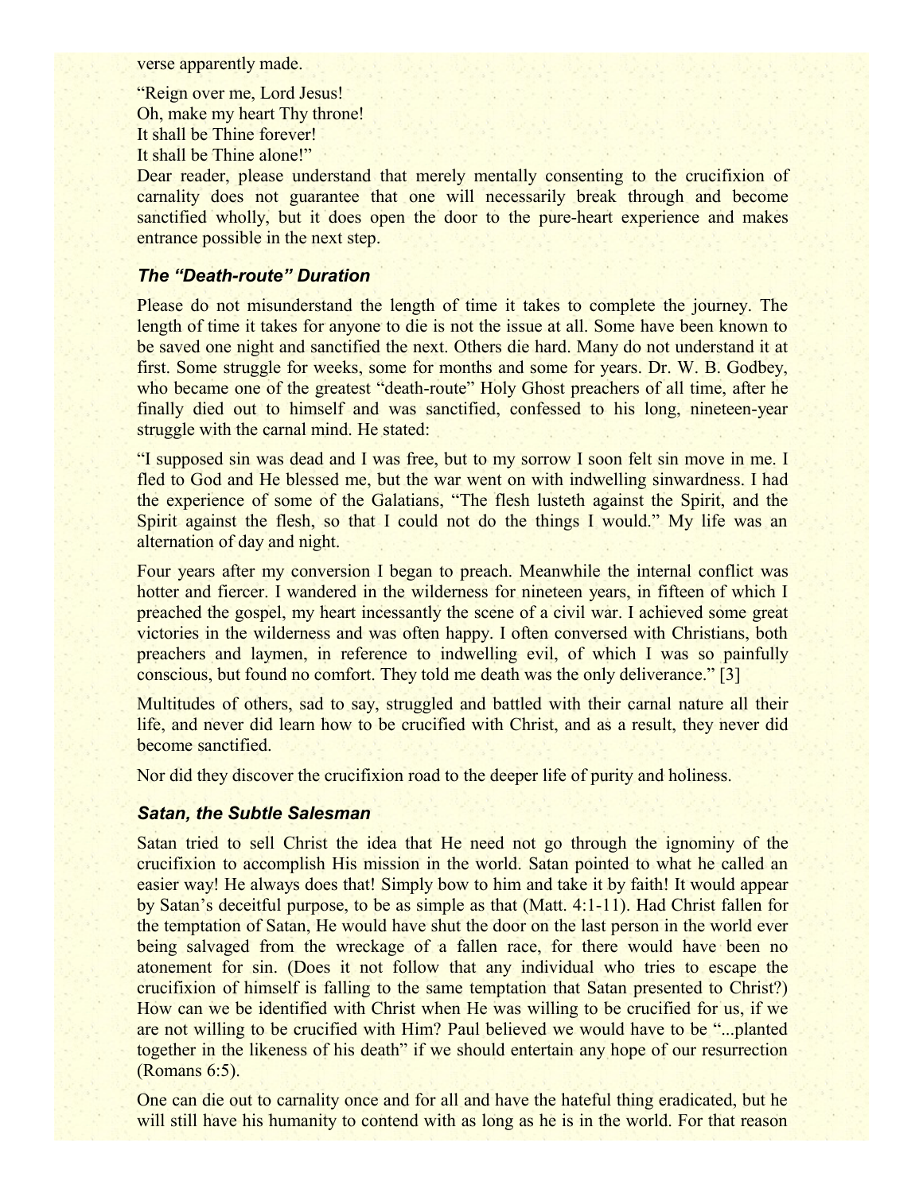verse apparently made.

“Reign over me, Lord Jesus!
Oh, make my heart Thy throne!
It shall be Thine forever!
It shall be Thine alone!”

Dear reader, please understand that merely mentally consenting to the crucifixion of carnality does not guarantee that one will necessarily break through and become sanctified wholly, but it does open the door to the pure-heart experience and makes entrance possible in the next step.

### *The “Death-route” Duration*

Please do not misunderstand the length of time it takes to complete the journey. The length of time it takes for anyone to die is not the issue at all. Some have been known to be saved one night and sanctified the next. Others die hard. Many do not understand it at first. Some struggle for weeks, some for months and some for years. Dr. W. B. Godbey, who became one of the greatest “death-route” Holy Ghost preachers of all time, after he finally died out to himself and was sanctified, confessed to his long, nineteen-year struggle with the carnal mind. He stated:

“I supposed sin was dead and I was free, but to my sorrow I soon felt sin move in me. I fled to God and He blessed me, but the war went on with indwelling sinwardness. I had the experience of some of the Galatians, “The flesh lusteth against the Spirit, and the Spirit against the flesh, so that I could not do the things I would.” My life was an alternation of day and night.

Four years after my conversion I began to preach. Meanwhile the internal conflict was hotter and fiercer. I wandered in the wilderness for nineteen years, in fifteen of which I preached the gospel, my heart incessantly the scene of a civil war. I achieved some great victories in the wilderness and was often happy. I often conversed with Christians, both preachers and laymen, in reference to indwelling evil, of which I was so painfully conscious, but found no comfort. They told me death was the only deliverance.” [3]

Multitudes of others, sad to say, struggled and battled with their carnal nature all their life, and never did learn how to be crucified with Christ, and as a result, they never did become sanctified.

Nor did they discover the crucifixion road to the deeper life of purity and holiness.

### *Satan, the Subtle Salesman*

Satan tried to sell Christ the idea that He need not go through the ignominy of the crucifixion to accomplish His mission in the world. Satan pointed to what he called an easier way! He always does that! Simply bow to him and take it by faith! It would appear by Satan’s deceitful purpose, to be as simple as that (Matt. 4:1-11). Had Christ fallen for the temptation of Satan, He would have shut the door on the last person in the world ever being salvaged from the wreckage of a fallen race, for there would have been no atonement for sin. (Does it not follow that any individual who tries to escape the crucifixion of himself is falling to the same temptation that Satan presented to Christ?) How can we be identified with Christ when He was willing to be crucified for us, if we are not willing to be crucified with Him? Paul believed we would have to be “...planted together in the likeness of his death” if we should entertain any hope of our resurrection (Romans 6:5).

One can die out to carnality once and for all and have the hateful thing eradicated, but he will still have his humanity to contend with as long as he is in the world. For that reason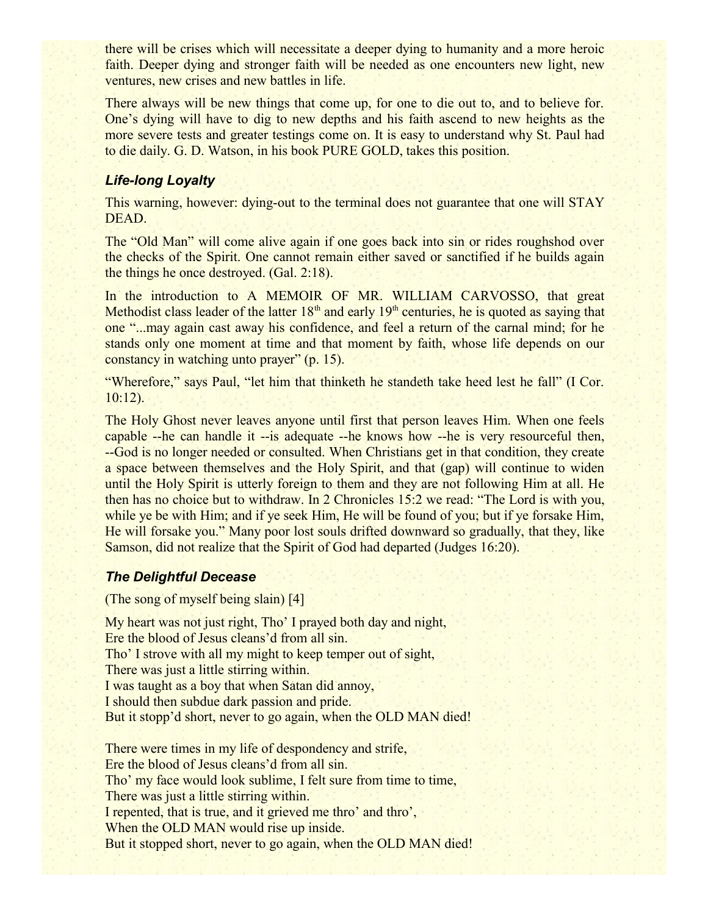there will be crises which will necessitate a deeper dying to humanity and a more heroic faith. Deeper dying and stronger faith will be needed as one encounters new light, new ventures, new crises and new battles in life.

There always will be new things that come up, for one to die out to, and to believe for. One's dying will have to dig to new depths and his faith ascend to new heights as the more severe tests and greater testings come on. It is easy to understand why St. Paul had to die daily. G. D. Watson, in his book PURE GOLD, takes this position.

### *Life-long Loyalty*

This warning, however: dying-out to the terminal does not guarantee that one will STAY DEAD.

The "Old Man" will come alive again if one goes back into sin or rides roughshod over the checks of the Spirit. One cannot remain either saved or sanctified if he builds again the things he once destroyed. (Gal. 2:18).

In the introduction to A MEMOIR OF MR. WILLIAM CARVOSSO, that great Methodist class leader of the latter 18th and early 19th centuries, he is quoted as saying that one "...may again cast away his confidence, and feel a return of the carnal mind; for he stands only one moment at time and that moment by faith, whose life depends on our constancy in watching unto prayer" (p. 15).

"Wherefore," says Paul, "let him that thinketh he standeth take heed lest he fall" (I Cor. 10:12).

The Holy Ghost never leaves anyone until first that person leaves Him. When one feels capable --he can handle it --is adequate --he knows how --he is very resourceful then, --God is no longer needed or consulted. When Christians get in that condition, they create a space between themselves and the Holy Spirit, and that (gap) will continue to widen until the Holy Spirit is utterly foreign to them and they are not following Him at all. He then has no choice but to withdraw. In 2 Chronicles 15:2 we read: "The Lord is with you, while ye be with Him; and if ye seek Him, He will be found of you; but if ye forsake Him, He will forsake you." Many poor lost souls drifted downward so gradually, that they, like Samson, did not realize that the Spirit of God had departed (Judges 16:20).

### *The Delightful Decease*

(The song of myself being slain) [4]

My heart was not just right, Tho' I prayed both day and night,
Ere the blood of Jesus cleans'd from all sin.
Tho' I strove with all my might to keep temper out of sight,
There was just a little stirring within.
I was taught as a boy that when Satan did annoy,
I should then subdue dark passion and pride.
But it stopp'd short, never to go again, when the OLD MAN died!

There were times in my life of despondency and strife,
Ere the blood of Jesus cleans'd from all sin.
Tho' my face would look sublime, I felt sure from time to time,
There was just a little stirring within.
I repented, that is true, and it grieved me thro' and thro',
When the OLD MAN would rise up inside.
But it stopped short, never to go again, when the OLD MAN died!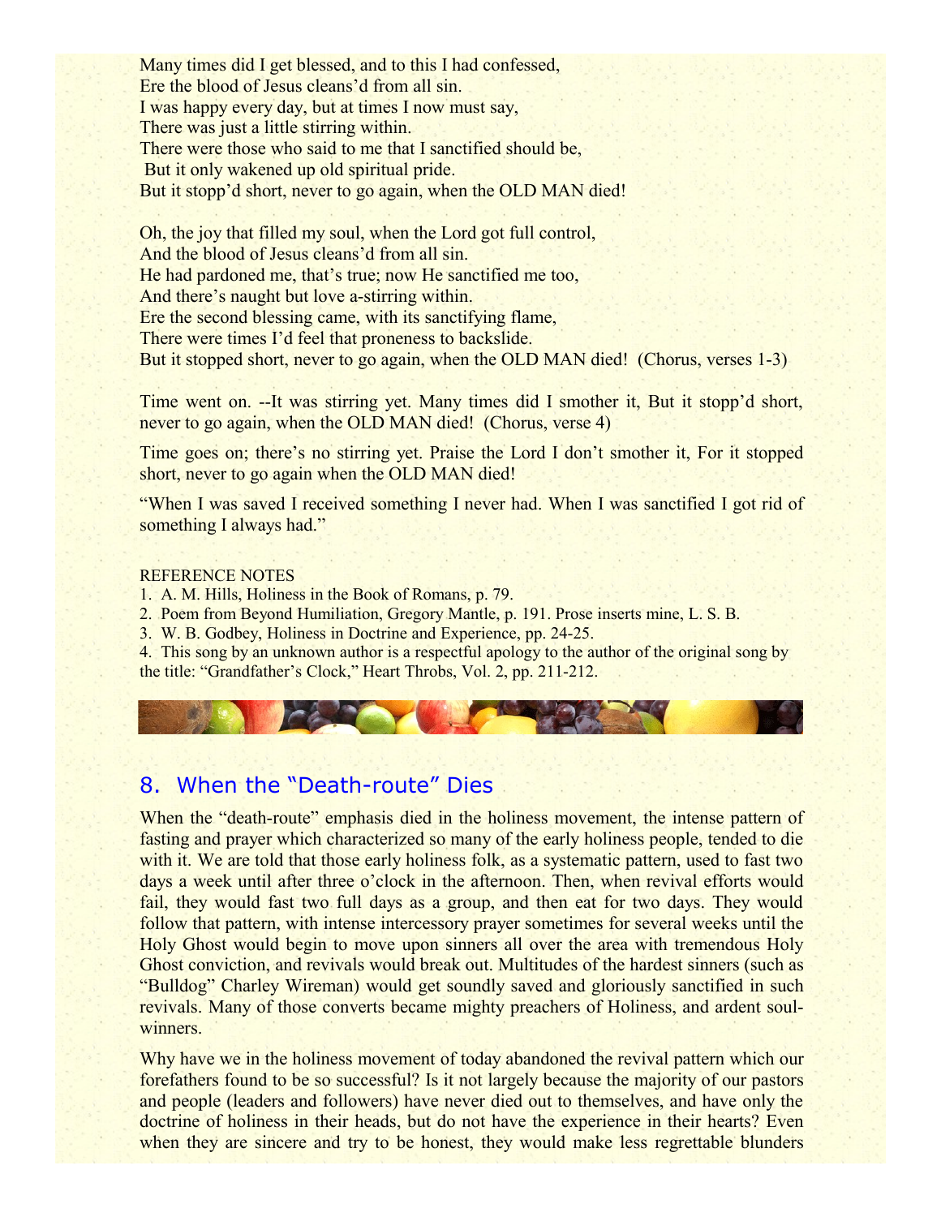Many times did I get blessed, and to this I had confessed,
Ere the blood of Jesus cleans'd from all sin.
I was happy every day, but at times I now must say,
There was just a little stirring within.
There were those who said to me that I sanctified should be,
But it only wakened up old spiritual pride.
But it stopp'd short, never to go again, when the OLD MAN died!

Oh, the joy that filled my soul, when the Lord got full control,
And the blood of Jesus cleans'd from all sin.
He had pardoned me, that's true; now He sanctified me too,
And there's naught but love a-stirring within.
Ere the second blessing came, with its sanctifying flame,
There were times I'd feel that proneness to backslide.
But it stopped short, never to go again, when the OLD MAN died! (Chorus, verses 1-3)

Time went on. --It was stirring yet. Many times did I smother it, But it stopp'd short, never to go again, when the OLD MAN died! (Chorus, verse 4)

Time goes on; there's no stirring yet. Praise the Lord I don't smother it, For it stopped short, never to go again when the OLD MAN died!

"When I was saved I received something I never had. When I was sanctified I got rid of something I always had."

REFERENCE NOTES

1. A. M. Hills, Holiness in the Book of Romans, p. 79.
2. Poem from Beyond Humiliation, Gregory Mantle, p. 191. Prose inserts mine, L. S. B.
3. W. B. Godbey, Holiness in Doctrine and Experience, pp. 24-25.
4. This song by an unknown author is a respectful apology to the author of the original song by the title: "Grandfather's Clock," Heart Throbs, Vol. 2, pp. 211-212.

## 8. When the "Death-route" Dies

When the "death-route" emphasis died in the holiness movement, the intense pattern of fasting and prayer which characterized so many of the early holiness people, tended to die with it. We are told that those early holiness folk, as a systematic pattern, used to fast two days a week until after three o'clock in the afternoon. Then, when revival efforts would fail, they would fast two full days as a group, and then eat for two days. They would follow that pattern, with intense intercessory prayer sometimes for several weeks until the Holy Ghost would begin to move upon sinners all over the area with tremendous Holy Ghost conviction, and revivals would break out. Multitudes of the hardest sinners (such as "Bulldog" Charley Wireman) would get soundly saved and gloriously sanctified in such revivals. Many of those converts became mighty preachers of Holiness, and ardent soul-winners.

Why have we in the holiness movement of today abandoned the revival pattern which our forefathers found to be so successful? Is it not largely because the majority of our pastors and people (leaders and followers) have never died out to themselves, and have only the doctrine of holiness in their heads, but do not have the experience in their hearts? Even when they are sincere and try to be honest, they would make less regrettable blunders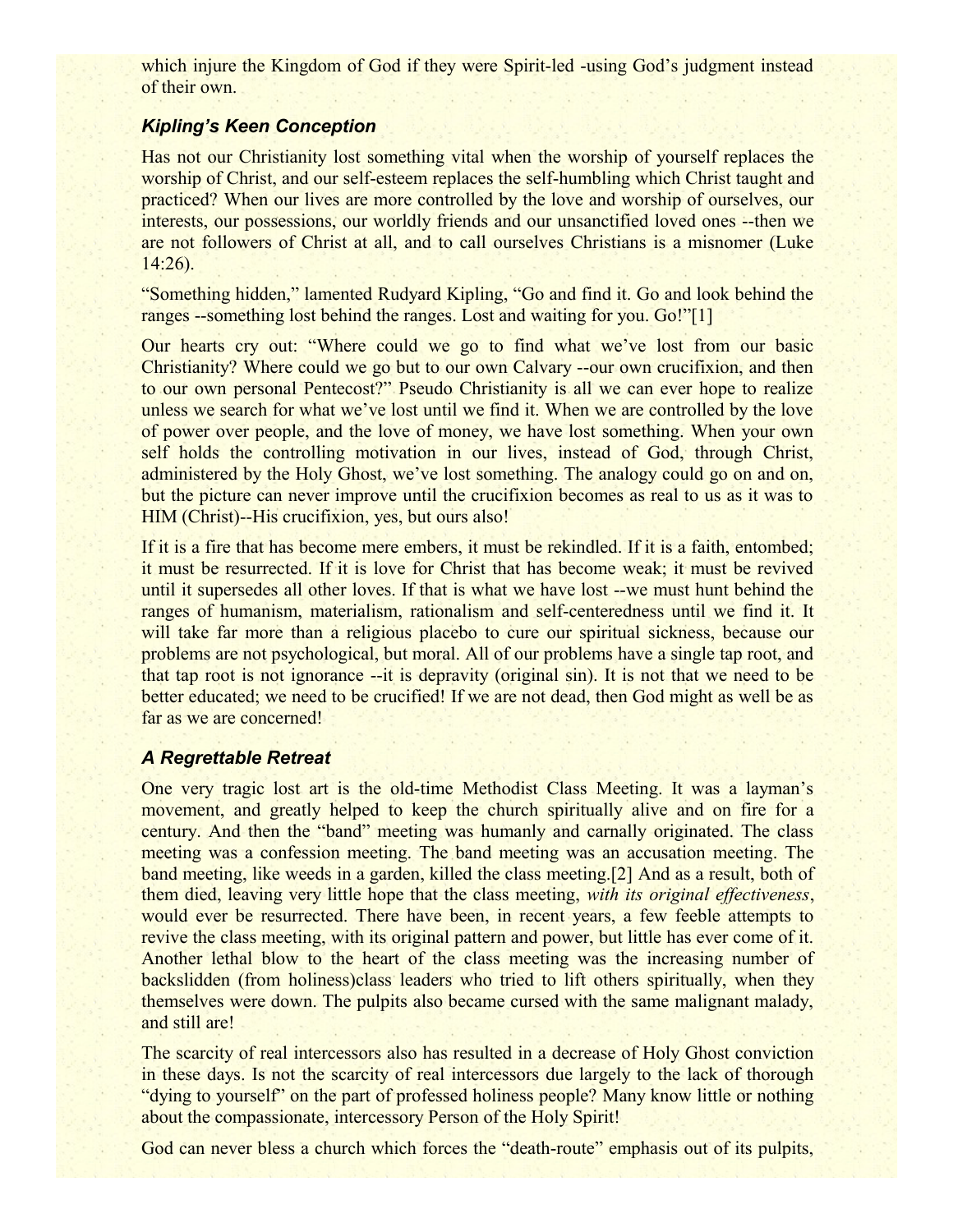which injure the Kingdom of God if they were Spirit-led -using God's judgment instead of their own.

### *Kipling's Keen Conception*

Has not our Christianity lost something vital when the worship of yourself replaces the worship of Christ, and our self-esteem replaces the self-humbling which Christ taught and practiced? When our lives are more controlled by the love and worship of ourselves, our interests, our possessions, our worldly friends and our unsanctified loved ones --then we are not followers of Christ at all, and to call ourselves Christians is a misnomer (Luke 14:26).

"Something hidden," lamented Rudyard Kipling, "Go and find it. Go and look behind the ranges --something lost behind the ranges. Lost and waiting for you. Go!"[1]

Our hearts cry out: "Where could we go to find what we've lost from our basic Christianity? Where could we go but to our own Calvary --our own crucifixion, and then to our own personal Pentecost?" Pseudo Christianity is all we can ever hope to realize unless we search for what we've lost until we find it. When we are controlled by the love of power over people, and the love of money, we have lost something. When your own self holds the controlling motivation in our lives, instead of God, through Christ, administered by the Holy Ghost, we've lost something. The analogy could go on and on, but the picture can never improve until the crucifixion becomes as real to us as it was to HIM (Christ)--His crucifixion, yes, but ours also!

If it is a fire that has become mere embers, it must be rekindled. If it is a faith, entombed; it must be resurrected. If it is love for Christ that has become weak; it must be revived until it supersedes all other loves. If that is what we have lost --we must hunt behind the ranges of humanism, materialism, rationalism and self-centeredness until we find it. It will take far more than a religious placebo to cure our spiritual sickness, because our problems are not psychological, but moral. All of our problems have a single tap root, and that tap root is not ignorance --it is depravity (original sin). It is not that we need to be better educated; we need to be crucified! If we are not dead, then God might as well be as far as we are concerned!

### *A Regrettable Retreat*

One very tragic lost art is the old-time Methodist Class Meeting. It was a layman's movement, and greatly helped to keep the church spiritually alive and on fire for a century. And then the "band" meeting was humanly and carnally originated. The class meeting was a confession meeting. The band meeting was an accusation meeting. The band meeting, like weeds in a garden, killed the class meeting.[2] And as a result, both of them died, leaving very little hope that the class meeting, *with its original effectiveness*, would ever be resurrected. There have been, in recent years, a few feeble attempts to revive the class meeting, with its original pattern and power, but little has ever come of it. Another lethal blow to the heart of the class meeting was the increasing number of backslidden (from holiness)class leaders who tried to lift others spiritually, when they themselves were down. The pulpits also became cursed with the same malignant malady, and still are!

The scarcity of real intercessors also has resulted in a decrease of Holy Ghost conviction in these days. Is not the scarcity of real intercessors due largely to the lack of thorough "dying to yourself" on the part of professed holiness people? Many know little or nothing about the compassionate, intercessory Person of the Holy Spirit!

God can never bless a church which forces the "death-route" emphasis out of its pulpits,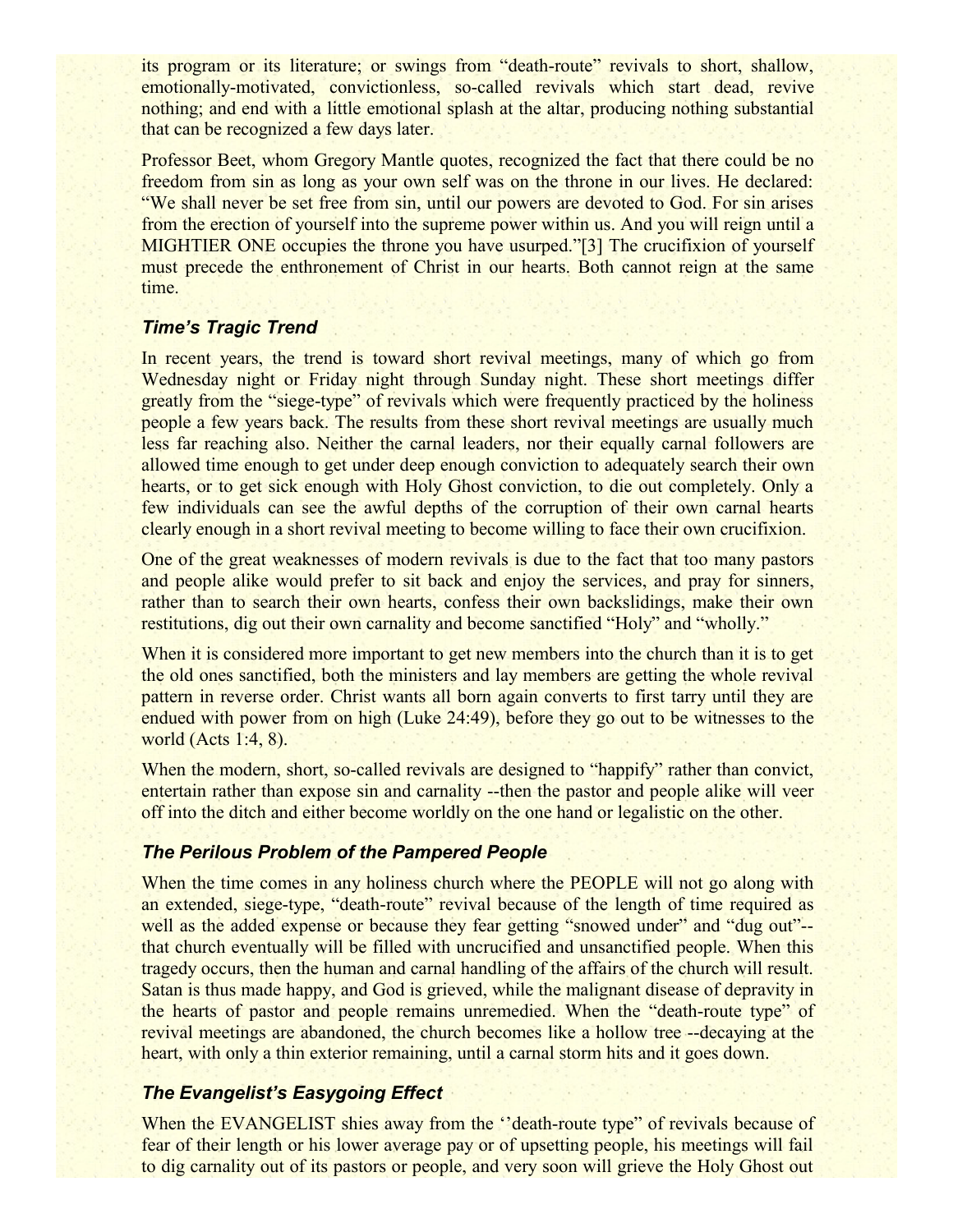its program or its literature; or swings from "death-route" revivals to short, shallow, emotionally-motivated, convictionless, so-called revivals which start dead, revive nothing; and end with a little emotional splash at the altar, producing nothing substantial that can be recognized a few days later.

Professor Beet, whom Gregory Mantle quotes, recognized the fact that there could be no freedom from sin as long as your own self was on the throne in our lives. He declared: "We shall never be set free from sin, until our powers are devoted to God. For sin arises from the erection of yourself into the supreme power within us. And you will reign until a MIGHTIER ONE occupies the throne you have usurped."[3] The crucifixion of yourself must precede the enthronement of Christ in our hearts. Both cannot reign at the same time.

### *Time's Tragic Trend*

In recent years, the trend is toward short revival meetings, many of which go from Wednesday night or Friday night through Sunday night. These short meetings differ greatly from the "siege-type" of revivals which were frequently practiced by the holiness people a few years back. The results from these short revival meetings are usually much less far reaching also. Neither the carnal leaders, nor their equally carnal followers are allowed time enough to get under deep enough conviction to adequately search their own hearts, or to get sick enough with Holy Ghost conviction, to die out completely. Only a few individuals can see the awful depths of the corruption of their own carnal hearts clearly enough in a short revival meeting to become willing to face their own crucifixion.

One of the great weaknesses of modern revivals is due to the fact that too many pastors and people alike would prefer to sit back and enjoy the services, and pray for sinners, rather than to search their own hearts, confess their own backslidings, make their own restitutions, dig out their own carnality and become sanctified "Holy" and "wholly."

When it is considered more important to get new members into the church than it is to get the old ones sanctified, both the ministers and lay members are getting the whole revival pattern in reverse order. Christ wants all born again converts to first tarry until they are endued with power from on high (Luke 24:49), before they go out to be witnesses to the world (Acts 1:4, 8).

When the modern, short, so-called revivals are designed to "happify" rather than convict, entertain rather than expose sin and carnality --then the pastor and people alike will veer off into the ditch and either become worldly on the one hand or legalistic on the other.

### *The Perilous Problem of the Pampered People*

When the time comes in any holiness church where the PEOPLE will not go along with an extended, siege-type, "death-route" revival because of the length of time required as well as the added expense or because they fear getting "snowed under" and "dug out"-- that church eventually will be filled with uncrucified and unsanctified people. When this tragedy occurs, then the human and carnal handling of the affairs of the church will result. Satan is thus made happy, and God is grieved, while the malignant disease of depravity in the hearts of pastor and people remains unremedied. When the "death-route type" of revival meetings are abandoned, the church becomes like a hollow tree --decaying at the heart, with only a thin exterior remaining, until a carnal storm hits and it goes down.

### *The Evangelist's Easygoing Effect*

When the EVANGELIST shies away from the ''death-route type" of revivals because of fear of their length or his lower average pay or of upsetting people, his meetings will fail to dig carnality out of its pastors or people, and very soon will grieve the Holy Ghost out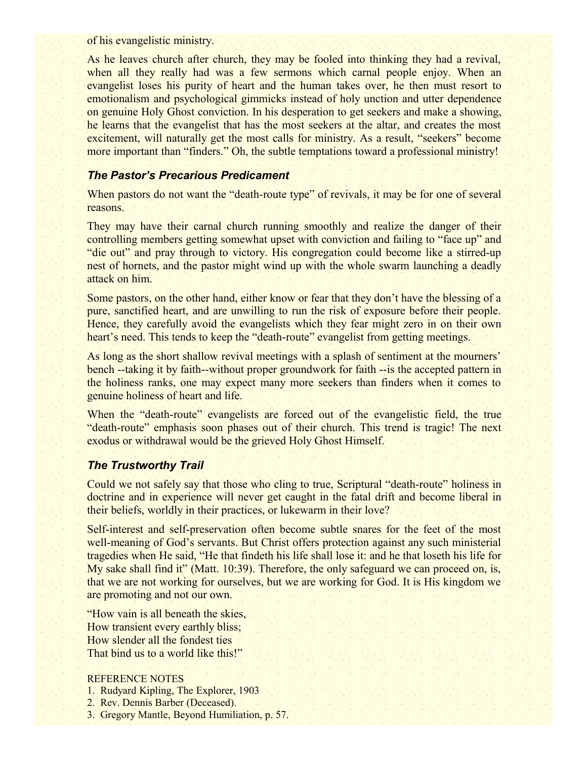of his evangelistic ministry.

As he leaves church after church, they may be fooled into thinking they had a revival, when all they really had was a few sermons which carnal people enjoy. When an evangelist loses his purity of heart and the human takes over, he then must resort to emotionalism and psychological gimmicks instead of holy unction and utter dependence on genuine Holy Ghost conviction. In his desperation to get seekers and make a showing, he learns that the evangelist that has the most seekers at the altar, and creates the most excitement, will naturally get the most calls for ministry. As a result, "seekers" become more important than "finders." Oh, the subtle temptations toward a professional ministry!

### *The Pastor's Precarious Predicament*

When pastors do not want the "death-route type" of revivals, it may be for one of several reasons.

They may have their carnal church running smoothly and realize the danger of their controlling members getting somewhat upset with conviction and failing to "face up" and "die out" and pray through to victory. His congregation could become like a stirred-up nest of hornets, and the pastor might wind up with the whole swarm launching a deadly attack on him.

Some pastors, on the other hand, either know or fear that they don't have the blessing of a pure, sanctified heart, and are unwilling to run the risk of exposure before their people. Hence, they carefully avoid the evangelists which they fear might zero in on their own heart's need. This tends to keep the "death-route" evangelist from getting meetings.

As long as the short shallow revival meetings with a splash of sentiment at the mourners' bench --taking it by faith--without proper groundwork for faith --is the accepted pattern in the holiness ranks, one may expect many more seekers than finders when it comes to genuine holiness of heart and life.

When the "death-route" evangelists are forced out of the evangelistic field, the true "death-route" emphasis soon phases out of their church. This trend is tragic! The next exodus or withdrawal would be the grieved Holy Ghost Himself.

### *The Trustworthy Trail*

Could we not safely say that those who cling to true, Scriptural "death-route" holiness in doctrine and in experience will never get caught in the fatal drift and become liberal in their beliefs, worldly in their practices, or lukewarm in their love?

Self-interest and self-preservation often become subtle snares for the feet of the most well-meaning of God's servants. But Christ offers protection against any such ministerial tragedies when He said, "He that findeth his life shall lose it: and he that loseth his life for My sake shall find it" (Matt. 10:39). Therefore, the only safeguard we can proceed on, is, that we are not working for ourselves, but we are working for God. It is His kingdom we are promoting and not our own.

"How vain is all beneath the skies,
How transient every earthly bliss;
How slender all the fondest ties
That bind us to a world like this!"

REFERENCE NOTES

1. Rudyard Kipling, The Explorer, 1903
2. Rev. Dennis Barber (Deceased).
3. Gregory Mantle, Beyond Humiliation, p. 57.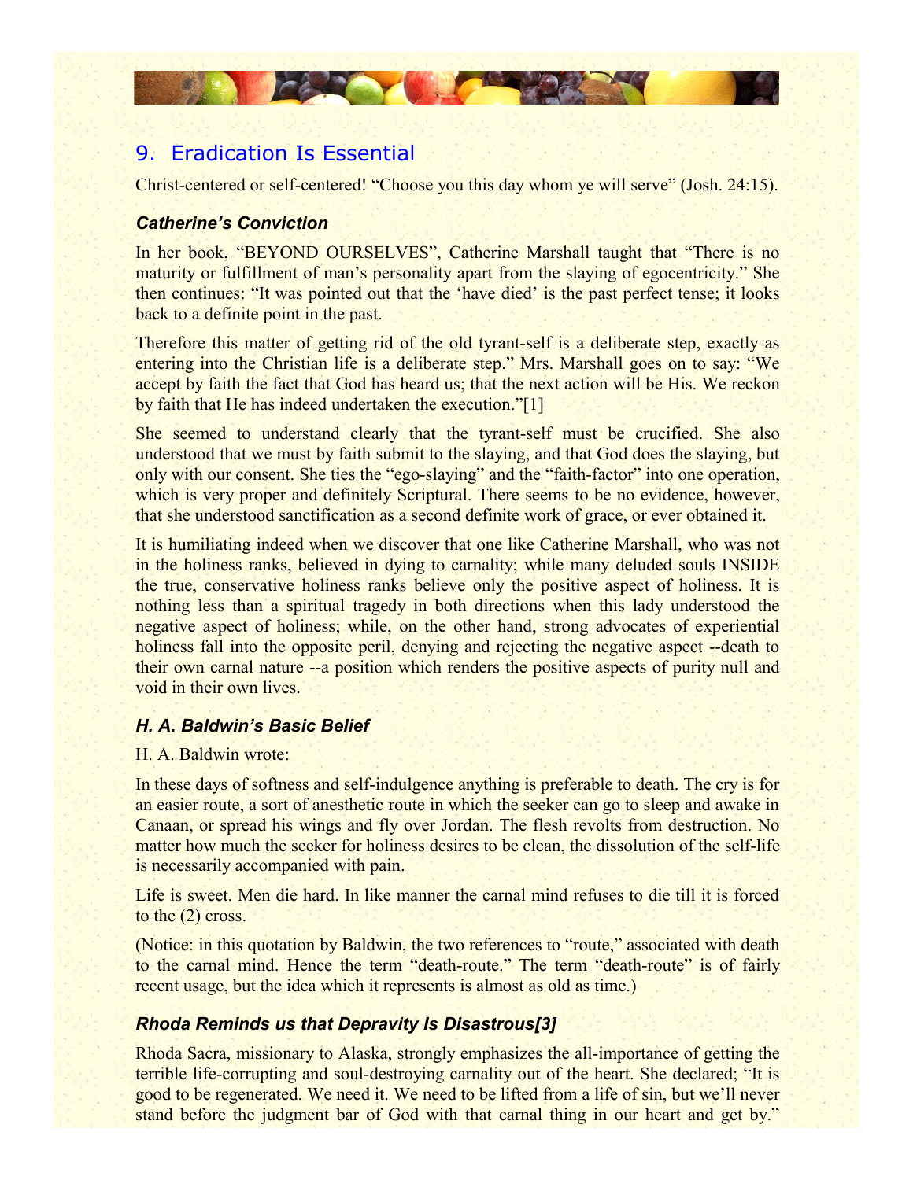## 9. Eradication Is Essential

Christ-centered or self-centered! "Choose you this day whom ye will serve" (Josh. 24:15).

### *Catherine's Conviction*

In her book, "BEYOND OURSELVES", Catherine Marshall taught that "There is no maturity or fulfillment of man's personality apart from the slaying of egocentricity." She then continues: "It was pointed out that the 'have died' is the past perfect tense; it looks back to a definite point in the past.

Therefore this matter of getting rid of the old tyrant-self is a deliberate step, exactly as entering into the Christian life is a deliberate step." Mrs. Marshall goes on to say: "We accept by faith the fact that God has heard us; that the next action will be His. We reckon by faith that He has indeed undertaken the execution."[1]

She seemed to understand clearly that the tyrant-self must be crucified. She also understood that we must by faith submit to the slaying, and that God does the slaying, but only with our consent. She ties the "ego-slaying" and the "faith-factor" into one operation, which is very proper and definitely Scriptural. There seems to be no evidence, however, that she understood sanctification as a second definite work of grace, or ever obtained it.

It is humiliating indeed when we discover that one like Catherine Marshall, who was not in the holiness ranks, believed in dying to carnality; while many deluded souls INSIDE the true, conservative holiness ranks believe only the positive aspect of holiness. It is nothing less than a spiritual tragedy in both directions when this lady understood the negative aspect of holiness; while, on the other hand, strong advocates of experiential holiness fall into the opposite peril, denying and rejecting the negative aspect --death to their own carnal nature --a position which renders the positive aspects of purity null and void in their own lives.

### *H. A. Baldwin's Basic Belief*

H. A. Baldwin wrote:

In these days of softness and self-indulgence anything is preferable to death. The cry is for an easier route, a sort of anesthetic route in which the seeker can go to sleep and awake in Canaan, or spread his wings and fly over Jordan. The flesh revolts from destruction. No matter how much the seeker for holiness desires to be clean, the dissolution of the self-life is necessarily accompanied with pain.

Life is sweet. Men die hard. In like manner the carnal mind refuses to die till it is forced to the (2) cross.

(Notice: in this quotation by Baldwin, the two references to "route," associated with death to the carnal mind. Hence the term "death-route." The term "death-route" is of fairly recent usage, but the idea which it represents is almost as old as time.)

### *Rhoda Reminds us that Depravity Is Disastrous[3]*

Rhoda Sacra, missionary to Alaska, strongly emphasizes the all-importance of getting the terrible life-corrupting and soul-destroying carnality out of the heart. She declared; "It is good to be regenerated. We need it. We need to be lifted from a life of sin, but we'll never stand before the judgment bar of God with that carnal thing in our heart and get by."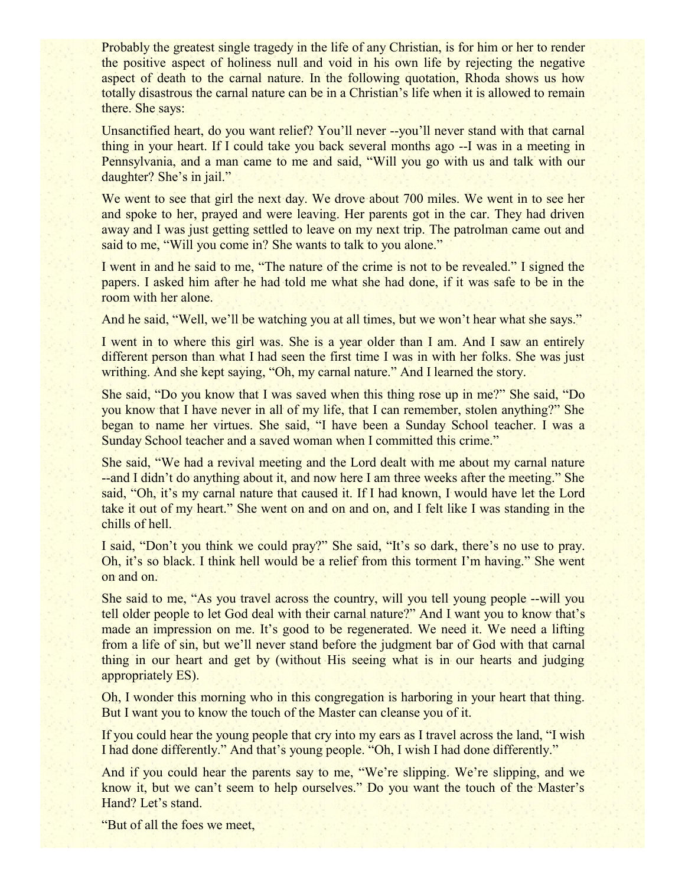Probably the greatest single tragedy in the life of any Christian, is for him or her to render the positive aspect of holiness null and void in his own life by rejecting the negative aspect of death to the carnal nature. In the following quotation, Rhoda shows us how totally disastrous the carnal nature can be in a Christian's life when it is allowed to remain there. She says:

Unsanctified heart, do you want relief? You'll never --you'll never stand with that carnal thing in your heart. If I could take you back several months ago --I was in a meeting in Pennsylvania, and a man came to me and said, "Will you go with us and talk with our daughter? She's in jail."

We went to see that girl the next day. We drove about 700 miles. We went in to see her and spoke to her, prayed and were leaving. Her parents got in the car. They had driven away and I was just getting settled to leave on my next trip. The patrolman came out and said to me, "Will you come in? She wants to talk to you alone."

I went in and he said to me, "The nature of the crime is not to be revealed." I signed the papers. I asked him after he had told me what she had done, if it was safe to be in the room with her alone.

And he said, "Well, we'll be watching you at all times, but we won't hear what she says."

I went in to where this girl was. She is a year older than I am. And I saw an entirely different person than what I had seen the first time I was in with her folks. She was just writhing. And she kept saying, "Oh, my carnal nature." And I learned the story.

She said, "Do you know that I was saved when this thing rose up in me?" She said, "Do you know that I have never in all of my life, that I can remember, stolen anything?" She began to name her virtues. She said, "I have been a Sunday School teacher. I was a Sunday School teacher and a saved woman when I committed this crime."

She said, "We had a revival meeting and the Lord dealt with me about my carnal nature --and I didn't do anything about it, and now here I am three weeks after the meeting." She said, "Oh, it's my carnal nature that caused it. If I had known, I would have let the Lord take it out of my heart." She went on and on and on, and I felt like I was standing in the chills of hell.

I said, "Don't you think we could pray?" She said, "It's so dark, there's no use to pray. Oh, it's so black. I think hell would be a relief from this torment I'm having." She went on and on.

She said to me, "As you travel across the country, will you tell young people --will you tell older people to let God deal with their carnal nature?" And I want you to know that's made an impression on me. It's good to be regenerated. We need it. We need a lifting from a life of sin, but we'll never stand before the judgment bar of God with that carnal thing in our heart and get by (without His seeing what is in our hearts and judging appropriately ES).

Oh, I wonder this morning who in this congregation is harboring in your heart that thing. But I want you to know the touch of the Master can cleanse you of it.

If you could hear the young people that cry into my ears as I travel across the land, "I wish I had done differently." And that's young people. "Oh, I wish I had done differently."

And if you could hear the parents say to me, "We're slipping. We're slipping, and we know it, but we can't seem to help ourselves." Do you want the touch of the Master's Hand? Let's stand.

"But of all the foes we meet,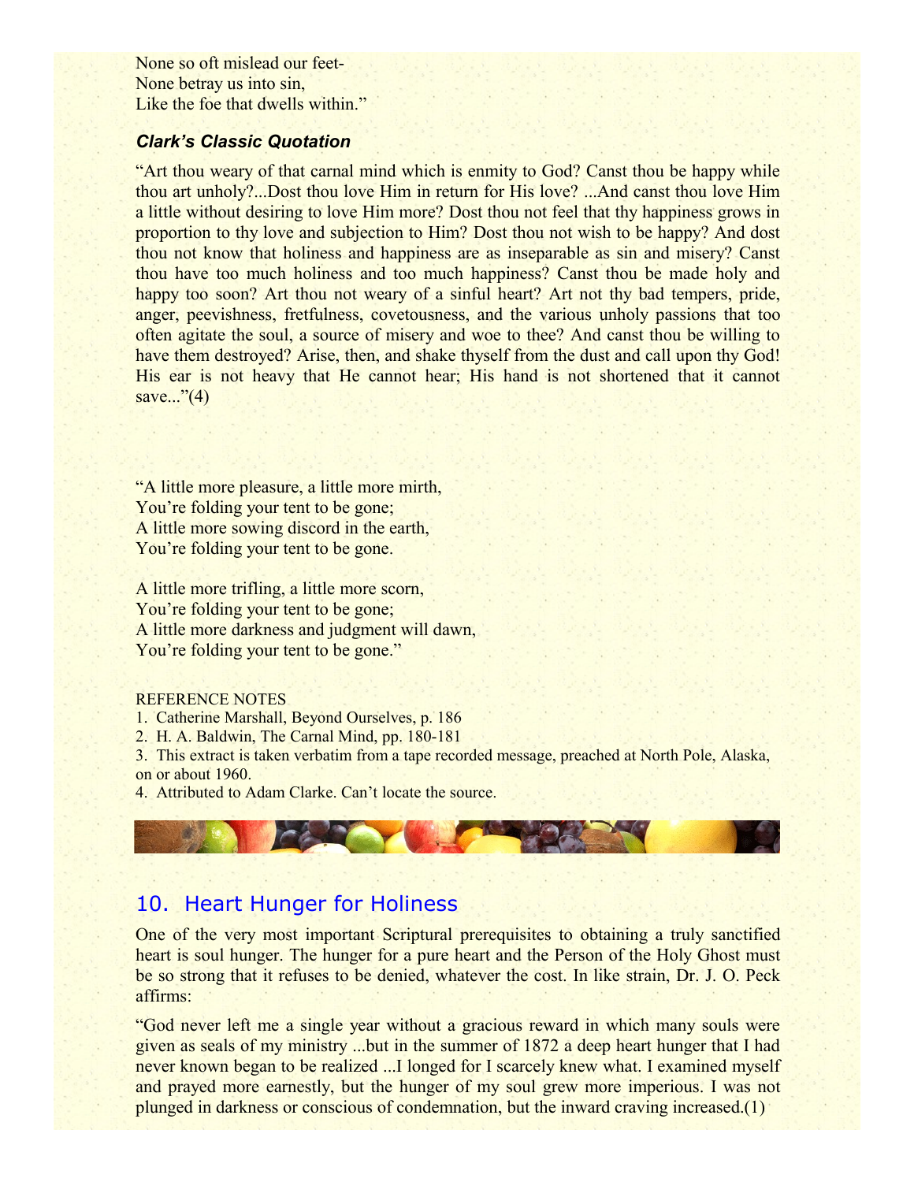None so oft mislead our feet-
None betray us into sin,
Like the foe that dwells within."

### *Clark's Classic Quotation*

"Art thou weary of that carnal mind which is enmity to God? Canst thou be happy while thou art unholy?...Dost thou love Him in return for His love? ...And canst thou love Him a little without desiring to love Him more? Dost thou not feel that thy happiness grows in proportion to thy love and subjection to Him? Dost thou not wish to be happy? And dost thou not know that holiness and happiness are as inseparable as sin and misery? Canst thou have too much holiness and too much happiness? Canst thou be made holy and happy too soon? Art thou not weary of a sinful heart? Art not thy bad tempers, pride, anger, peevishness, fretfulness, covetousness, and the various unholy passions that too often agitate the soul, a source of misery and woe to thee? And canst thou be willing to have them destroyed? Arise, then, and shake thyself from the dust and call upon thy God! His ear is not heavy that He cannot hear; His hand is not shortened that it cannot save..."(4)

"A little more pleasure, a little more mirth,
You're folding your tent to be gone;
A little more sowing discord in the earth,
You're folding your tent to be gone.

A little more trifling, a little more scorn,
You're folding your tent to be gone;
A little more darkness and judgment will dawn,
You're folding your tent to be gone."

REFERENCE NOTES

1. Catherine Marshall, Beyond Ourselves, p. 186
2. H. A. Baldwin, The Carnal Mind, pp. 180-181
3. This extract is taken verbatim from a tape recorded message, preached at North Pole, Alaska, on or about 1960.
4. Attributed to Adam Clarke. Can't locate the source.

## 10. Heart Hunger for Holiness

One of the very most important Scriptural prerequisites to obtaining a truly sanctified heart is soul hunger. The hunger for a pure heart and the Person of the Holy Ghost must be so strong that it refuses to be denied, whatever the cost. In like strain, Dr. J. O. Peck affirms:

"God never left me a single year without a gracious reward in which many souls were given as seals of my ministry ...but in the summer of 1872 a deep heart hunger that I had never known began to be realized ...I longed for I scarcely knew what. I examined myself and prayed more earnestly, but the hunger of my soul grew more imperious. I was not plunged in darkness or conscious of condemnation, but the inward craving increased.(1)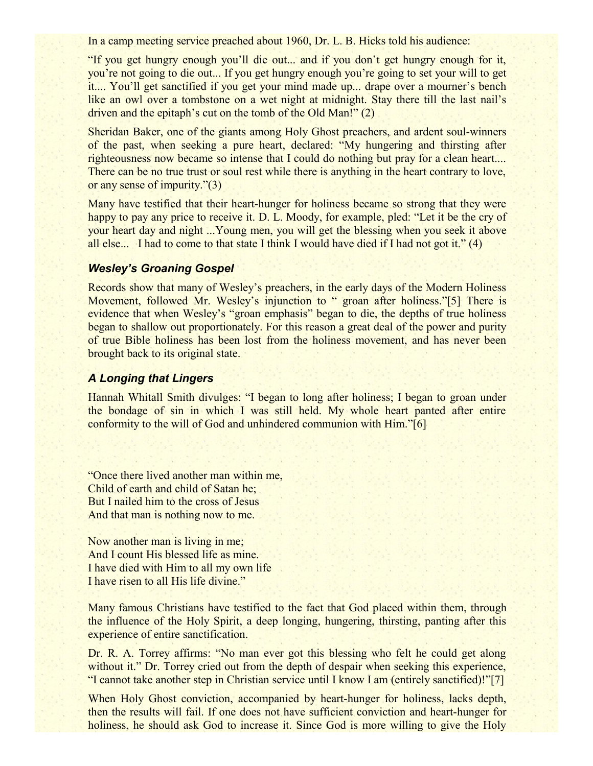In a camp meeting service preached about 1960, Dr. L. B. Hicks told his audience:

"If you get hungry enough you'll die out... and if you don't get hungry enough for it, you're not going to die out... If you get hungry enough you're going to set your will to get it.... You'll get sanctified if you get your mind made up... drape over a mourner's bench like an owl over a tombstone on a wet night at midnight. Stay there till the last nail's driven and the epitaph's cut on the tomb of the Old Man!" (2)

Sheridan Baker, one of the giants among Holy Ghost preachers, and ardent soul-winners of the past, when seeking a pure heart, declared: "My hungering and thirsting after righteousness now became so intense that I could do nothing but pray for a clean heart.... There can be no true trust or soul rest while there is anything in the heart contrary to love, or any sense of impurity."(3)

Many have testified that their heart-hunger for holiness became so strong that they were happy to pay any price to receive it. D. L. Moody, for example, pled: "Let it be the cry of your heart day and night ...Young men, you will get the blessing when you seek it above all else... I had to come to that state I think I would have died if I had not got it." (4)

### *Wesley's Groaning Gospel*

Records show that many of Wesley's preachers, in the early days of the Modern Holiness Movement, followed Mr. Wesley's injunction to " groan after holiness."[5] There is evidence that when Wesley's "groan emphasis" began to die, the depths of true holiness began to shallow out proportionately. For this reason a great deal of the power and purity of true Bible holiness has been lost from the holiness movement, and has never been brought back to its original state.

### *A Longing that Lingers*

Hannah Whitall Smith divulges: "I began to long after holiness; I began to groan under the bondage of sin in which I was still held. My whole heart panted after entire conformity to the will of God and unhindered communion with Him."[6]

"Once there lived another man within me,
Child of earth and child of Satan he;
But I nailed him to the cross of Jesus
And that man is nothing now to me.

Now another man is living in me;
And I count His blessed life as mine.
I have died with Him to all my own life
I have risen to all His life divine."

Many famous Christians have testified to the fact that God placed within them, through the influence of the Holy Spirit, a deep longing, hungering, thirsting, panting after this experience of entire sanctification.

Dr. R. A. Torrey affirms: "No man ever got this blessing who felt he could get along without it." Dr. Torrey cried out from the depth of despair when seeking this experience, "I cannot take another step in Christian service until I know I am (entirely sanctified)!"[7]

When Holy Ghost conviction, accompanied by heart-hunger for holiness, lacks depth, then the results will fail. If one does not have sufficient conviction and heart-hunger for holiness, he should ask God to increase it. Since God is more willing to give the Holy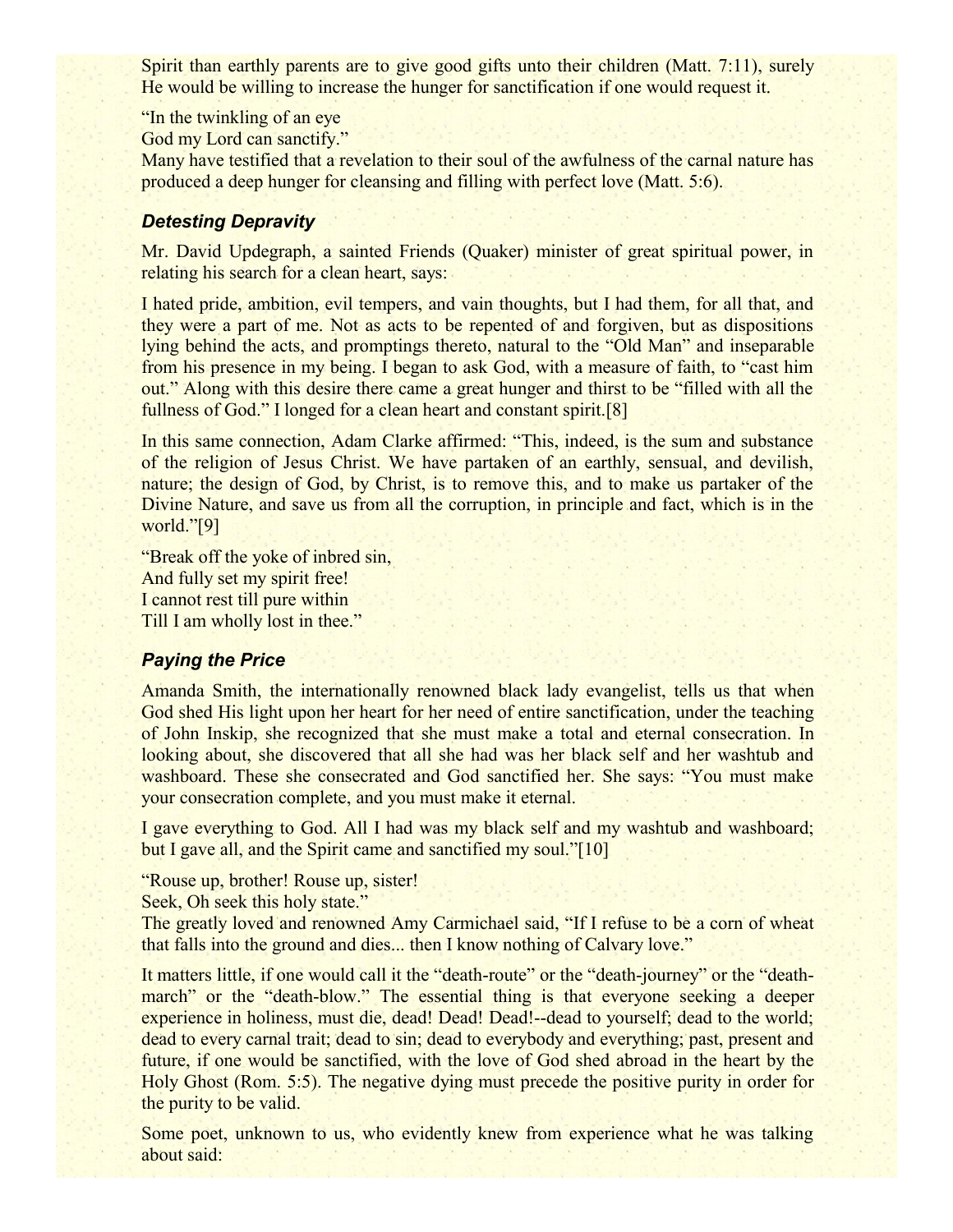Spirit than earthly parents are to give good gifts unto their children (Matt. 7:11), surely He would be willing to increase the hunger for sanctification if one would request it.

"In the twinkling of an eye
God my Lord can sanctify."
Many have testified that a revelation to their soul of the awfulness of the carnal nature has produced a deep hunger for cleansing and filling with perfect love (Matt. 5:6).

### *Detesting Depravity*

Mr. David Updegraph, a sainted Friends (Quaker) minister of great spiritual power, in relating his search for a clean heart, says:

I hated pride, ambition, evil tempers, and vain thoughts, but I had them, for all that, and they were a part of me. Not as acts to be repented of and forgiven, but as dispositions lying behind the acts, and promptings thereto, natural to the "Old Man" and inseparable from his presence in my being. I began to ask God, with a measure of faith, to "cast him out." Along with this desire there came a great hunger and thirst to be "filled with all the fullness of God." I longed for a clean heart and constant spirit.[8]

In this same connection, Adam Clarke affirmed: "This, indeed, is the sum and substance of the religion of Jesus Christ. We have partaken of an earthly, sensual, and devilish, nature; the design of God, by Christ, is to remove this, and to make us partaker of the Divine Nature, and save us from all the corruption, in principle and fact, which is in the world."[9]

"Break off the yoke of inbred sin,
And fully set my spirit free!
I cannot rest till pure within
Till I am wholly lost in thee."

### *Paying the Price*

Amanda Smith, the internationally renowned black lady evangelist, tells us that when God shed His light upon her heart for her need of entire sanctification, under the teaching of John Inskip, she recognized that she must make a total and eternal consecration. In looking about, she discovered that all she had was her black self and her washtub and washboard. These she consecrated and God sanctified her. She says: "You must make your consecration complete, and you must make it eternal.

I gave everything to God. All I had was my black self and my washtub and washboard; but I gave all, and the Spirit came and sanctified my soul."[10]

"Rouse up, brother! Rouse up, sister!
Seek, Oh seek this holy state."
The greatly loved and renowned Amy Carmichael said, "If I refuse to be a corn of wheat that falls into the ground and dies... then I know nothing of Calvary love."

It matters little, if one would call it the "death-route" or the "death-journey" or the "death-march" or the "death-blow." The essential thing is that everyone seeking a deeper experience in holiness, must die, dead! Dead! Dead!--dead to yourself; dead to the world; dead to every carnal trait; dead to sin; dead to everybody and everything; past, present and future, if one would be sanctified, with the love of God shed abroad in the heart by the Holy Ghost (Rom. 5:5). The negative dying must precede the positive purity in order for the purity to be valid.

Some poet, unknown to us, who evidently knew from experience what he was talking about said: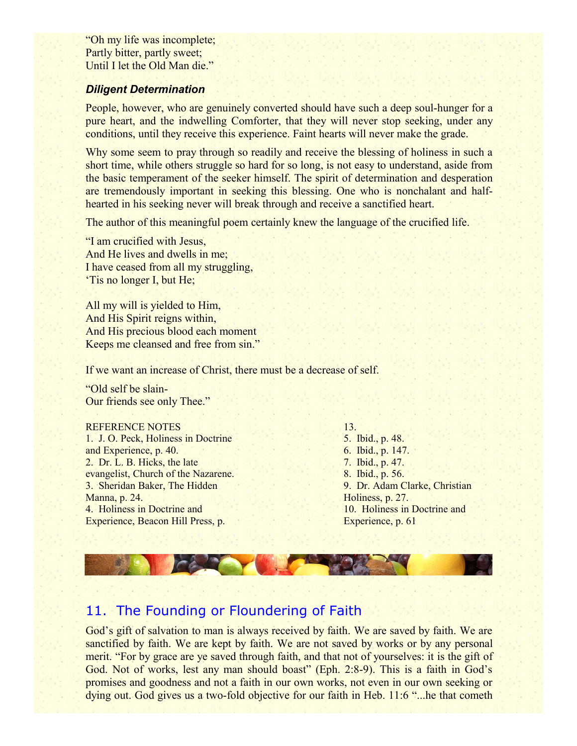"Oh my life was incomplete;
Partly bitter, partly sweet;
Until I let the Old Man die."

### *Diligent Determination*

People, however, who are genuinely converted should have such a deep soul-hunger for a pure heart, and the indwelling Comforter, that they will never stop seeking, under any conditions, until they receive this experience. Faint hearts will never make the grade.

Why some seem to pray through so readily and receive the blessing of holiness in such a short time, while others struggle so hard for so long, is not easy to understand, aside from the basic temperament of the seeker himself. The spirit of determination and desperation are tremendously important in seeking this blessing. One who is nonchalant and half-hearted in his seeking never will break through and receive a sanctified heart.

The author of this meaningful poem certainly knew the language of the crucified life.

"I am crucified with Jesus,
And He lives and dwells in me;
I have ceased from all my struggling,
'Tis no longer I, but He;

All my will is yielded to Him,
And His Spirit reigns within,
And His precious blood each moment
Keeps me cleansed and free from sin."

If we want an increase of Christ, there must be a decrease of self.

"Old self be slain-
Our friends see only Thee."

REFERENCE NOTES

1. J. O. Peck, Holiness in Doctrine and Experience, p. 40.
2. Dr. L. B. Hicks, the late evangelist, Church of the Nazarene.
3. Sheridan Baker, The Hidden Manna, p. 24.
4. Holiness in Doctrine and Experience, Beacon Hill Press, p. 13.
5. Ibid., p. 48.
6. Ibid., p. 147.
7. Ibid., p. 47.
8. Ibid., p. 56.
9. Dr. Adam Clarke, Christian Holiness, p. 27.
10. Holiness in Doctrine and Experience, p. 61

## 11. The Founding or Floundering of Faith

God's gift of salvation to man is always received by faith. We are saved by faith. We are sanctified by faith. We are kept by faith. We are not saved by works or by any personal merit. "For by grace are ye saved through faith, and that not of yourselves: it is the gift of God. Not of works, lest any man should boast" (Eph. 2:8-9). This is a faith in God's promises and goodness and not a faith in our own works, not even in our own seeking or dying out. God gives us a two-fold objective for our faith in Heb. 11:6 "...he that cometh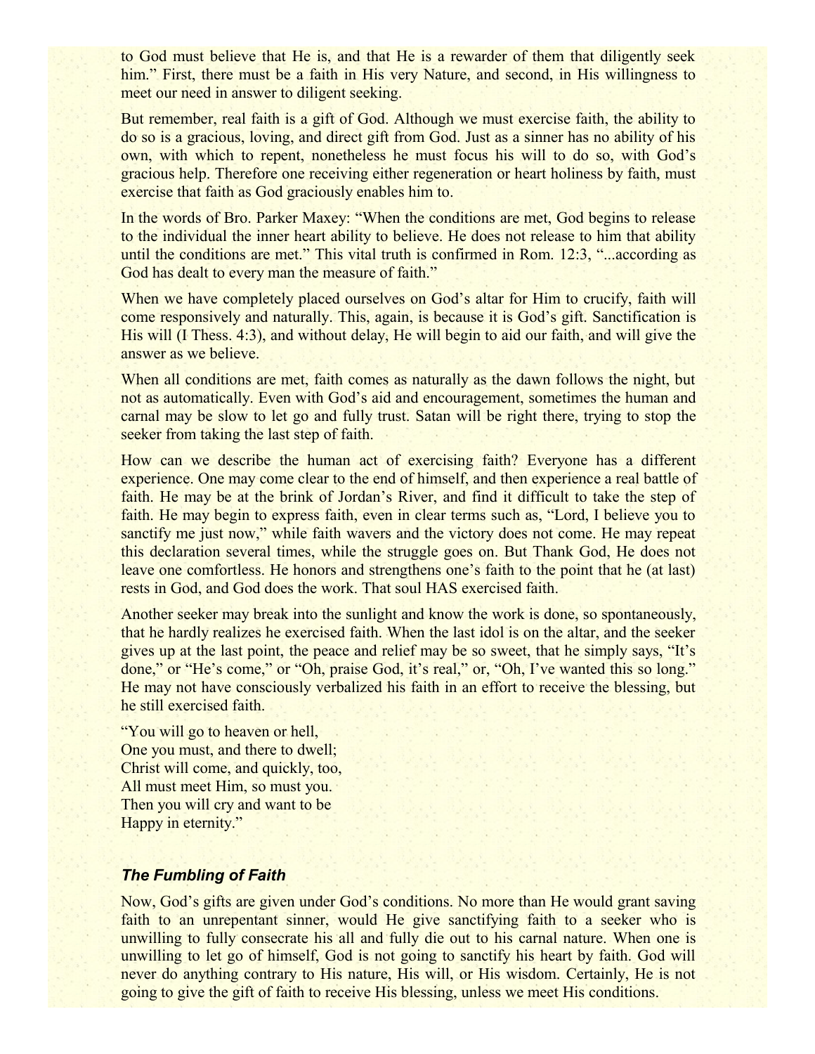to God must believe that He is, and that He is a rewarder of them that diligently seek him." First, there must be a faith in His very Nature, and second, in His willingness to meet our need in answer to diligent seeking.

But remember, real faith is a gift of God. Although we must exercise faith, the ability to do so is a gracious, loving, and direct gift from God. Just as a sinner has no ability of his own, with which to repent, nonetheless he must focus his will to do so, with God's gracious help. Therefore one receiving either regeneration or heart holiness by faith, must exercise that faith as God graciously enables him to.

In the words of Bro. Parker Maxey: "When the conditions are met, God begins to release to the individual the inner heart ability to believe. He does not release to him that ability until the conditions are met." This vital truth is confirmed in Rom. 12:3, "...according as God has dealt to every man the measure of faith."

When we have completely placed ourselves on God's altar for Him to crucify, faith will come responsively and naturally. This, again, is because it is God's gift. Sanctification is His will (I Thess. 4:3), and without delay, He will begin to aid our faith, and will give the answer as we believe.

When all conditions are met, faith comes as naturally as the dawn follows the night, but not as automatically. Even with God's aid and encouragement, sometimes the human and carnal may be slow to let go and fully trust. Satan will be right there, trying to stop the seeker from taking the last step of faith.

How can we describe the human act of exercising faith? Everyone has a different experience. One may come clear to the end of himself, and then experience a real battle of faith. He may be at the brink of Jordan's River, and find it difficult to take the step of faith. He may begin to express faith, even in clear terms such as, "Lord, I believe you to sanctify me just now," while faith wavers and the victory does not come. He may repeat this declaration several times, while the struggle goes on. But Thank God, He does not leave one comfortless. He honors and strengthens one's faith to the point that he (at last) rests in God, and God does the work. That soul HAS exercised faith.

Another seeker may break into the sunlight and know the work is done, so spontaneously, that he hardly realizes he exercised faith. When the last idol is on the altar, and the seeker gives up at the last point, the peace and relief may be so sweet, that he simply says, "It's done," or "He's come," or "Oh, praise God, it's real," or, "Oh, I've wanted this so long." He may not have consciously verbalized his faith in an effort to receive the blessing, but he still exercised faith.

"You will go to heaven or hell,  
One you must, and there to dwell;  
Christ will come, and quickly, too,  
All must meet Him, so must you.  
Then you will cry and want to be  
Happy in eternity."

### *The Fumbling of Faith*

Now, God's gifts are given under God's conditions. No more than He would grant saving faith to an unrepentant sinner, would He give sanctifying faith to a seeker who is unwilling to fully consecrate his all and fully die out to his carnal nature. When one is unwilling to let go of himself, God is not going to sanctify his heart by faith. God will never do anything contrary to His nature, His will, or His wisdom. Certainly, He is not going to give the gift of faith to receive His blessing, unless we meet His conditions.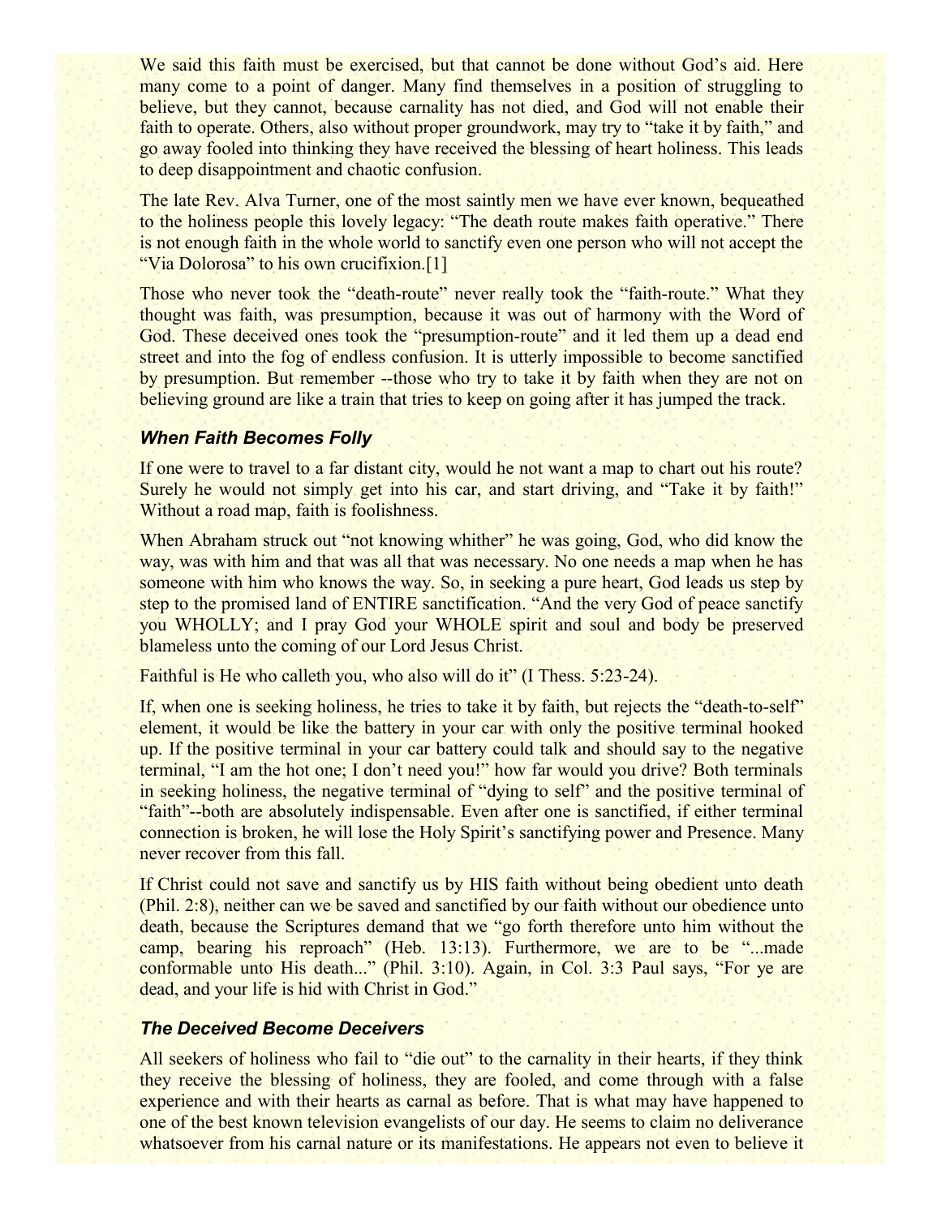We said this faith must be exercised, but that cannot be done without God's aid. Here many come to a point of danger. Many find themselves in a position of struggling to believe, but they cannot, because carnality has not died, and God will not enable their faith to operate. Others, also without proper groundwork, may try to "take it by faith," and go away fooled into thinking they have received the blessing of heart holiness. This leads to deep disappointment and chaotic confusion.

The late Rev. Alva Turner, one of the most saintly men we have ever known, bequeathed to the holiness people this lovely legacy: "The death route makes faith operative." There is not enough faith in the whole world to sanctify even one person who will not accept the "Via Dolorosa" to his own crucifixion.[1]

Those who never took the "death-route" never really took the "faith-route." What they thought was faith, was presumption, because it was out of harmony with the Word of God. These deceived ones took the "presumption-route" and it led them up a dead end street and into the fog of endless confusion. It is utterly impossible to become sanctified by presumption. But remember --those who try to take it by faith when they are not on believing ground are like a train that tries to keep on going after it has jumped the track.

### *When Faith Becomes Folly*

If one were to travel to a far distant city, would he not want a map to chart out his route? Surely he would not simply get into his car, and start driving, and "Take it by faith!" Without a road map, faith is foolishness.

When Abraham struck out "not knowing whither" he was going, God, who did know the way, was with him and that was all that was necessary. No one needs a map when he has someone with him who knows the way. So, in seeking a pure heart, God leads us step by step to the promised land of ENTIRE sanctification. "And the very God of peace sanctify you WHOLLY; and I pray God your WHOLE spirit and soul and body be preserved blameless unto the coming of our Lord Jesus Christ.

Faithful is He who calleth you, who also will do it" (I Thess. 5:23-24).

If, when one is seeking holiness, he tries to take it by faith, but rejects the "death-to-self" element, it would be like the battery in your car with only the positive terminal hooked up. If the positive terminal in your car battery could talk and should say to the negative terminal, "I am the hot one; I don't need you!" how far would you drive? Both terminals in seeking holiness, the negative terminal of "dying to self" and the positive terminal of "faith"--both are absolutely indispensable. Even after one is sanctified, if either terminal connection is broken, he will lose the Holy Spirit's sanctifying power and Presence. Many never recover from this fall.

If Christ could not save and sanctify us by HIS faith without being obedient unto death (Phil. 2:8), neither can we be saved and sanctified by our faith without our obedience unto death, because the Scriptures demand that we "go forth therefore unto him without the camp, bearing his reproach" (Heb. 13:13). Furthermore, we are to be "...made conformable unto His death..." (Phil. 3:10). Again, in Col. 3:3 Paul says, "For ye are dead, and your life is hid with Christ in God."

### *The Deceived Become Deceivers*

All seekers of holiness who fail to "die out" to the carnality in their hearts, if they think they receive the blessing of holiness, they are fooled, and come through with a false experience and with their hearts as carnal as before. That is what may have happened to one of the best known television evangelists of our day. He seems to claim no deliverance whatsoever from his carnal nature or its manifestations. He appears not even to believe it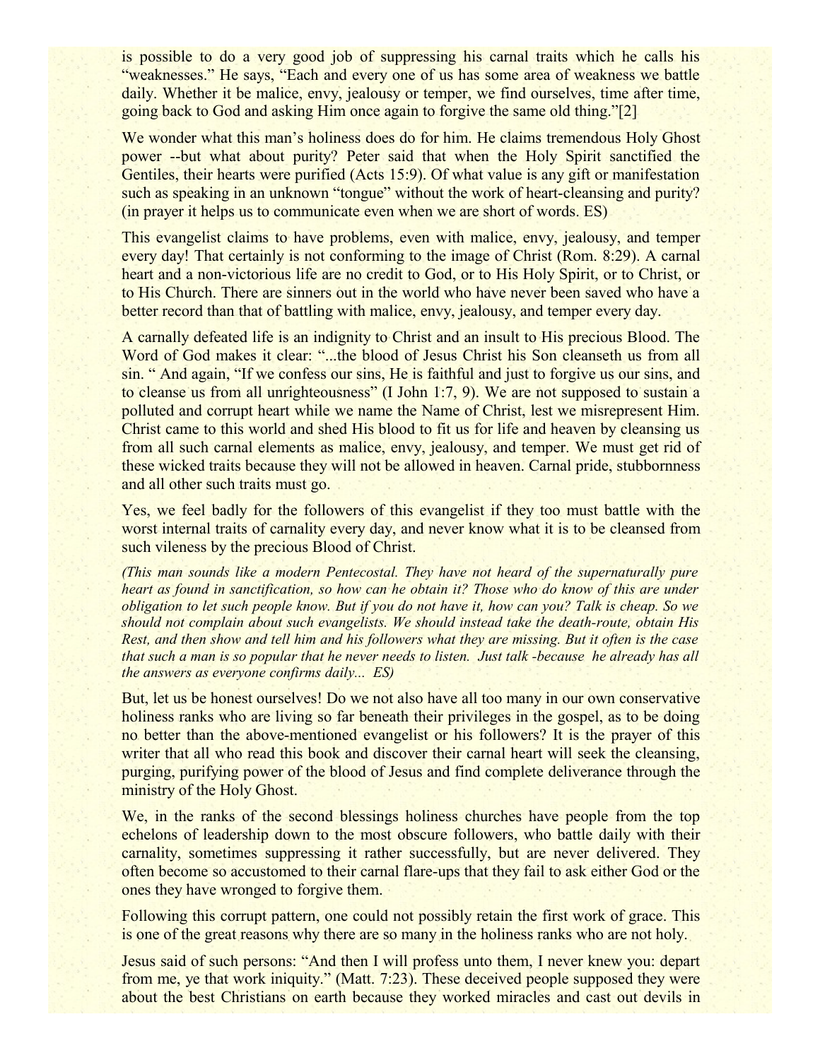is possible to do a very good job of suppressing his carnal traits which he calls his "weaknesses." He says, "Each and every one of us has some area of weakness we battle daily. Whether it be malice, envy, jealousy or temper, we find ourselves, time after time, going back to God and asking Him once again to forgive the same old thing."[2]

We wonder what this man's holiness does do for him. He claims tremendous Holy Ghost power --but what about purity? Peter said that when the Holy Spirit sanctified the Gentiles, their hearts were purified (Acts 15:9). Of what value is any gift or manifestation such as speaking in an unknown "tongue" without the work of heart-cleansing and purity? (in prayer it helps us to communicate even when we are short of words. ES)

This evangelist claims to have problems, even with malice, envy, jealousy, and temper every day! That certainly is not conforming to the image of Christ (Rom. 8:29). A carnal heart and a non-victorious life are no credit to God, or to His Holy Spirit, or to Christ, or to His Church. There are sinners out in the world who have never been saved who have a better record than that of battling with malice, envy, jealousy, and temper every day.

A carnally defeated life is an indignity to Christ and an insult to His precious Blood. The Word of God makes it clear: "...the blood of Jesus Christ his Son cleanseth us from all sin. " And again, "If we confess our sins, He is faithful and just to forgive us our sins, and to cleanse us from all unrighteousness" (I John 1:7, 9). We are not supposed to sustain a polluted and corrupt heart while we name the Name of Christ, lest we misrepresent Him. Christ came to this world and shed His blood to fit us for life and heaven by cleansing us from all such carnal elements as malice, envy, jealousy, and temper. We must get rid of these wicked traits because they will not be allowed in heaven. Carnal pride, stubbornness and all other such traits must go.

Yes, we feel badly for the followers of this evangelist if they too must battle with the worst internal traits of carnality every day, and never know what it is to be cleansed from such vileness by the precious Blood of Christ.

*(This man sounds like a modern Pentecostal. They have not heard of the supernaturally pure heart as found in sanctification, so how can he obtain it? Those who do know of this are under obligation to let such people know. But if you do not have it, how can you? Talk is cheap. So we should not complain about such evangelists. We should instead take the death-route, obtain His Rest, and then show and tell him and his followers what they are missing. But it often is the case that such a man is so popular that he never needs to listen. Just talk -because he already has all the answers as everyone confirms daily... ES)*

But, let us be honest ourselves! Do we not also have all too many in our own conservative holiness ranks who are living so far beneath their privileges in the gospel, as to be doing no better than the above-mentioned evangelist or his followers? It is the prayer of this writer that all who read this book and discover their carnal heart will seek the cleansing, purging, purifying power of the blood of Jesus and find complete deliverance through the ministry of the Holy Ghost.

We, in the ranks of the second blessings holiness churches have people from the top echelons of leadership down to the most obscure followers, who battle daily with their carnality, sometimes suppressing it rather successfully, but are never delivered. They often become so accustomed to their carnal flare-ups that they fail to ask either God or the ones they have wronged to forgive them.

Following this corrupt pattern, one could not possibly retain the first work of grace. This is one of the great reasons why there are so many in the holiness ranks who are not holy.

Jesus said of such persons: "And then I will profess unto them, I never knew you: depart from me, ye that work iniquity." (Matt. 7:23). These deceived people supposed they were about the best Christians on earth because they worked miracles and cast out devils in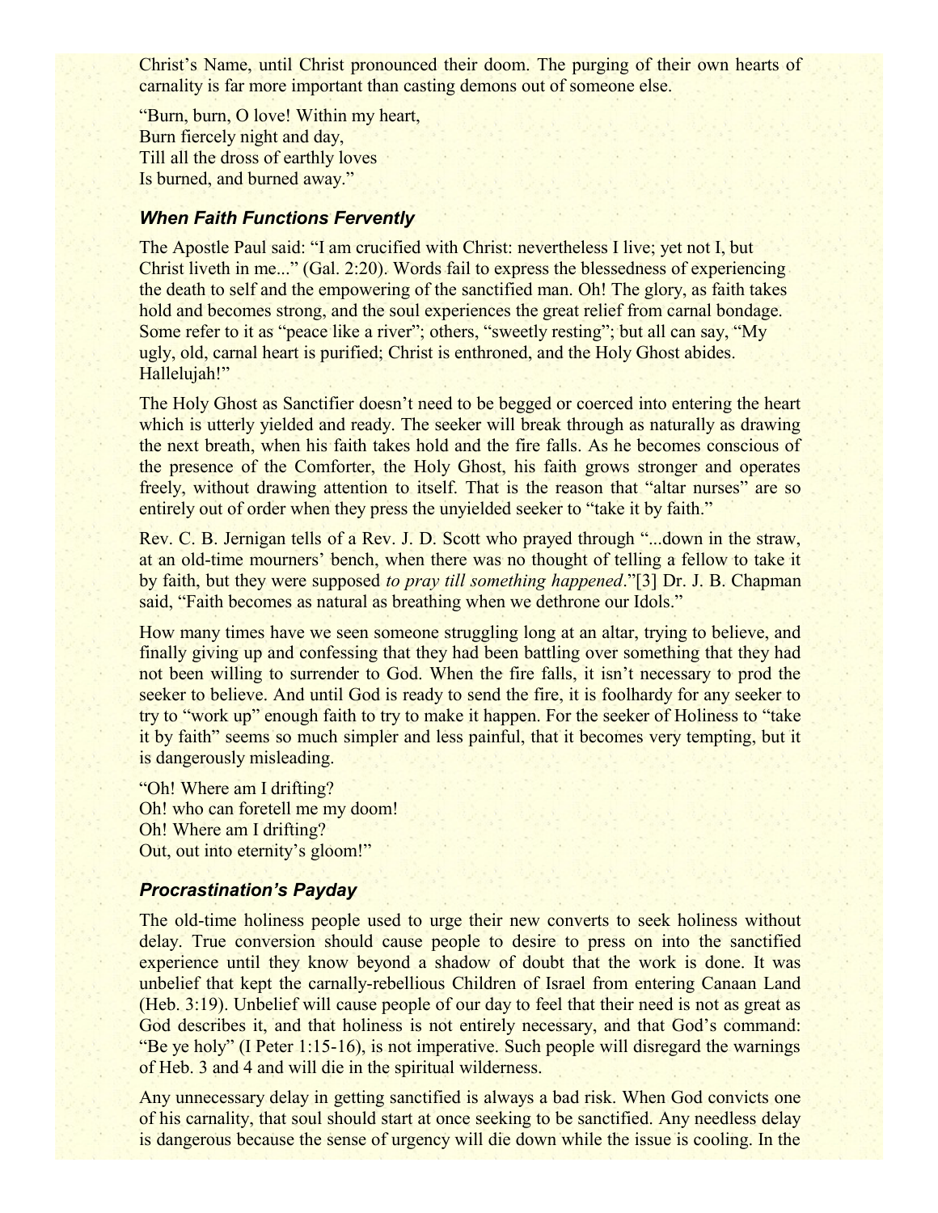Christ's Name, until Christ pronounced their doom. The purging of their own hearts of carnality is far more important than casting demons out of someone else.

"Burn, burn, O love! Within my heart,
Burn fiercely night and day,
Till all the dross of earthly loves
Is burned, and burned away."

### *When Faith Functions Fervently*

The Apostle Paul said: "I am crucified with Christ: nevertheless I live; yet not I, but Christ liveth in me..." (Gal. 2:20). Words fail to express the blessedness of experiencing the death to self and the empowering of the sanctified man. Oh! The glory, as faith takes hold and becomes strong, and the soul experiences the great relief from carnal bondage. Some refer to it as "peace like a river"; others, "sweetly resting"; but all can say, "My ugly, old, carnal heart is purified; Christ is enthroned, and the Holy Ghost abides. Hallelujah!"

The Holy Ghost as Sanctifier doesn't need to be begged or coerced into entering the heart which is utterly yielded and ready. The seeker will break through as naturally as drawing the next breath, when his faith takes hold and the fire falls. As he becomes conscious of the presence of the Comforter, the Holy Ghost, his faith grows stronger and operates freely, without drawing attention to itself. That is the reason that "altar nurses" are so entirely out of order when they press the unyielded seeker to "take it by faith."

Rev. C. B. Jernigan tells of a Rev. J. D. Scott who prayed through "...down in the straw, at an old-time mourners' bench, when there was no thought of telling a fellow to take it by faith, but they were supposed *to pray till something happened*."[3] Dr. J. B. Chapman said, "Faith becomes as natural as breathing when we dethrone our Idols."

How many times have we seen someone struggling long at an altar, trying to believe, and finally giving up and confessing that they had been battling over something that they had not been willing to surrender to God. When the fire falls, it isn't necessary to prod the seeker to believe. And until God is ready to send the fire, it is foolhardy for any seeker to try to "work up" enough faith to try to make it happen. For the seeker of Holiness to "take it by faith" seems so much simpler and less painful, that it becomes very tempting, but it is dangerously misleading.

"Oh! Where am I drifting?
Oh! who can foretell me my doom!
Oh! Where am I drifting?
Out, out into eternity's gloom!"

### *Procrastination's Payday*

The old-time holiness people used to urge their new converts to seek holiness without delay. True conversion should cause people to desire to press on into the sanctified experience until they know beyond a shadow of doubt that the work is done. It was unbelief that kept the carnally-rebellious Children of Israel from entering Canaan Land (Heb. 3:19). Unbelief will cause people of our day to feel that their need is not as great as God describes it, and that holiness is not entirely necessary, and that God's command: "Be ye holy" (I Peter 1:15-16), is not imperative. Such people will disregard the warnings of Heb. 3 and 4 and will die in the spiritual wilderness.

Any unnecessary delay in getting sanctified is always a bad risk. When God convicts one of his carnality, that soul should start at once seeking to be sanctified. Any needless delay is dangerous because the sense of urgency will die down while the issue is cooling. In the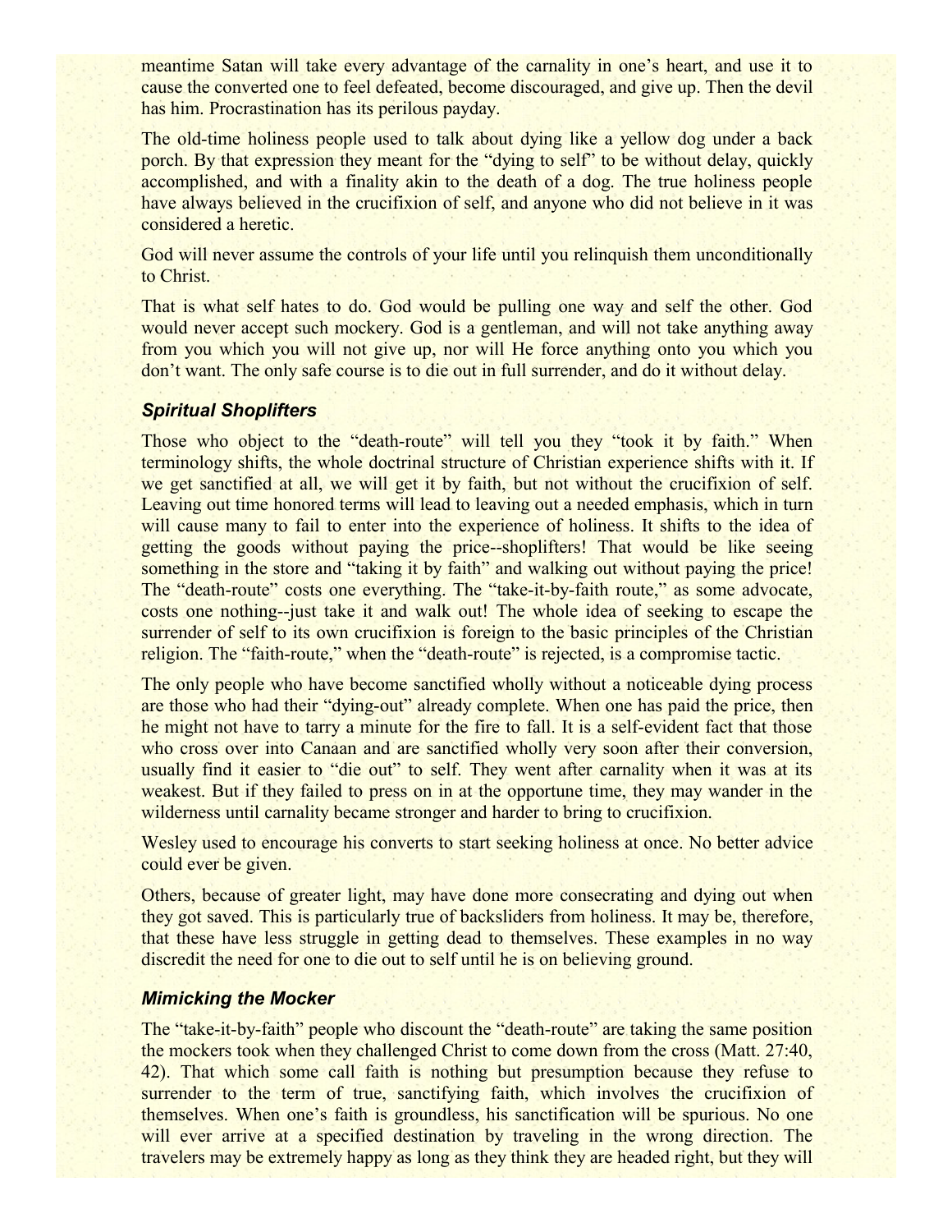meantime Satan will take every advantage of the carnality in one's heart, and use it to cause the converted one to feel defeated, become discouraged, and give up. Then the devil has him. Procrastination has its perilous payday.

The old-time holiness people used to talk about dying like a yellow dog under a back porch. By that expression they meant for the "dying to self" to be without delay, quickly accomplished, and with a finality akin to the death of a dog. The true holiness people have always believed in the crucifixion of self, and anyone who did not believe in it was considered a heretic.

God will never assume the controls of your life until you relinquish them unconditionally to Christ.

That is what self hates to do. God would be pulling one way and self the other. God would never accept such mockery. God is a gentleman, and will not take anything away from you which you will not give up, nor will He force anything onto you which you don't want. The only safe course is to die out in full surrender, and do it without delay.

### *Spiritual Shoplifters*

Those who object to the "death-route" will tell you they "took it by faith." When terminology shifts, the whole doctrinal structure of Christian experience shifts with it. If we get sanctified at all, we will get it by faith, but not without the crucifixion of self. Leaving out time honored terms will lead to leaving out a needed emphasis, which in turn will cause many to fail to enter into the experience of holiness. It shifts to the idea of getting the goods without paying the price--shoplifters! That would be like seeing something in the store and "taking it by faith" and walking out without paying the price! The "death-route" costs one everything. The "take-it-by-faith route," as some advocate, costs one nothing--just take it and walk out! The whole idea of seeking to escape the surrender of self to its own crucifixion is foreign to the basic principles of the Christian religion. The "faith-route," when the "death-route" is rejected, is a compromise tactic.

The only people who have become sanctified wholly without a noticeable dying process are those who had their "dying-out" already complete. When one has paid the price, then he might not have to tarry a minute for the fire to fall. It is a self-evident fact that those who cross over into Canaan and are sanctified wholly very soon after their conversion, usually find it easier to "die out" to self. They went after carnality when it was at its weakest. But if they failed to press on in at the opportune time, they may wander in the wilderness until carnality became stronger and harder to bring to crucifixion.

Wesley used to encourage his converts to start seeking holiness at once. No better advice could ever be given.

Others, because of greater light, may have done more consecrating and dying out when they got saved. This is particularly true of backsliders from holiness. It may be, therefore, that these have less struggle in getting dead to themselves. These examples in no way discredit the need for one to die out to self until he is on believing ground.

### *Mimicking the Mocker*

The "take-it-by-faith" people who discount the "death-route" are taking the same position the mockers took when they challenged Christ to come down from the cross (Matt. 27:40, 42). That which some call faith is nothing but presumption because they refuse to surrender to the term of true, sanctifying faith, which involves the crucifixion of themselves. When one's faith is groundless, his sanctification will be spurious. No one will ever arrive at a specified destination by traveling in the wrong direction. The travelers may be extremely happy as long as they think they are headed right, but they will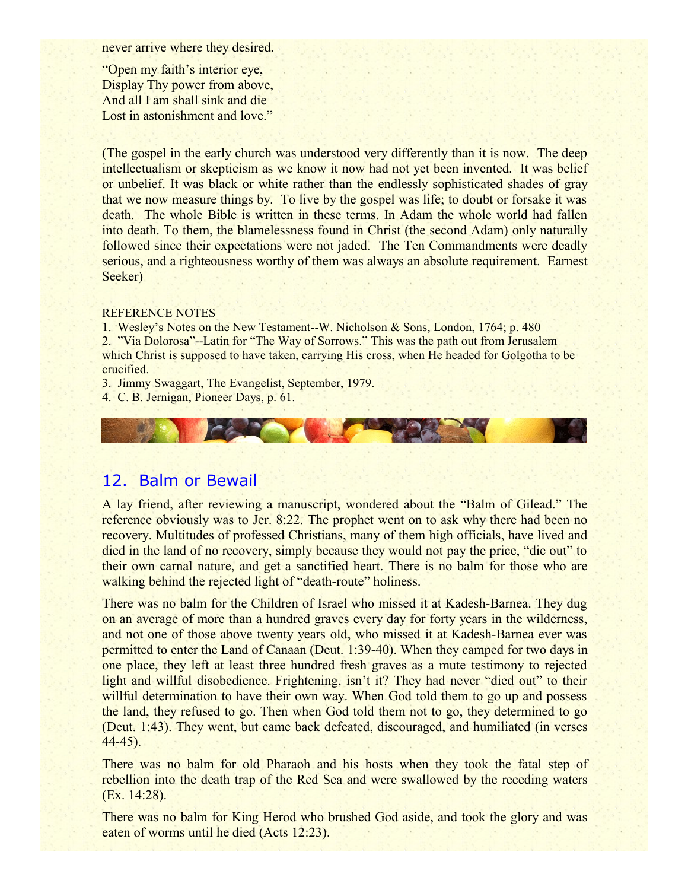never arrive where they desired.

"Open my faith's interior eye,
Display Thy power from above,
And all I am shall sink and die
Lost in astonishment and love."

(The gospel in the early church was understood very differently than it is now. The deep intellectualism or skepticism as we know it now had not yet been invented. It was belief or unbelief. It was black or white rather than the endlessly sophisticated shades of gray that we now measure things by. To live by the gospel was life; to doubt or forsake it was death. The whole Bible is written in these terms. In Adam the whole world had fallen into death. To them, the blamelessness found in Christ (the second Adam) only naturally followed since their expectations were not jaded. The Ten Commandments were deadly serious, and a righteousness worthy of them was always an absolute requirement. Earnest Seeker)

REFERENCE NOTES

1. Wesley's Notes on the New Testament--W. Nicholson & Sons, London, 1764; p. 480
2. "Via Dolorosa"--Latin for "The Way of Sorrows." This was the path out from Jerusalem which Christ is supposed to have taken, carrying His cross, when He headed for Golgotha to be crucified.
3. Jimmy Swaggart, The Evangelist, September, 1979.
4. C. B. Jernigan, Pioneer Days, p. 61.

## 12. Balm or Bewail

A lay friend, after reviewing a manuscript, wondered about the "Balm of Gilead." The reference obviously was to Jer. 8:22. The prophet went on to ask why there had been no recovery. Multitudes of professed Christians, many of them high officials, have lived and died in the land of no recovery, simply because they would not pay the price, "die out" to their own carnal nature, and get a sanctified heart. There is no balm for those who are walking behind the rejected light of "death-route" holiness.

There was no balm for the Children of Israel who missed it at Kadesh-Barnea. They dug on an average of more than a hundred graves every day for forty years in the wilderness, and not one of those above twenty years old, who missed it at Kadesh-Barnea ever was permitted to enter the Land of Canaan (Deut. 1:39-40). When they camped for two days in one place, they left at least three hundred fresh graves as a mute testimony to rejected light and willful disobedience. Frightening, isn't it? They had never "died out" to their willful determination to have their own way. When God told them to go up and possess the land, they refused to go. Then when God told them not to go, they determined to go (Deut. 1:43). They went, but came back defeated, discouraged, and humiliated (in verses 44-45).

There was no balm for old Pharaoh and his hosts when they took the fatal step of rebellion into the death trap of the Red Sea and were swallowed by the receding waters (Ex. 14:28).

There was no balm for King Herod who brushed God aside, and took the glory and was eaten of worms until he died (Acts 12:23).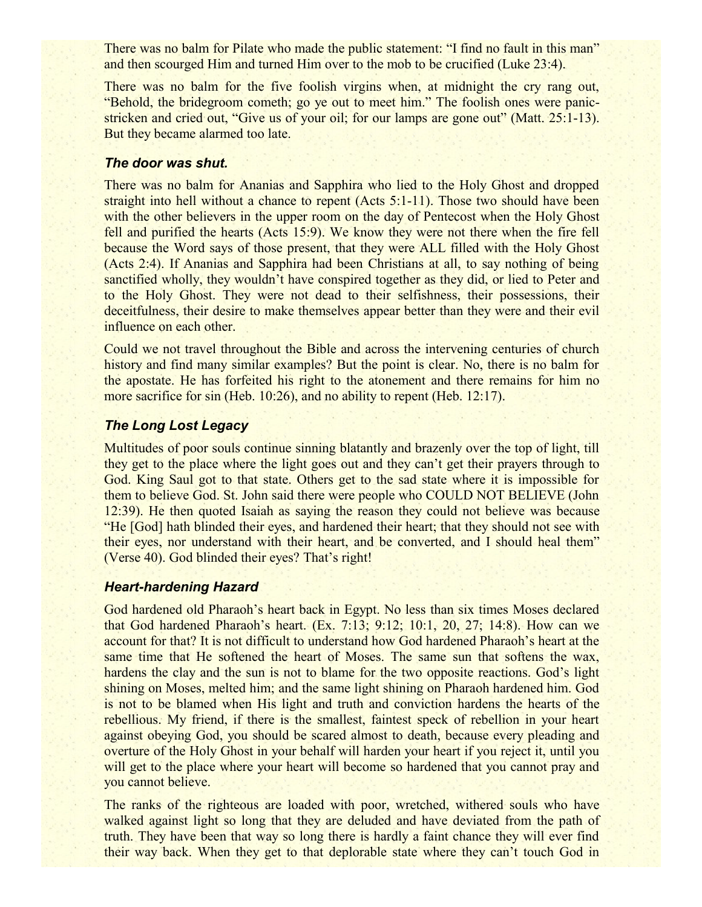There was no balm for Pilate who made the public statement: “I find no fault in this man” and then scourged Him and turned Him over to the mob to be crucified (Luke 23:4).

There was no balm for the five foolish virgins when, at midnight the cry rang out, “Behold, the bridegroom cometh; go ye out to meet him.” The foolish ones were panic-stricken and cried out, “Give us of your oil; for our lamps are gone out” (Matt. 25:1-13). But they became alarmed too late.

### *The door was shut.*

There was no balm for Ananias and Sapphira who lied to the Holy Ghost and dropped straight into hell without a chance to repent (Acts 5:1-11). Those two should have been with the other believers in the upper room on the day of Pentecost when the Holy Ghost fell and purified the hearts (Acts 15:9). We know they were not there when the fire fell because the Word says of those present, that they were ALL filled with the Holy Ghost (Acts 2:4). If Ananias and Sapphira had been Christians at all, to say nothing of being sanctified wholly, they wouldn’t have conspired together as they did, or lied to Peter and to the Holy Ghost. They were not dead to their selfishness, their possessions, their deceitfulness, their desire to make themselves appear better than they were and their evil influence on each other.

Could we not travel throughout the Bible and across the intervening centuries of church history and find many similar examples? But the point is clear. No, there is no balm for the apostate. He has forfeited his right to the atonement and there remains for him no more sacrifice for sin (Heb. 10:26), and no ability to repent (Heb. 12:17).

### *The Long Lost Legacy*

Multitudes of poor souls continue sinning blatantly and brazenly over the top of light, till they get to the place where the light goes out and they can’t get their prayers through to God. King Saul got to that state. Others get to the sad state where it is impossible for them to believe God. St. John said there were people who COULD NOT BELIEVE (John 12:39). He then quoted Isaiah as saying the reason they could not believe was because “He [God] hath blinded their eyes, and hardened their heart; that they should not see with their eyes, nor understand with their heart, and be converted, and I should heal them” (Verse 40). God blinded their eyes? That’s right!

### *Heart-hardening Hazard*

God hardened old Pharaoh’s heart back in Egypt. No less than six times Moses declared that God hardened Pharaoh’s heart. (Ex. 7:13; 9:12; 10:1, 20, 27; 14:8). How can we account for that? It is not difficult to understand how God hardened Pharaoh’s heart at the same time that He softened the heart of Moses. The same sun that softens the wax, hardens the clay and the sun is not to blame for the two opposite reactions. God’s light shining on Moses, melted him; and the same light shining on Pharaoh hardened him. God is not to be blamed when His light and truth and conviction hardens the hearts of the rebellious. My friend, if there is the smallest, faintest speck of rebellion in your heart against obeying God, you should be scared almost to death, because every pleading and overture of the Holy Ghost in your behalf will harden your heart if you reject it, until you will get to the place where your heart will become so hardened that you cannot pray and you cannot believe.

The ranks of the righteous are loaded with poor, wretched, withered souls who have walked against light so long that they are deluded and have deviated from the path of truth. They have been that way so long there is hardly a faint chance they will ever find their way back. When they get to that deplorable state where they can’t touch God in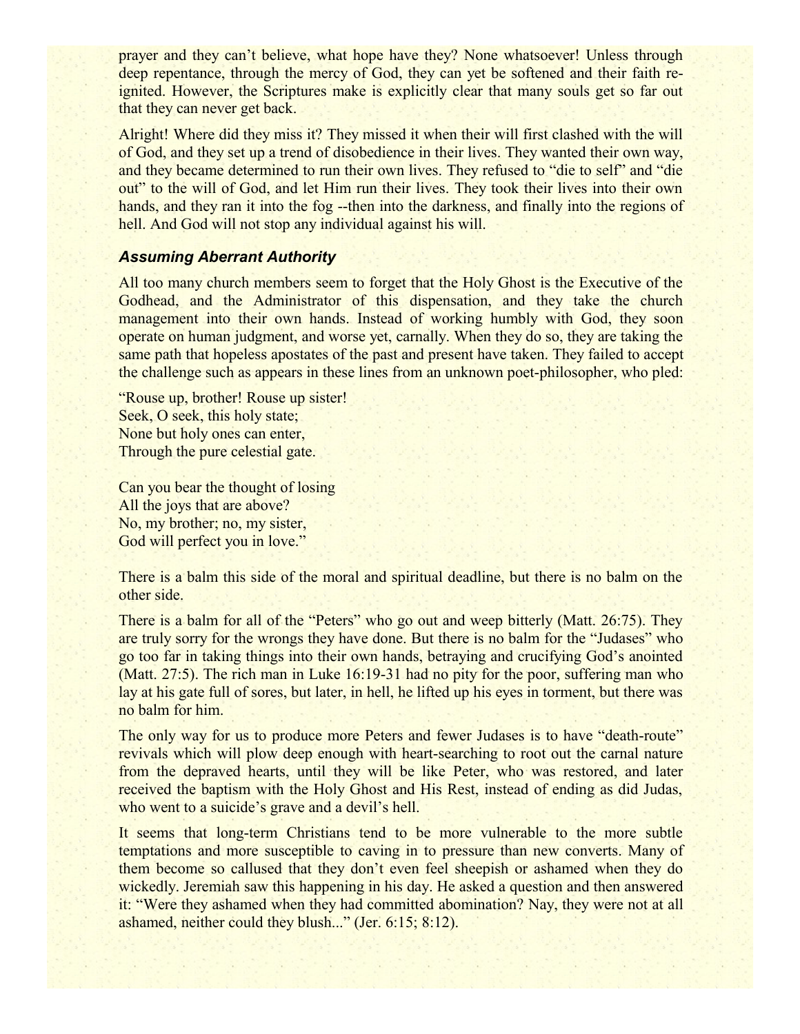prayer and they can't believe, what hope have they? None whatsoever! Unless through deep repentance, through the mercy of God, they can yet be softened and their faith re-ignited. However, the Scriptures make is explicitly clear that many souls get so far out that they can never get back.

Alright! Where did they miss it? They missed it when their will first clashed with the will of God, and they set up a trend of disobedience in their lives. They wanted their own way, and they became determined to run their own lives. They refused to "die to self" and "die out" to the will of God, and let Him run their lives. They took their lives into their own hands, and they ran it into the fog --then into the darkness, and finally into the regions of hell. And God will not stop any individual against his will.

### *Assuming Aberrant Authority*

All too many church members seem to forget that the Holy Ghost is the Executive of the Godhead, and the Administrator of this dispensation, and they take the church management into their own hands. Instead of working humbly with God, they soon operate on human judgment, and worse yet, carnally. When they do so, they are taking the same path that hopeless apostates of the past and present have taken. They failed to accept the challenge such as appears in these lines from an unknown poet-philosopher, who pled:

"Rouse up, brother! Rouse up sister!  
Seek, O seek, this holy state;  
None but holy ones can enter,  
Through the pure celestial gate.

Can you bear the thought of losing  
All the joys that are above?  
No, my brother; no, my sister,  
God will perfect you in love."

There is a balm this side of the moral and spiritual deadline, but there is no balm on the other side.

There is a balm for all of the "Peters" who go out and weep bitterly (Matt. 26:75). They are truly sorry for the wrongs they have done. But there is no balm for the "Judases" who go too far in taking things into their own hands, betraying and crucifying God's anointed (Matt. 27:5). The rich man in Luke 16:19-31 had no pity for the poor, suffering man who lay at his gate full of sores, but later, in hell, he lifted up his eyes in torment, but there was no balm for him.

The only way for us to produce more Peters and fewer Judases is to have "death-route" revivals which will plow deep enough with heart-searching to root out the carnal nature from the depraved hearts, until they will be like Peter, who was restored, and later received the baptism with the Holy Ghost and His Rest, instead of ending as did Judas, who went to a suicide's grave and a devil's hell.

It seems that long-term Christians tend to be more vulnerable to the more subtle temptations and more susceptible to caving in to pressure than new converts. Many of them become so callused that they don't even feel sheepish or ashamed when they do wickedly. Jeremiah saw this happening in his day. He asked a question and then answered it: "Were they ashamed when they had committed abomination? Nay, they were not at all ashamed, neither could they blush..." (Jer. 6:15; 8:12).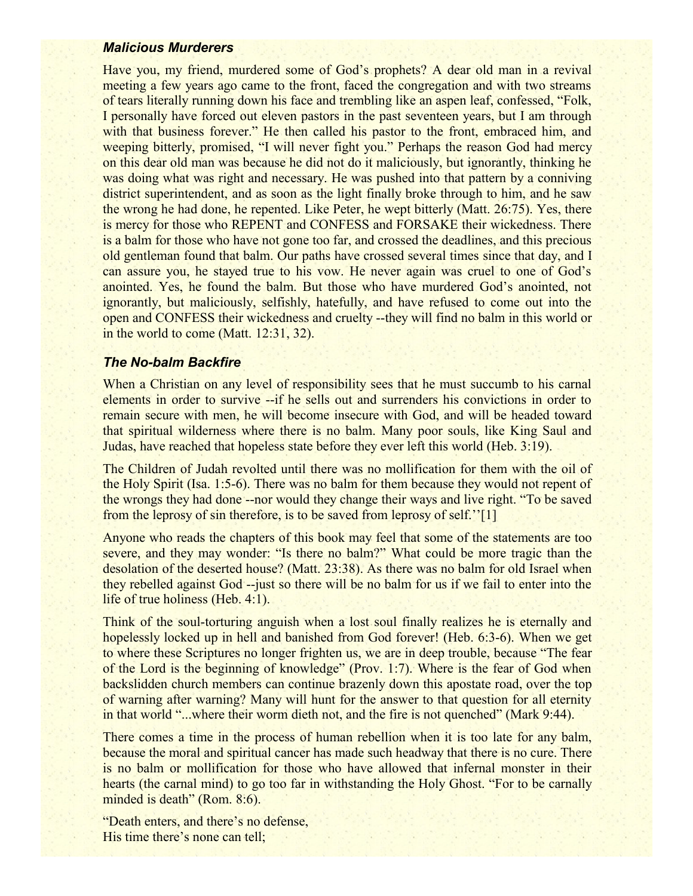### *Malicious Murderers*

Have you, my friend, murdered some of God's prophets? A dear old man in a revival meeting a few years ago came to the front, faced the congregation and with two streams of tears literally running down his face and trembling like an aspen leaf, confessed, "Folk, I personally have forced out eleven pastors in the past seventeen years, but I am through with that business forever." He then called his pastor to the front, embraced him, and weeping bitterly, promised, "I will never fight you." Perhaps the reason God had mercy on this dear old man was because he did not do it maliciously, but ignorantly, thinking he was doing what was right and necessary. He was pushed into that pattern by a conniving district superintendent, and as soon as the light finally broke through to him, and he saw the wrong he had done, he repented. Like Peter, he wept bitterly (Matt. 26:75). Yes, there is mercy for those who REPENT and CONFESS and FORSAKE their wickedness. There is a balm for those who have not gone too far, and crossed the deadlines, and this precious old gentleman found that balm. Our paths have crossed several times since that day, and I can assure you, he stayed true to his vow. He never again was cruel to one of God's anointed. Yes, he found the balm. But those who have murdered God's anointed, not ignorantly, but maliciously, selfishly, hatefully, and have refused to come out into the open and CONFESS their wickedness and cruelty --they will find no balm in this world or in the world to come (Matt. 12:31, 32).

### *The No-balm Backfire*

When a Christian on any level of responsibility sees that he must succumb to his carnal elements in order to survive --if he sells out and surrenders his convictions in order to remain secure with men, he will become insecure with God, and will be headed toward that spiritual wilderness where there is no balm. Many poor souls, like King Saul and Judas, have reached that hopeless state before they ever left this world (Heb. 3:19).

The Children of Judah revolted until there was no mollification for them with the oil of the Holy Spirit (Isa. 1:5-6). There was no balm for them because they would not repent of the wrongs they had done --nor would they change their ways and live right. "To be saved from the leprosy of sin therefore, is to be saved from leprosy of self.''[1]

Anyone who reads the chapters of this book may feel that some of the statements are too severe, and they may wonder: "Is there no balm?" What could be more tragic than the desolation of the deserted house? (Matt. 23:38). As there was no balm for old Israel when they rebelled against God --just so there will be no balm for us if we fail to enter into the life of true holiness (Heb. 4:1).

Think of the soul-torturing anguish when a lost soul finally realizes he is eternally and hopelessly locked up in hell and banished from God forever! (Heb. 6:3-6). When we get to where these Scriptures no longer frighten us, we are in deep trouble, because "The fear of the Lord is the beginning of knowledge" (Prov. 1:7). Where is the fear of God when backslidden church members can continue brazenly down this apostate road, over the top of warning after warning? Many will hunt for the answer to that question for all eternity in that world "...where their worm dieth not, and the fire is not quenched" (Mark 9:44).

There comes a time in the process of human rebellion when it is too late for any balm, because the moral and spiritual cancer has made such headway that there is no cure. There is no balm or mollification for those who have allowed that infernal monster in their hearts (the carnal mind) to go too far in withstanding the Holy Ghost. "For to be carnally minded is death" (Rom. 8:6).

"Death enters, and there's no defense,
His time there's none can tell;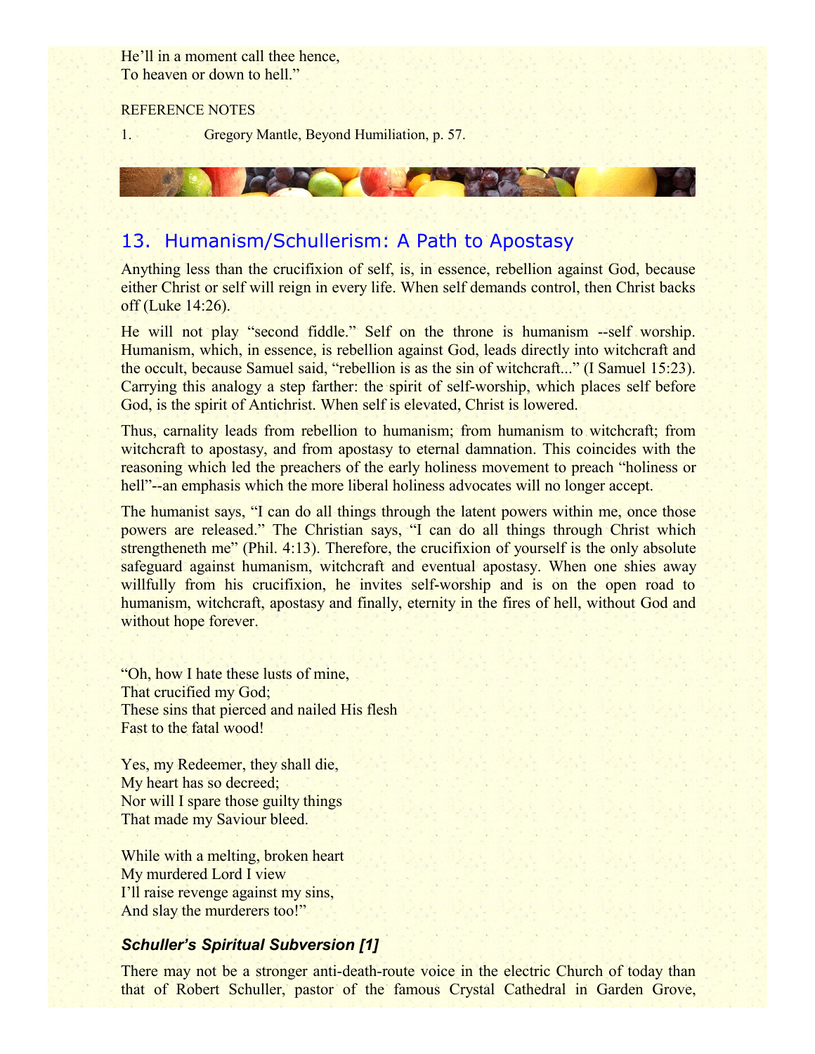He'll in a moment call thee hence,
To heaven or down to hell."

REFERENCE NOTES

1. Gregory Mantle, Beyond Humiliation, p. 57.

## 13. Humanism/Schullerism: A Path to Apostasy

Anything less than the crucifixion of self, is, in essence, rebellion against God, because either Christ or self will reign in every life. When self demands control, then Christ backs off (Luke 14:26).

He will not play "second fiddle." Self on the throne is humanism --self worship. Humanism, which, in essence, is rebellion against God, leads directly into witchcraft and the occult, because Samuel said, "rebellion is as the sin of witchcraft..." (I Samuel 15:23). Carrying this analogy a step farther: the spirit of self-worship, which places self before God, is the spirit of Antichrist. When self is elevated, Christ is lowered.

Thus, carnality leads from rebellion to humanism; from humanism to witchcraft; from witchcraft to apostasy, and from apostasy to eternal damnation. This coincides with the reasoning which led the preachers of the early holiness movement to preach "holiness or hell"--an emphasis which the more liberal holiness advocates will no longer accept.

The humanist says, "I can do all things through the latent powers within me, once those powers are released." The Christian says, "I can do all things through Christ which strengtheneth me" (Phil. 4:13). Therefore, the crucifixion of yourself is the only absolute safeguard against humanism, witchcraft and eventual apostasy. When one shies away willfully from his crucifixion, he invites self-worship and is on the open road to humanism, witchcraft, apostasy and finally, eternity in the fires of hell, without God and without hope forever.

"Oh, how I hate these lusts of mine,
That crucified my God;
These sins that pierced and nailed His flesh
Fast to the fatal wood!

Yes, my Redeemer, they shall die,
My heart has so decreed;
Nor will I spare those guilty things
That made my Saviour bleed.

While with a melting, broken heart
My murdered Lord I view
I'll raise revenge against my sins,
And slay the murderers too!"

### *Schuller's Spiritual Subversion [1]*

There may not be a stronger anti-death-route voice in the electric Church of today than that of Robert Schuller, pastor of the famous Crystal Cathedral in Garden Grove,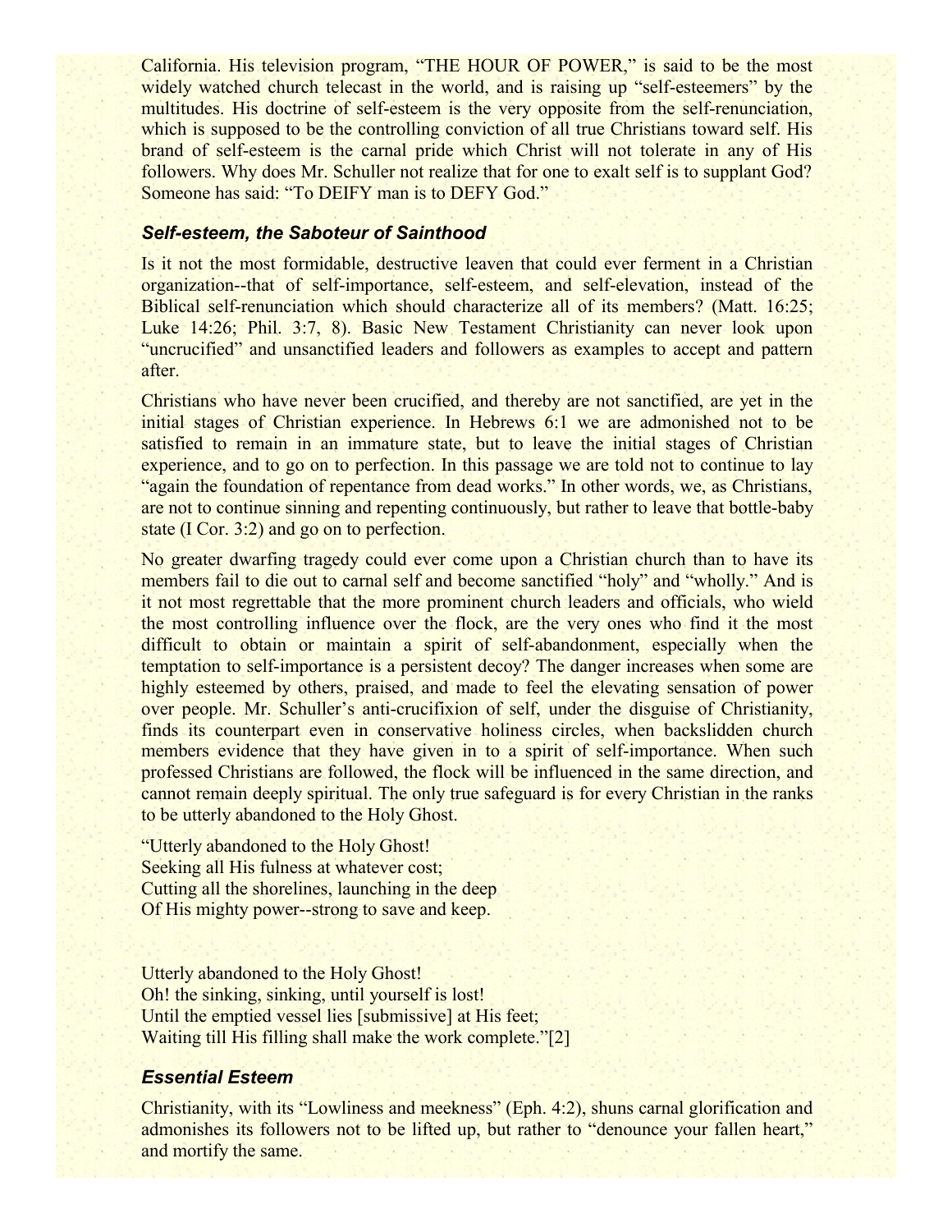California. His television program, "THE HOUR OF POWER," is said to be the most widely watched church telecast in the world, and is raising up "self-esteemers" by the multitudes. His doctrine of self-esteem is the very opposite from the self-renunciation, which is supposed to be the controlling conviction of all true Christians toward self. His brand of self-esteem is the carnal pride which Christ will not tolerate in any of His followers. Why does Mr. Schuller not realize that for one to exalt self is to supplant God? Someone has said: "To DEIFY man is to DEFY God."

### *Self-esteem, the Saboteur of Sainthood*

Is it not the most formidable, destructive leaven that could ever ferment in a Christian organization--that of self-importance, self-esteem, and self-elevation, instead of the Biblical self-renunciation which should characterize all of its members? (Matt. 16:25; Luke 14:26; Phil. 3:7, 8). Basic New Testament Christianity can never look upon "uncrucified" and unsanctified leaders and followers as examples to accept and pattern after.

Christians who have never been crucified, and thereby are not sanctified, are yet in the initial stages of Christian experience. In Hebrews 6:1 we are admonished not to be satisfied to remain in an immature state, but to leave the initial stages of Christian experience, and to go on to perfection. In this passage we are told not to continue to lay "again the foundation of repentance from dead works." In other words, we, as Christians, are not to continue sinning and repenting continuously, but rather to leave that bottle-baby state (I Cor. 3:2) and go on to perfection.

No greater dwarfing tragedy could ever come upon a Christian church than to have its members fail to die out to carnal self and become sanctified "holy" and "wholly." And is it not most regrettable that the more prominent church leaders and officials, who wield the most controlling influence over the flock, are the very ones who find it the most difficult to obtain or maintain a spirit of self-abandonment, especially when the temptation to self-importance is a persistent decoy? The danger increases when some are highly esteemed by others, praised, and made to feel the elevating sensation of power over people. Mr. Schuller's anti-crucifixion of self, under the disguise of Christianity, finds its counterpart even in conservative holiness circles, when backslidden church members evidence that they have given in to a spirit of self-importance. When such professed Christians are followed, the flock will be influenced in the same direction, and cannot remain deeply spiritual. The only true safeguard is for every Christian in the ranks to be utterly abandoned to the Holy Ghost.

"Utterly abandoned to the Holy Ghost!
Seeking all His fulness at whatever cost;
Cutting all the shorelines, launching in the deep
Of His mighty power--strong to save and keep.

Utterly abandoned to the Holy Ghost!
Oh! the sinking, sinking, until yourself is lost!
Until the emptied vessel lies [submissive] at His feet;
Waiting till His filling shall make the work complete."[2]

### *Essential Esteem*

Christianity, with its "Lowliness and meekness" (Eph. 4:2), shuns carnal glorification and admonishes its followers not to be lifted up, but rather to "denounce your fallen heart," and mortify the same.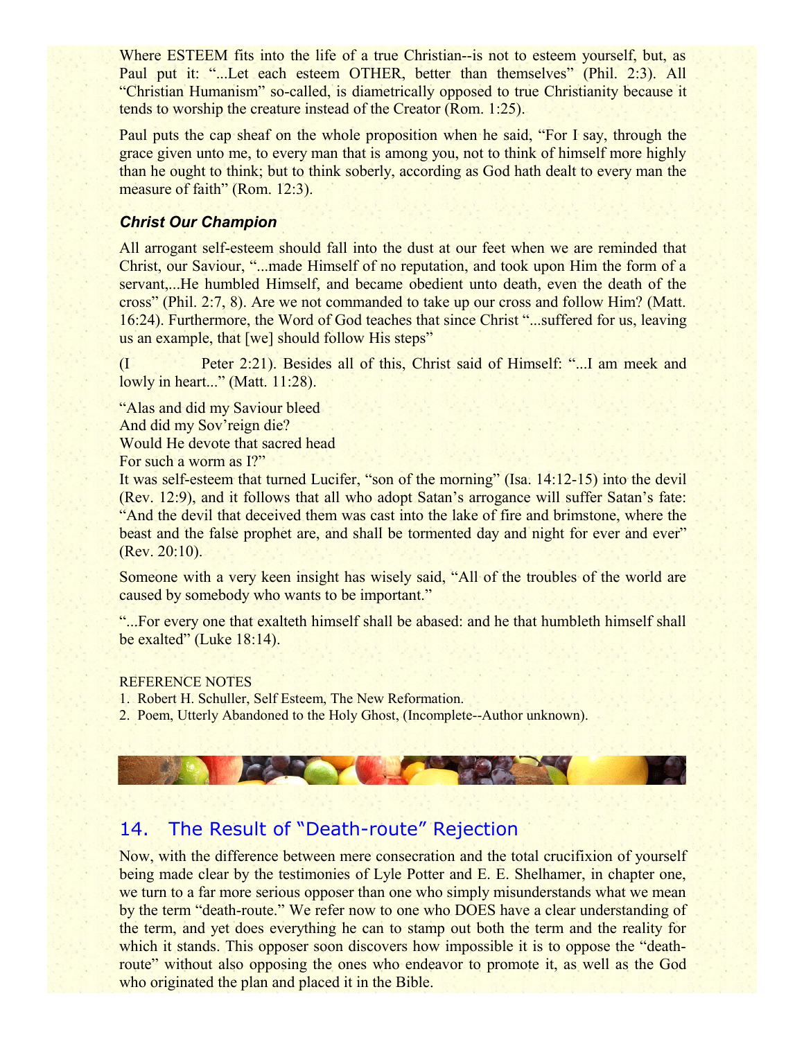Where ESTEEM fits into the life of a true Christian--is not to esteem yourself, but, as Paul put it: "...Let each esteem OTHER, better than themselves" (Phil. 2:3). All "Christian Humanism" so-called, is diametrically opposed to true Christianity because it tends to worship the creature instead of the Creator (Rom. 1:25).

Paul puts the cap sheaf on the whole proposition when he said, "For I say, through the grace given unto me, to every man that is among you, not to think of himself more highly than he ought to think; but to think soberly, according as God hath dealt to every man the measure of faith" (Rom. 12:3).

### *Christ Our Champion*

All arrogant self-esteem should fall into the dust at our feet when we are reminded that Christ, our Saviour, "...made Himself of no reputation, and took upon Him the form of a servant,...He humbled Himself, and became obedient unto death, even the death of the cross" (Phil. 2:7, 8). Are we not commanded to take up our cross and follow Him? (Matt. 16:24). Furthermore, the Word of God teaches that since Christ "...suffered for us, leaving us an example, that [we] should follow His steps"

(I Peter 2:21). Besides all of this, Christ said of Himself: "...I am meek and lowly in heart..." (Matt. 11:28).

"Alas and did my Saviour bleed  
And did my Sov'reign die?  
Would He devote that sacred head  
For such a worm as I?"  
It was self-esteem that turned Lucifer, "son of the morning" (Isa. 14:12-15) into the devil (Rev. 12:9), and it follows that all who adopt Satan's arrogance will suffer Satan's fate: "And the devil that deceived them was cast into the lake of fire and brimstone, where the beast and the false prophet are, and shall be tormented day and night for ever and ever" (Rev. 20:10).

Someone with a very keen insight has wisely said, "All of the troubles of the world are caused by somebody who wants to be important."

"...For every one that exalteth himself shall be abased: and he that humbleth himself shall be exalted" (Luke 18:14).

REFERENCE NOTES

1. Robert H. Schuller, Self Esteem, The New Reformation.
2. Poem, Utterly Abandoned to the Holy Ghost, (Incomplete--Author unknown).

## 14. The Result of "Death-route" Rejection

Now, with the difference between mere consecration and the total crucifixion of yourself being made clear by the testimonies of Lyle Potter and E. E. Shelhamer, in chapter one, we turn to a far more serious opposer than one who simply misunderstands what we mean by the term "death-route." We refer now to one who DOES have a clear understanding of the term, and yet does everything he can to stamp out both the term and the reality for which it stands. This opposer soon discovers how impossible it is to oppose the "death-route" without also opposing the ones who endeavor to promote it, as well as the God who originated the plan and placed it in the Bible.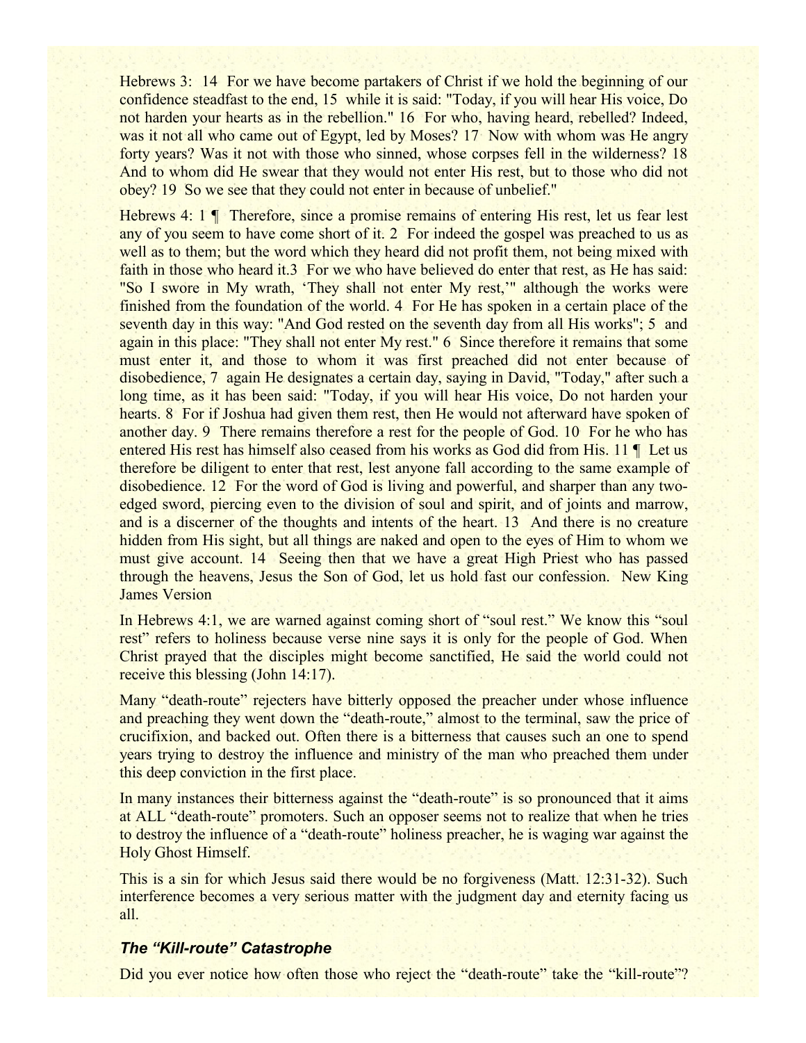Hebrews 3: 14 For we have become partakers of Christ if we hold the beginning of our confidence steadfast to the end, 15 while it is said: "Today, if you will hear His voice, Do not harden your hearts as in the rebellion." 16 For who, having heard, rebelled? Indeed, was it not all who came out of Egypt, led by Moses? 17 Now with whom was He angry forty years? Was it not with those who sinned, whose corpses fell in the wilderness? 18 And to whom did He swear that they would not enter His rest, but to those who did not obey? 19 So we see that they could not enter in because of unbelief."

Hebrews 4: 1 ¶ Therefore, since a promise remains of entering His rest, let us fear lest any of you seem to have come short of it. 2 For indeed the gospel was preached to us as well as to them; but the word which they heard did not profit them, not being mixed with faith in those who heard it.3 For we who have believed do enter that rest, as He has said: "So I swore in My wrath, 'They shall not enter My rest,'" although the works were finished from the foundation of the world. 4 For He has spoken in a certain place of the seventh day in this way: "And God rested on the seventh day from all His works"; 5 and again in this place: "They shall not enter My rest." 6 Since therefore it remains that some must enter it, and those to whom it was first preached did not enter because of disobedience, 7 again He designates a certain day, saying in David, "Today," after such a long time, as it has been said: "Today, if you will hear His voice, Do not harden your hearts. 8 For if Joshua had given them rest, then He would not afterward have spoken of another day. 9 There remains therefore a rest for the people of God. 10 For he who has entered His rest has himself also ceased from his works as God did from His. 11 ¶ Let us therefore be diligent to enter that rest, lest anyone fall according to the same example of disobedience. 12 For the word of God is living and powerful, and sharper than any two-edged sword, piercing even to the division of soul and spirit, and of joints and marrow, and is a discerner of the thoughts and intents of the heart. 13 And there is no creature hidden from His sight, but all things are naked and open to the eyes of Him to whom we must give account. 14 Seeing then that we have a great High Priest who has passed through the heavens, Jesus the Son of God, let us hold fast our confession. New King James Version

In Hebrews 4:1, we are warned against coming short of "soul rest." We know this "soul rest" refers to holiness because verse nine says it is only for the people of God. When Christ prayed that the disciples might become sanctified, He said the world could not receive this blessing (John 14:17).

Many "death-route" rejecters have bitterly opposed the preacher under whose influence and preaching they went down the "death-route," almost to the terminal, saw the price of crucifixion, and backed out. Often there is a bitterness that causes such an one to spend years trying to destroy the influence and ministry of the man who preached them under this deep conviction in the first place.

In many instances their bitterness against the "death-route" is so pronounced that it aims at ALL "death-route" promoters. Such an opposer seems not to realize that when he tries to destroy the influence of a "death-route" holiness preacher, he is waging war against the Holy Ghost Himself.

This is a sin for which Jesus said there would be no forgiveness (Matt. 12:31-32). Such interference becomes a very serious matter with the judgment day and eternity facing us all.

### *The "Kill-route" Catastrophe*

Did you ever notice how often those who reject the "death-route" take the "kill-route"?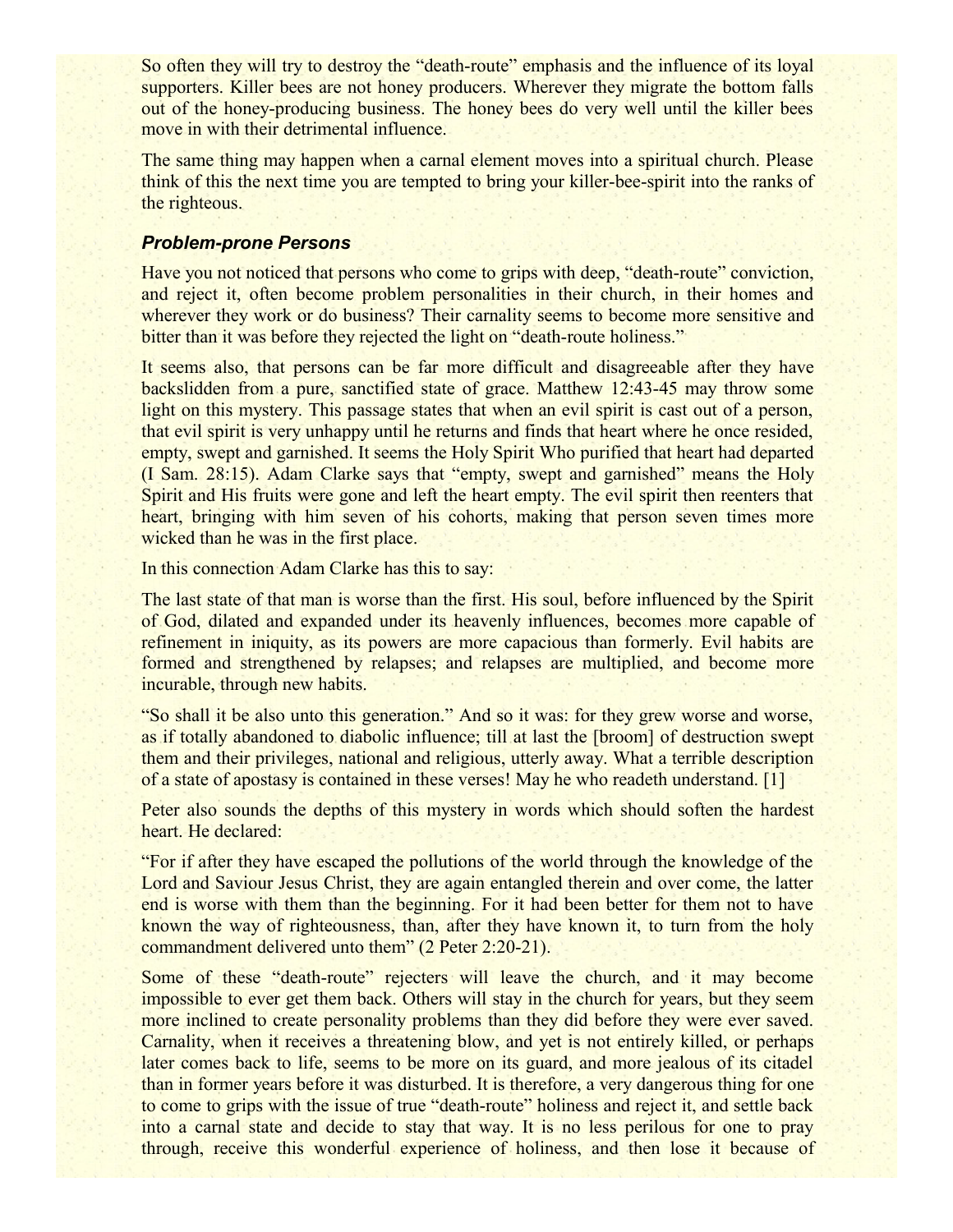So often they will try to destroy the "death-route" emphasis and the influence of its loyal supporters. Killer bees are not honey producers. Wherever they migrate the bottom falls out of the honey-producing business. The honey bees do very well until the killer bees move in with their detrimental influence.

The same thing may happen when a carnal element moves into a spiritual church. Please think of this the next time you are tempted to bring your killer-bee-spirit into the ranks of the righteous.

### *Problem-prone Persons*

Have you not noticed that persons who come to grips with deep, "death-route" conviction, and reject it, often become problem personalities in their church, in their homes and wherever they work or do business? Their carnality seems to become more sensitive and bitter than it was before they rejected the light on "death-route holiness."

It seems also, that persons can be far more difficult and disagreeable after they have backslidden from a pure, sanctified state of grace. Matthew 12:43-45 may throw some light on this mystery. This passage states that when an evil spirit is cast out of a person, that evil spirit is very unhappy until he returns and finds that heart where he once resided, empty, swept and garnished. It seems the Holy Spirit Who purified that heart had departed (I Sam. 28:15). Adam Clarke says that "empty, swept and garnished" means the Holy Spirit and His fruits were gone and left the heart empty. The evil spirit then reenters that heart, bringing with him seven of his cohorts, making that person seven times more wicked than he was in the first place.

In this connection Adam Clarke has this to say:

The last state of that man is worse than the first. His soul, before influenced by the Spirit of God, dilated and expanded under its heavenly influences, becomes more capable of refinement in iniquity, as its powers are more capacious than formerly. Evil habits are formed and strengthened by relapses; and relapses are multiplied, and become more incurable, through new habits.

"So shall it be also unto this generation." And so it was: for they grew worse and worse, as if totally abandoned to diabolic influence; till at last the [broom] of destruction swept them and their privileges, national and religious, utterly away. What a terrible description of a state of apostasy is contained in these verses! May he who readeth understand. [1]

Peter also sounds the depths of this mystery in words which should soften the hardest heart. He declared:

"For if after they have escaped the pollutions of the world through the knowledge of the Lord and Saviour Jesus Christ, they are again entangled therein and over come, the latter end is worse with them than the beginning. For it had been better for them not to have known the way of righteousness, than, after they have known it, to turn from the holy commandment delivered unto them" (2 Peter 2:20-21).

Some of these "death-route" rejecters will leave the church, and it may become impossible to ever get them back. Others will stay in the church for years, but they seem more inclined to create personality problems than they did before they were ever saved. Carnality, when it receives a threatening blow, and yet is not entirely killed, or perhaps later comes back to life, seems to be more on its guard, and more jealous of its citadel than in former years before it was disturbed. It is therefore, a very dangerous thing for one to come to grips with the issue of true "death-route" holiness and reject it, and settle back into a carnal state and decide to stay that way. It is no less perilous for one to pray through, receive this wonderful experience of holiness, and then lose it because of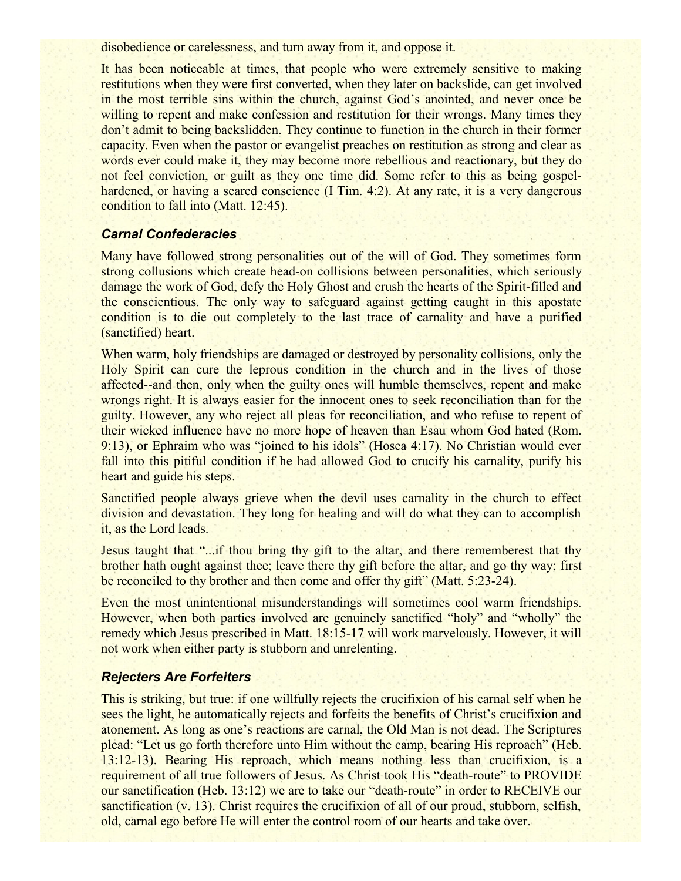disobedience or carelessness, and turn away from it, and oppose it.

It has been noticeable at times, that people who were extremely sensitive to making restitutions when they were first converted, when they later on backslide, can get involved in the most terrible sins within the church, against God's anointed, and never once be willing to repent and make confession and restitution for their wrongs. Many times they don't admit to being backslidden. They continue to function in the church in their former capacity. Even when the pastor or evangelist preaches on restitution as strong and clear as words ever could make it, they may become more rebellious and reactionary, but they do not feel conviction, or guilt as they one time did. Some refer to this as being gospel-hardened, or having a seared conscience (I Tim. 4:2). At any rate, it is a very dangerous condition to fall into (Matt. 12:45).

### *Carnal Confederacies*

Many have followed strong personalities out of the will of God. They sometimes form strong collusions which create head-on collisions between personalities, which seriously damage the work of God, defy the Holy Ghost and crush the hearts of the Spirit-filled and the conscientious. The only way to safeguard against getting caught in this apostate condition is to die out completely to the last trace of carnality and have a purified (sanctified) heart.

When warm, holy friendships are damaged or destroyed by personality collisions, only the Holy Spirit can cure the leprous condition in the church and in the lives of those affected--and then, only when the guilty ones will humble themselves, repent and make wrongs right. It is always easier for the innocent ones to seek reconciliation than for the guilty. However, any who reject all pleas for reconciliation, and who refuse to repent of their wicked influence have no more hope of heaven than Esau whom God hated (Rom. 9:13), or Ephraim who was "joined to his idols" (Hosea 4:17). No Christian would ever fall into this pitiful condition if he had allowed God to crucify his carnality, purify his heart and guide his steps.

Sanctified people always grieve when the devil uses carnality in the church to effect division and devastation. They long for healing and will do what they can to accomplish it, as the Lord leads.

Jesus taught that "...if thou bring thy gift to the altar, and there rememberest that thy brother hath ought against thee; leave there thy gift before the altar, and go thy way; first be reconciled to thy brother and then come and offer thy gift" (Matt. 5:23-24).

Even the most unintentional misunderstandings will sometimes cool warm friendships. However, when both parties involved are genuinely sanctified "holy" and "wholly" the remedy which Jesus prescribed in Matt. 18:15-17 will work marvelously. However, it will not work when either party is stubborn and unrelenting.

### *Rejecters Are Forfeiters*

This is striking, but true: if one willfully rejects the crucifixion of his carnal self when he sees the light, he automatically rejects and forfeits the benefits of Christ's crucifixion and atonement. As long as one's reactions are carnal, the Old Man is not dead. The Scriptures plead: "Let us go forth therefore unto Him without the camp, bearing His reproach" (Heb. 13:12-13). Bearing His reproach, which means nothing less than crucifixion, is a requirement of all true followers of Jesus. As Christ took His "death-route" to PROVIDE our sanctification (Heb. 13:12) we are to take our "death-route" in order to RECEIVE our sanctification (v. 13). Christ requires the crucifixion of all of our proud, stubborn, selfish, old, carnal ego before He will enter the control room of our hearts and take over.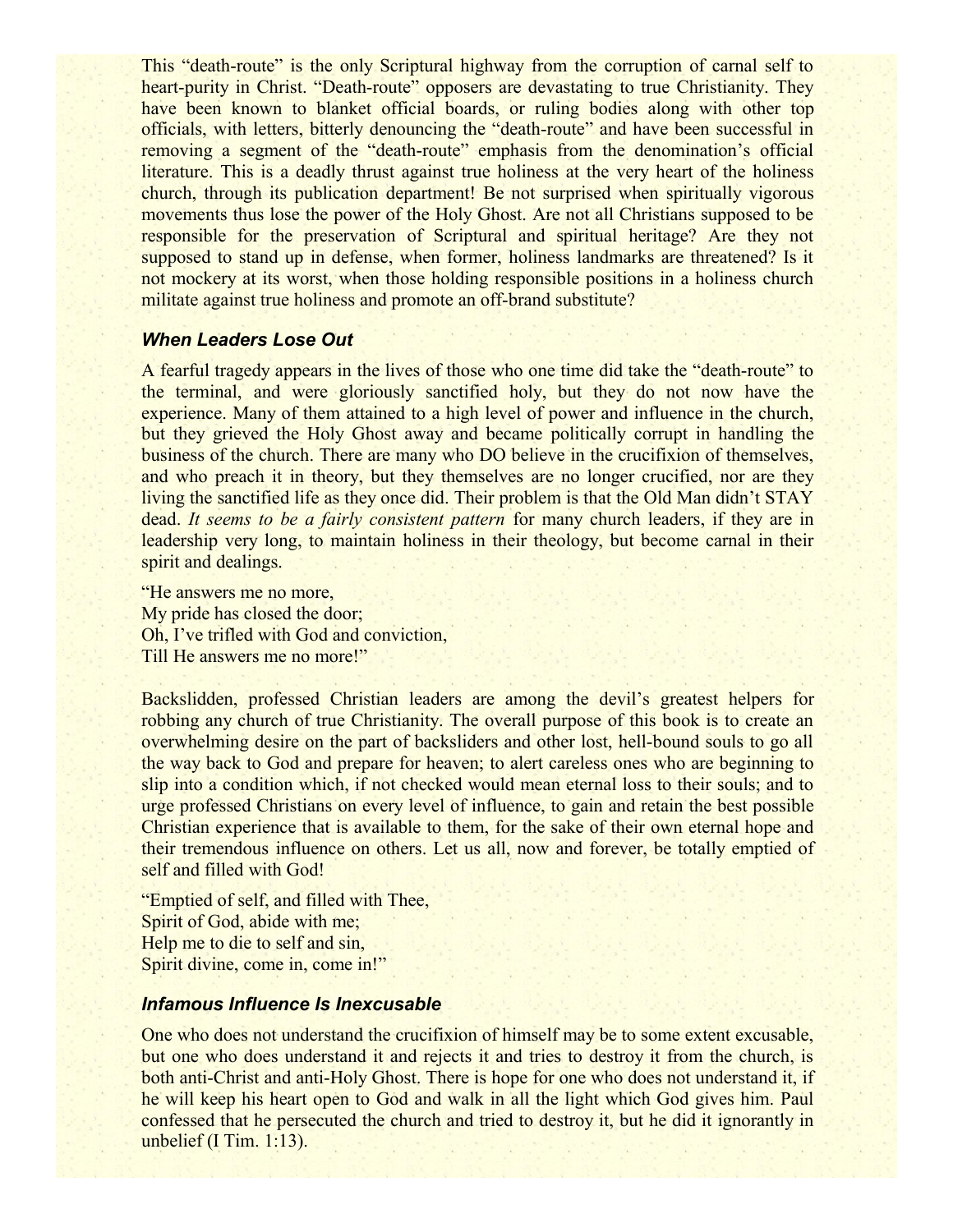This "death-route" is the only Scriptural highway from the corruption of carnal self to heart-purity in Christ. "Death-route" opposers are devastating to true Christianity. They have been known to blanket official boards, or ruling bodies along with other top officials, with letters, bitterly denouncing the "death-route" and have been successful in removing a segment of the "death-route" emphasis from the denomination's official literature. This is a deadly thrust against true holiness at the very heart of the holiness church, through its publication department! Be not surprised when spiritually vigorous movements thus lose the power of the Holy Ghost. Are not all Christians supposed to be responsible for the preservation of Scriptural and spiritual heritage? Are they not supposed to stand up in defense, when former, holiness landmarks are threatened? Is it not mockery at its worst, when those holding responsible positions in a holiness church militate against true holiness and promote an off-brand substitute?

### *When Leaders Lose Out*

A fearful tragedy appears in the lives of those who one time did take the "death-route" to the terminal, and were gloriously sanctified holy, but they do not now have the experience. Many of them attained to a high level of power and influence in the church, but they grieved the Holy Ghost away and became politically corrupt in handling the business of the church. There are many who DO believe in the crucifixion of themselves, and who preach it in theory, but they themselves are no longer crucified, nor are they living the sanctified life as they once did. Their problem is that the Old Man didn't STAY dead. *It seems to be a fairly consistent pattern* for many church leaders, if they are in leadership very long, to maintain holiness in their theology, but become carnal in their spirit and dealings.

"He answers me no more,  
My pride has closed the door;  
Oh, I've trifled with God and conviction,  
Till He answers me no more!"

Backslidden, professed Christian leaders are among the devil's greatest helpers for robbing any church of true Christianity. The overall purpose of this book is to create an overwhelming desire on the part of backsliders and other lost, hell-bound souls to go all the way back to God and prepare for heaven; to alert careless ones who are beginning to slip into a condition which, if not checked would mean eternal loss to their souls; and to urge professed Christians on every level of influence, to gain and retain the best possible Christian experience that is available to them, for the sake of their own eternal hope and their tremendous influence on others. Let us all, now and forever, be totally emptied of self and filled with God!

"Emptied of self, and filled with Thee,  
Spirit of God, abide with me;  
Help me to die to self and sin,  
Spirit divine, come in, come in!"

### *Infamous Influence Is Inexcusable*

One who does not understand the crucifixion of himself may be to some extent excusable, but one who does understand it and rejects it and tries to destroy it from the church, is both anti-Christ and anti-Holy Ghost. There is hope for one who does not understand it, if he will keep his heart open to God and walk in all the light which God gives him. Paul confessed that he persecuted the church and tried to destroy it, but he did it ignorantly in unbelief (I Tim. 1:13).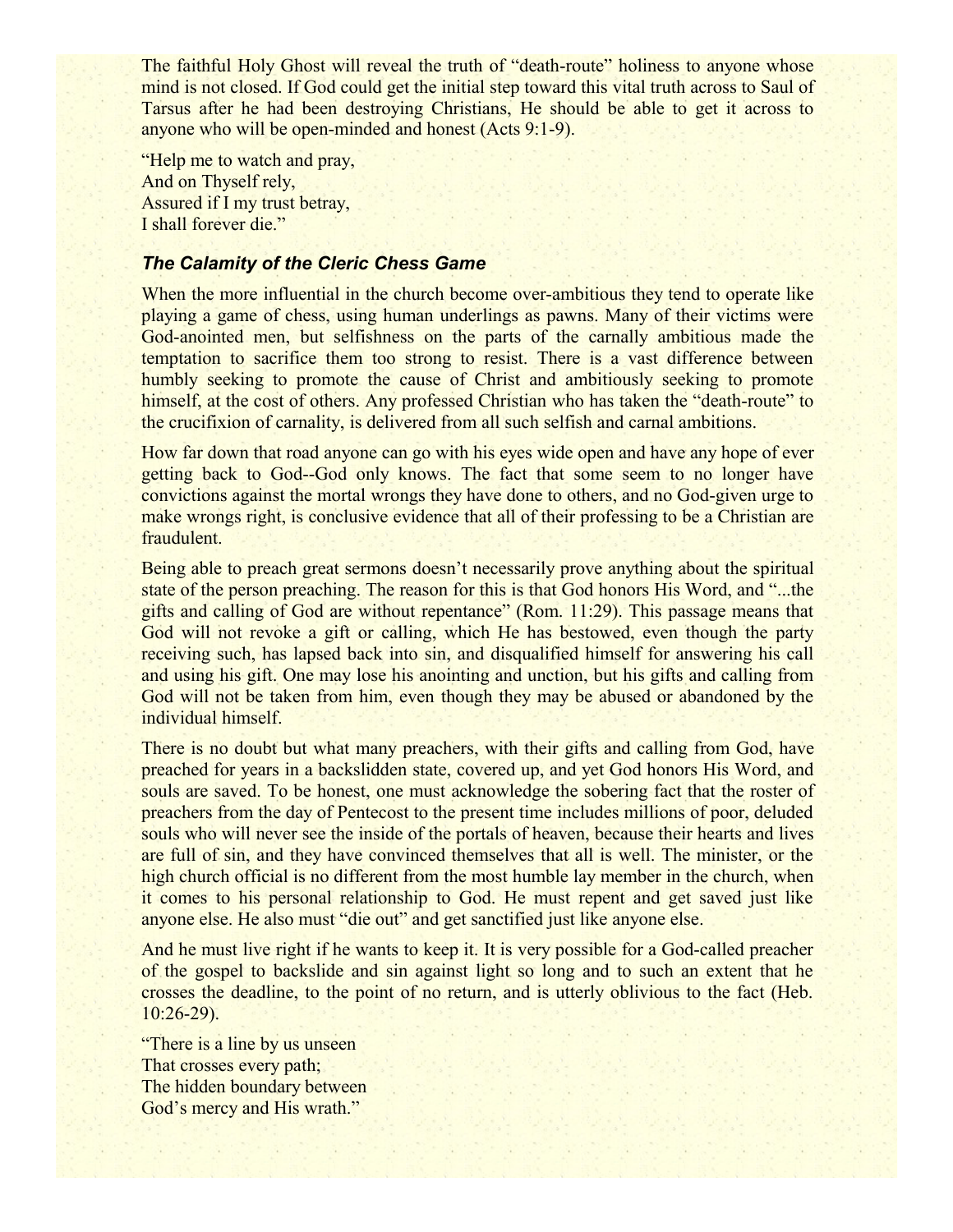The faithful Holy Ghost will reveal the truth of "death-route" holiness to anyone whose mind is not closed. If God could get the initial step toward this vital truth across to Saul of Tarsus after he had been destroying Christians, He should be able to get it across to anyone who will be open-minded and honest (Acts 9:1-9).

"Help me to watch and pray,
And on Thyself rely,
Assured if I my trust betray,
I shall forever die."

### *The Calamity of the Cleric Chess Game*

When the more influential in the church become over-ambitious they tend to operate like playing a game of chess, using human underlings as pawns. Many of their victims were God-anointed men, but selfishness on the parts of the carnally ambitious made the temptation to sacrifice them too strong to resist. There is a vast difference between humbly seeking to promote the cause of Christ and ambitiously seeking to promote himself, at the cost of others. Any professed Christian who has taken the "death-route" to the crucifixion of carnality, is delivered from all such selfish and carnal ambitions.

How far down that road anyone can go with his eyes wide open and have any hope of ever getting back to God--God only knows. The fact that some seem to no longer have convictions against the mortal wrongs they have done to others, and no God-given urge to make wrongs right, is conclusive evidence that all of their professing to be a Christian are fraudulent.

Being able to preach great sermons doesn't necessarily prove anything about the spiritual state of the person preaching. The reason for this is that God honors His Word, and "...the gifts and calling of God are without repentance" (Rom. 11:29). This passage means that God will not revoke a gift or calling, which He has bestowed, even though the party receiving such, has lapsed back into sin, and disqualified himself for answering his call and using his gift. One may lose his anointing and unction, but his gifts and calling from God will not be taken from him, even though they may be abused or abandoned by the individual himself.

There is no doubt but what many preachers, with their gifts and calling from God, have preached for years in a backslidden state, covered up, and yet God honors His Word, and souls are saved. To be honest, one must acknowledge the sobering fact that the roster of preachers from the day of Pentecost to the present time includes millions of poor, deluded souls who will never see the inside of the portals of heaven, because their hearts and lives are full of sin, and they have convinced themselves that all is well. The minister, or the high church official is no different from the most humble lay member in the church, when it comes to his personal relationship to God. He must repent and get saved just like anyone else. He also must "die out" and get sanctified just like anyone else.

And he must live right if he wants to keep it. It is very possible for a God-called preacher of the gospel to backslide and sin against light so long and to such an extent that he crosses the deadline, to the point of no return, and is utterly oblivious to the fact (Heb. 10:26-29).

"There is a line by us unseen
That crosses every path;
The hidden boundary between
God's mercy and His wrath."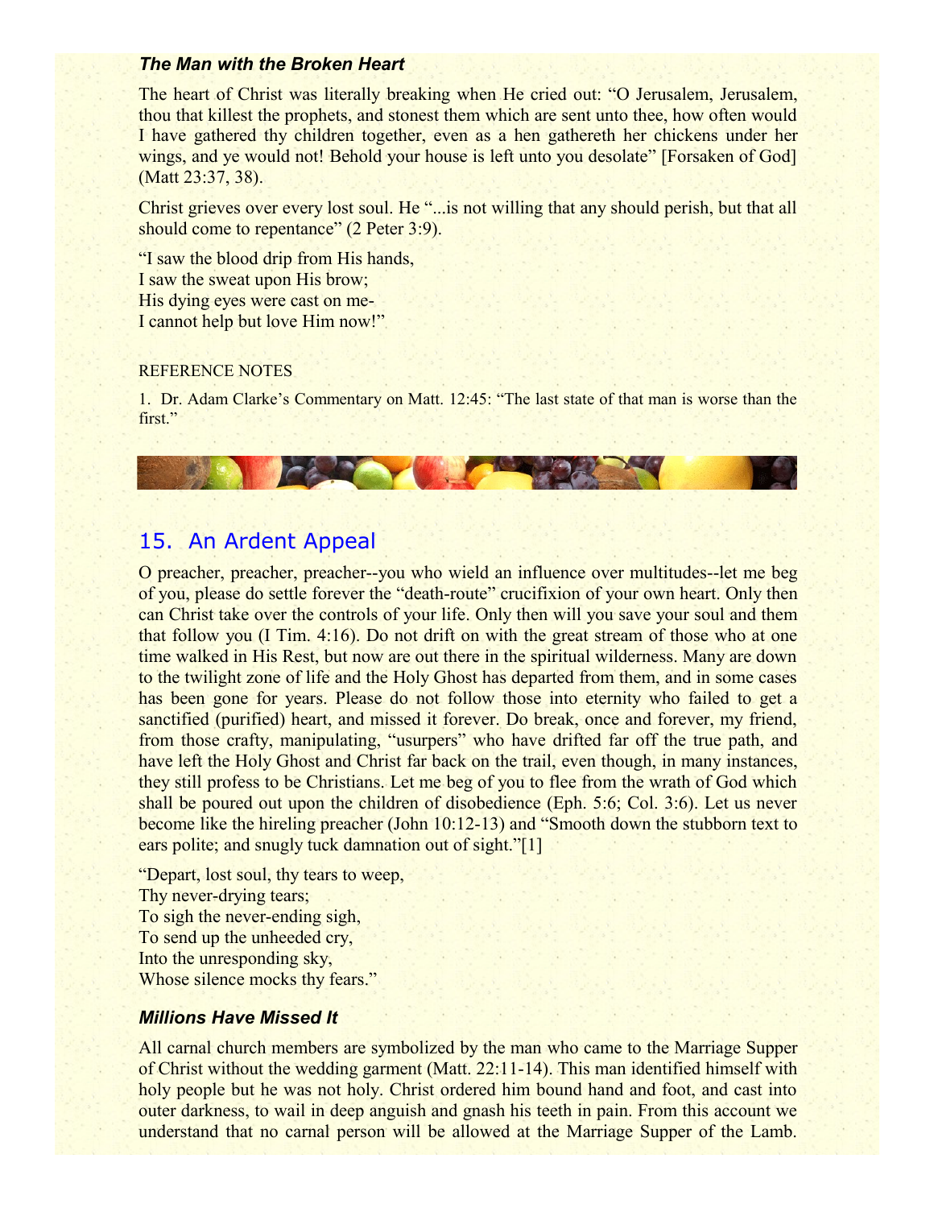### *The Man with the Broken Heart*

The heart of Christ was literally breaking when He cried out: “O Jerusalem, Jerusalem, thou that killest the prophets, and stonest them which are sent unto thee, how often would I have gathered thy children together, even as a hen gathereth her chickens under her wings, and ye would not! Behold your house is left unto you desolate” [Forsaken of God] (Matt 23:37, 38).

Christ grieves over every lost soul. He “...is not willing that any should perish, but that all should come to repentance” (2 Peter 3:9).

“I saw the blood drip from His hands,
I saw the sweat upon His brow;
His dying eyes were cast on me-
I cannot help but love Him now!”

REFERENCE NOTES

1. Dr. Adam Clarke’s Commentary on Matt. 12:45: “The last state of that man is worse than the first.”

## 15. An Ardent Appeal

O preacher, preacher, preacher--you who wield an influence over multitudes--let me beg of you, please do settle forever the “death-route” crucifixion of your own heart. Only then can Christ take over the controls of your life. Only then will you save your soul and them that follow you (I Tim. 4:16). Do not drift on with the great stream of those who at one time walked in His Rest, but now are out there in the spiritual wilderness. Many are down to the twilight zone of life and the Holy Ghost has departed from them, and in some cases has been gone for years. Please do not follow those into eternity who failed to get a sanctified (purified) heart, and missed it forever. Do break, once and forever, my friend, from those crafty, manipulating, “usurpers” who have drifted far off the true path, and have left the Holy Ghost and Christ far back on the trail, even though, in many instances, they still profess to be Christians. Let me beg of you to flee from the wrath of God which shall be poured out upon the children of disobedience (Eph. 5:6; Col. 3:6). Let us never become like the hireling preacher (John 10:12-13) and “Smooth down the stubborn text to ears polite; and snugly tuck damnation out of sight.”[1]

“Depart, lost soul, thy tears to weep,
Thy never-drying tears;
To sigh the never-ending sigh,
To send up the unheeded cry,
Into the unresponding sky,
Whose silence mocks thy fears.”

### *Millions Have Missed It*

All carnal church members are symbolized by the man who came to the Marriage Supper of Christ without the wedding garment (Matt. 22:11-14). This man identified himself with holy people but he was not holy. Christ ordered him bound hand and foot, and cast into outer darkness, to wail in deep anguish and gnash his teeth in pain. From this account we understand that no carnal person will be allowed at the Marriage Supper of the Lamb.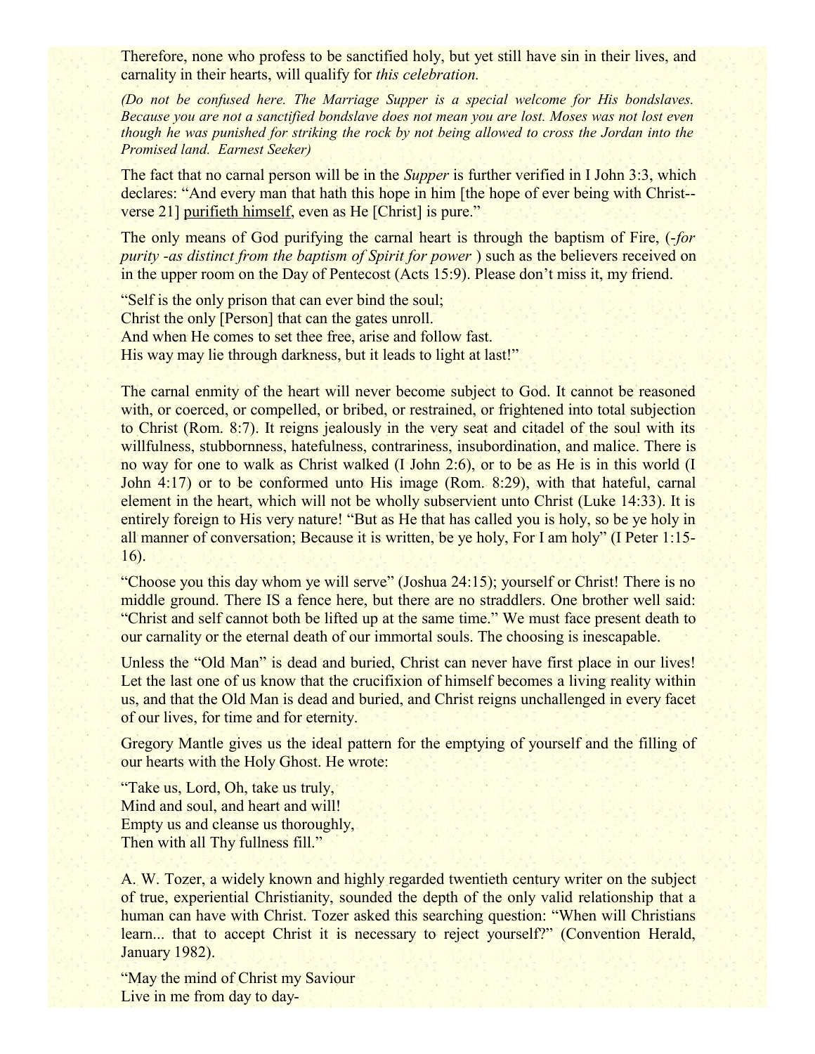Therefore, none who profess to be sanctified holy, but yet still have sin in their lives, and carnality in their hearts, will qualify for *this celebration.*

*(Do not be confused here. The Marriage Supper is a special welcome for His bondslaves. Because you are not a sanctified bondslave does not mean you are lost. Moses was not lost even though he was punished for striking the rock by not being allowed to cross the Jordan into the Promised land. Earnest Seeker)*

The fact that no carnal person will be in the *Supper* is further verified in I John 3:3, which declares: "And every man that hath this hope in him [the hope of ever being with Christ--verse 21] purifieth himself, even as He [Christ] is pure."

The only means of God purifying the carnal heart is through the baptism of Fire, (-*for purity -as distinct from the baptism of Spirit for power* ) such as the believers received on in the upper room on the Day of Pentecost (Acts 15:9). Please don't miss it, my friend.

"Self is the only prison that can ever bind the soul;
Christ the only [Person] that can the gates unroll.
And when He comes to set thee free, arise and follow fast.
His way may lie through darkness, but it leads to light at last!"

The carnal enmity of the heart will never become subject to God. It cannot be reasoned with, or coerced, or compelled, or bribed, or restrained, or frightened into total subjection to Christ (Rom. 8:7). It reigns jealously in the very seat and citadel of the soul with its willfulness, stubbornness, hatefulness, contrariness, insubordination, and malice. There is no way for one to walk as Christ walked (I John 2:6), or to be as He is in this world (I John 4:17) or to be conformed unto His image (Rom. 8:29), with that hateful, carnal element in the heart, which will not be wholly subservient unto Christ (Luke 14:33). It is entirely foreign to His very nature! "But as He that has called you is holy, so be ye holy in all manner of conversation; Because it is written, be ye holy, For I am holy" (I Peter 1:15-16).

"Choose you this day whom ye will serve" (Joshua 24:15); yourself or Christ! There is no middle ground. There IS a fence here, but there are no straddlers. One brother well said: "Christ and self cannot both be lifted up at the same time." We must face present death to our carnality or the eternal death of our immortal souls. The choosing is inescapable.

Unless the "Old Man" is dead and buried, Christ can never have first place in our lives! Let the last one of us know that the crucifixion of himself becomes a living reality within us, and that the Old Man is dead and buried, and Christ reigns unchallenged in every facet of our lives, for time and for eternity.

Gregory Mantle gives us the ideal pattern for the emptying of yourself and the filling of our hearts with the Holy Ghost. He wrote:

"Take us, Lord, Oh, take us truly,
Mind and soul, and heart and will!
Empty us and cleanse us thoroughly,
Then with all Thy fullness fill."

A. W. Tozer, a widely known and highly regarded twentieth century writer on the subject of true, experiential Christianity, sounded the depth of the only valid relationship that a human can have with Christ. Tozer asked this searching question: "When will Christians learn... that to accept Christ it is necessary to reject yourself?" (Convention Herald, January 1982).

"May the mind of Christ my Saviour
Live in me from day to day-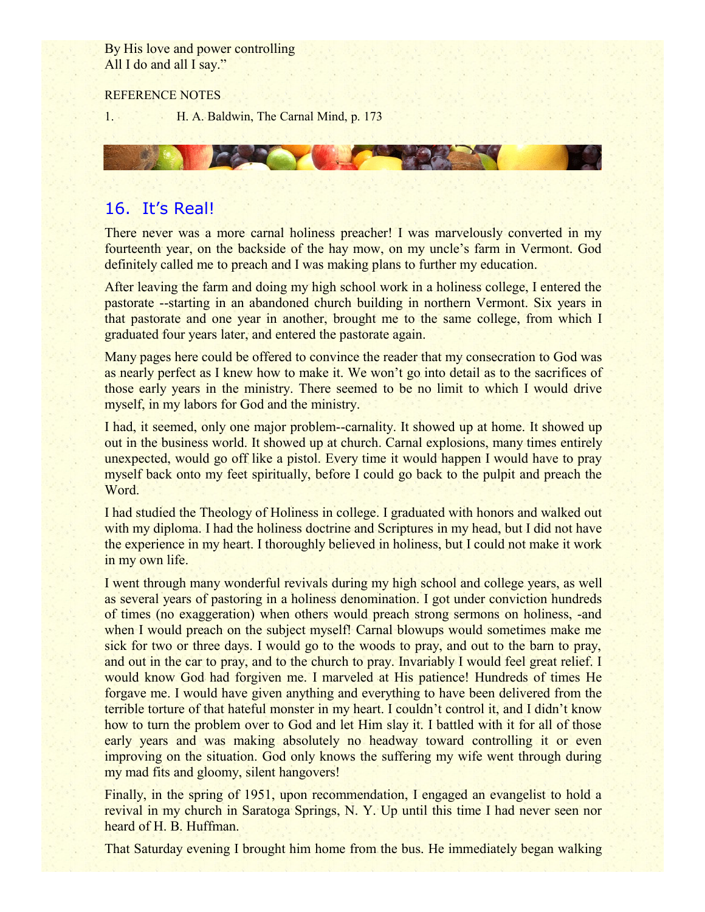By His love and power controlling
All I do and all I say."

REFERENCE NOTES

1. H. A. Baldwin, The Carnal Mind, p. 173

## 16. It's Real!

There never was a more carnal holiness preacher! I was marvelously converted in my fourteenth year, on the backside of the hay mow, on my uncle's farm in Vermont. God definitely called me to preach and I was making plans to further my education.

After leaving the farm and doing my high school work in a holiness college, I entered the pastorate --starting in an abandoned church building in northern Vermont. Six years in that pastorate and one year in another, brought me to the same college, from which I graduated four years later, and entered the pastorate again.

Many pages here could be offered to convince the reader that my consecration to God was as nearly perfect as I knew how to make it. We won't go into detail as to the sacrifices of those early years in the ministry. There seemed to be no limit to which I would drive myself, in my labors for God and the ministry.

I had, it seemed, only one major problem--carnality. It showed up at home. It showed up out in the business world. It showed up at church. Carnal explosions, many times entirely unexpected, would go off like a pistol. Every time it would happen I would have to pray myself back onto my feet spiritually, before I could go back to the pulpit and preach the Word.

I had studied the Theology of Holiness in college. I graduated with honors and walked out with my diploma. I had the holiness doctrine and Scriptures in my head, but I did not have the experience in my heart. I thoroughly believed in holiness, but I could not make it work in my own life.

I went through many wonderful revivals during my high school and college years, as well as several years of pastoring in a holiness denomination. I got under conviction hundreds of times (no exaggeration) when others would preach strong sermons on holiness, -and when I would preach on the subject myself! Carnal blowups would sometimes make me sick for two or three days. I would go to the woods to pray, and out to the barn to pray, and out in the car to pray, and to the church to pray. Invariably I would feel great relief. I would know God had forgiven me. I marveled at His patience! Hundreds of times He forgave me. I would have given anything and everything to have been delivered from the terrible torture of that hateful monster in my heart. I couldn't control it, and I didn't know how to turn the problem over to God and let Him slay it. I battled with it for all of those early years and was making absolutely no headway toward controlling it or even improving on the situation. God only knows the suffering my wife went through during my mad fits and gloomy, silent hangovers!

Finally, in the spring of 1951, upon recommendation, I engaged an evangelist to hold a revival in my church in Saratoga Springs, N. Y. Up until this time I had never seen nor heard of H. B. Huffman.

That Saturday evening I brought him home from the bus. He immediately began walking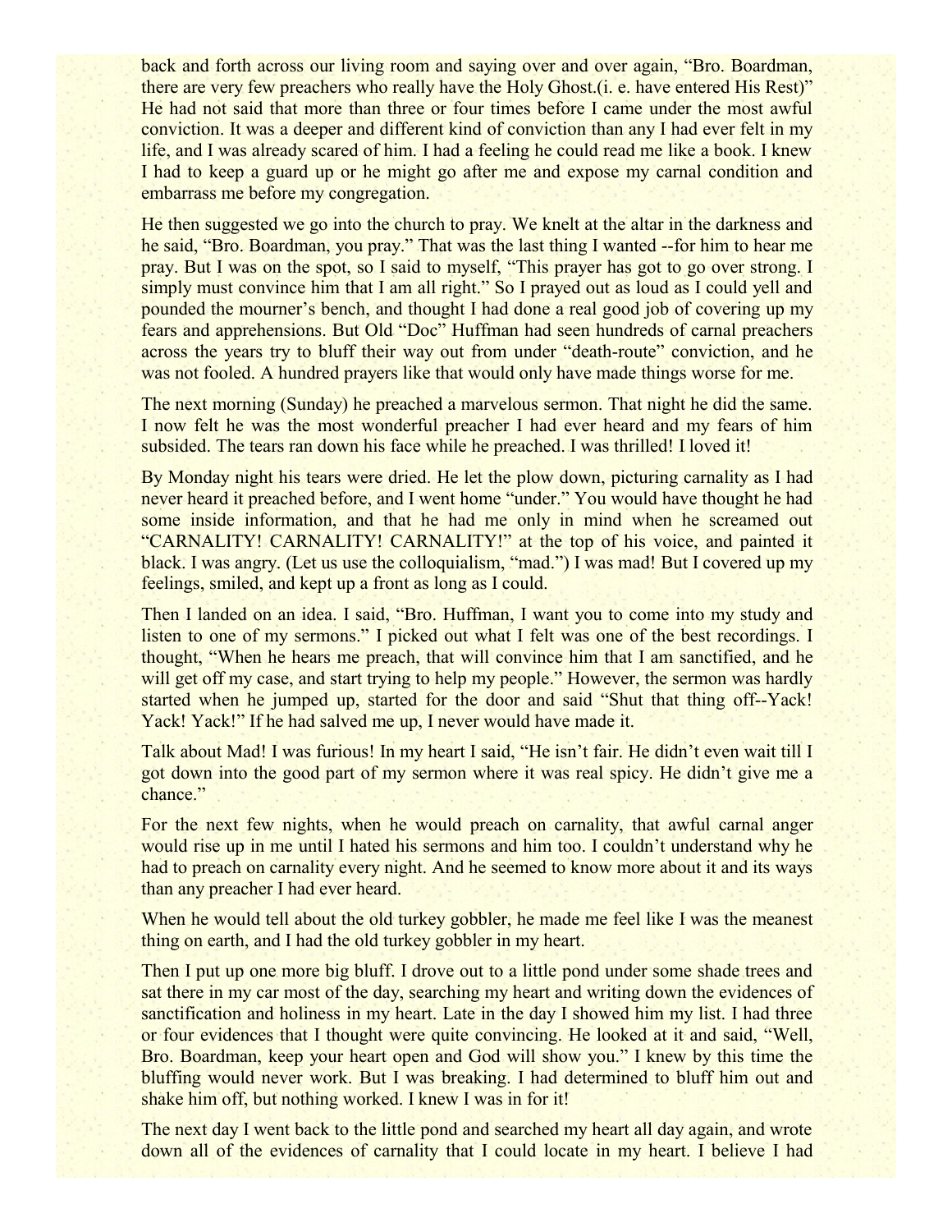back and forth across our living room and saying over and over again, "Bro. Boardman, there are very few preachers who really have the Holy Ghost.(i. e. have entered His Rest)" He had not said that more than three or four times before I came under the most awful conviction. It was a deeper and different kind of conviction than any I had ever felt in my life, and I was already scared of him. I had a feeling he could read me like a book. I knew I had to keep a guard up or he might go after me and expose my carnal condition and embarrass me before my congregation.

He then suggested we go into the church to pray. We knelt at the altar in the darkness and he said, "Bro. Boardman, you pray." That was the last thing I wanted --for him to hear me pray. But I was on the spot, so I said to myself, "This prayer has got to go over strong. I simply must convince him that I am all right." So I prayed out as loud as I could yell and pounded the mourner's bench, and thought I had done a real good job of covering up my fears and apprehensions. But Old "Doc" Huffman had seen hundreds of carnal preachers across the years try to bluff their way out from under "death-route" conviction, and he was not fooled. A hundred prayers like that would only have made things worse for me.

The next morning (Sunday) he preached a marvelous sermon. That night he did the same. I now felt he was the most wonderful preacher I had ever heard and my fears of him subsided. The tears ran down his face while he preached. I was thrilled! I loved it!

By Monday night his tears were dried. He let the plow down, picturing carnality as I had never heard it preached before, and I went home "under." You would have thought he had some inside information, and that he had me only in mind when he screamed out "CARNALITY! CARNALITY! CARNALITY!" at the top of his voice, and painted it black. I was angry. (Let us use the colloquialism, "mad.") I was mad! But I covered up my feelings, smiled, and kept up a front as long as I could.

Then I landed on an idea. I said, "Bro. Huffman, I want you to come into my study and listen to one of my sermons." I picked out what I felt was one of the best recordings. I thought, "When he hears me preach, that will convince him that I am sanctified, and he will get off my case, and start trying to help my people." However, the sermon was hardly started when he jumped up, started for the door and said "Shut that thing off--Yack! Yack! Yack!" If he had salved me up, I never would have made it.

Talk about Mad! I was furious! In my heart I said, "He isn't fair. He didn't even wait till I got down into the good part of my sermon where it was real spicy. He didn't give me a chance."

For the next few nights, when he would preach on carnality, that awful carnal anger would rise up in me until I hated his sermons and him too. I couldn't understand why he had to preach on carnality every night. And he seemed to know more about it and its ways than any preacher I had ever heard.

When he would tell about the old turkey gobbler, he made me feel like I was the meanest thing on earth, and I had the old turkey gobbler in my heart.

Then I put up one more big bluff. I drove out to a little pond under some shade trees and sat there in my car most of the day, searching my heart and writing down the evidences of sanctification and holiness in my heart. Late in the day I showed him my list. I had three or four evidences that I thought were quite convincing. He looked at it and said, "Well, Bro. Boardman, keep your heart open and God will show you." I knew by this time the bluffing would never work. But I was breaking. I had determined to bluff him out and shake him off, but nothing worked. I knew I was in for it!

The next day I went back to the little pond and searched my heart all day again, and wrote down all of the evidences of carnality that I could locate in my heart. I believe I had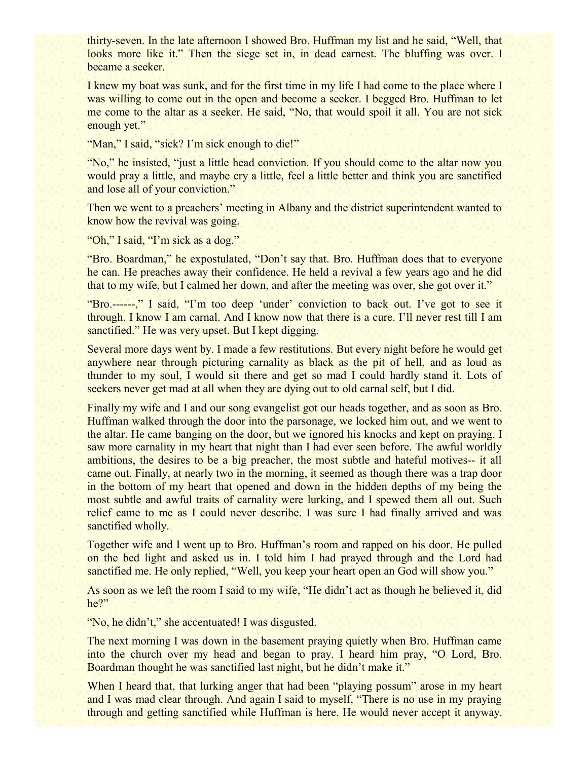thirty-seven. In the late afternoon I showed Bro. Huffman my list and he said, "Well, that looks more like it." Then the siege set in, in dead earnest. The bluffing was over. I became a seeker.

I knew my boat was sunk, and for the first time in my life I had come to the place where I was willing to come out in the open and become a seeker. I begged Bro. Huffman to let me come to the altar as a seeker. He said, "No, that would spoil it all. You are not sick enough yet."

"Man," I said, "sick? I'm sick enough to die!"

"No," he insisted, "just a little head conviction. If you should come to the altar now you would pray a little, and maybe cry a little, feel a little better and think you are sanctified and lose all of your conviction."

Then we went to a preachers' meeting in Albany and the district superintendent wanted to know how the revival was going.

"Oh," I said, "I'm sick as a dog."

"Bro. Boardman," he expostulated, "Don't say that. Bro. Huffman does that to everyone he can. He preaches away their confidence. He held a revival a few years ago and he did that to my wife, but I calmed her down, and after the meeting was over, she got over it."

"Bro.------," I said, "I'm too deep 'under' conviction to back out. I've got to see it through. I know I am carnal. And I know now that there is a cure. I'll never rest till I am sanctified." He was very upset. But I kept digging.

Several more days went by. I made a few restitutions. But every night before he would get anywhere near through picturing carnality as black as the pit of hell, and as loud as thunder to my soul, I would sit there and get so mad I could hardly stand it. Lots of seekers never get mad at all when they are dying out to old carnal self, but I did.

Finally my wife and I and our song evangelist got our heads together, and as soon as Bro. Huffman walked through the door into the parsonage, we locked him out, and we went to the altar. He came banging on the door, but we ignored his knocks and kept on praying. I saw more carnality in my heart that night than I had ever seen before. The awful worldly ambitions, the desires to be a big preacher, the most subtle and hateful motives-- it all came out. Finally, at nearly two in the morning, it seemed as though there was a trap door in the bottom of my heart that opened and down in the hidden depths of my being the most subtle and awful traits of carnality were lurking, and I spewed them all out. Such relief came to me as I could never describe. I was sure I had finally arrived and was sanctified wholly.

Together wife and I went up to Bro. Huffman's room and rapped on his door. He pulled on the bed light and asked us in. I told him I had prayed through and the Lord had sanctified me. He only replied, "Well, you keep your heart open an God will show you."

As soon as we left the room I said to my wife, "He didn't act as though he believed it, did he?"

"No, he didn't," she accentuated! I was disgusted.

The next morning I was down in the basement praying quietly when Bro. Huffman came into the church over my head and began to pray. I heard him pray, "O Lord, Bro. Boardman thought he was sanctified last night, but he didn't make it."

When I heard that, that lurking anger that had been "playing possum" arose in my heart and I was mad clear through. And again I said to myself, "There is no use in my praying through and getting sanctified while Huffman is here. He would never accept it anyway.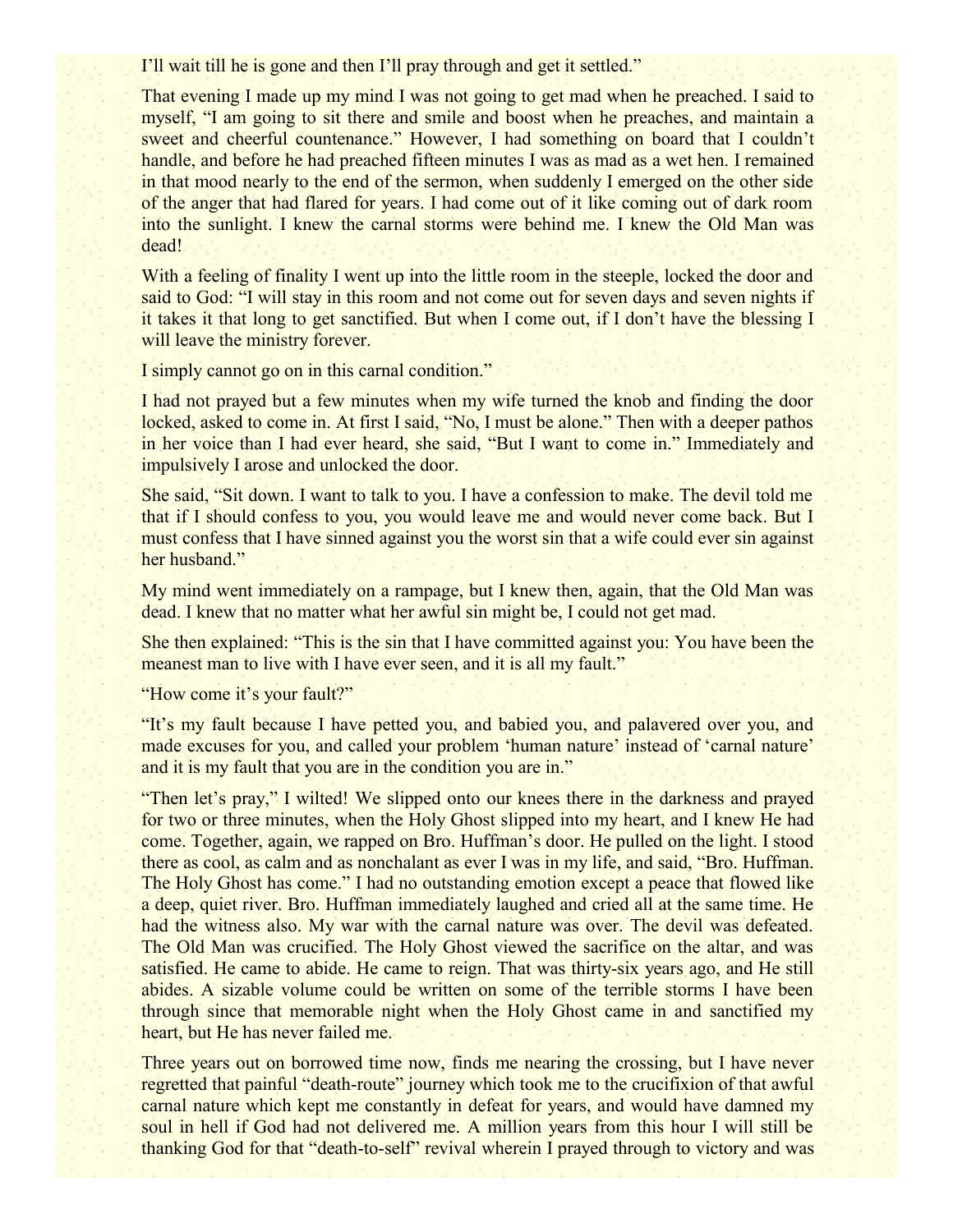I'll wait till he is gone and then I'll pray through and get it settled."

That evening I made up my mind I was not going to get mad when he preached. I said to myself, "I am going to sit there and smile and boost when he preaches, and maintain a sweet and cheerful countenance." However, I had something on board that I couldn't handle, and before he had preached fifteen minutes I was as mad as a wet hen. I remained in that mood nearly to the end of the sermon, when suddenly I emerged on the other side of the anger that had flared for years. I had come out of it like coming out of dark room into the sunlight. I knew the carnal storms were behind me. I knew the Old Man was dead!

With a feeling of finality I went up into the little room in the steeple, locked the door and said to God: "I will stay in this room and not come out for seven days and seven nights if it takes it that long to get sanctified. But when I come out, if I don't have the blessing I will leave the ministry forever.

I simply cannot go on in this carnal condition."

I had not prayed but a few minutes when my wife turned the knob and finding the door locked, asked to come in. At first I said, "No, I must be alone." Then with a deeper pathos in her voice than I had ever heard, she said, "But I want to come in." Immediately and impulsively I arose and unlocked the door.

She said, "Sit down. I want to talk to you. I have a confession to make. The devil told me that if I should confess to you, you would leave me and would never come back. But I must confess that I have sinned against you the worst sin that a wife could ever sin against her husband."

My mind went immediately on a rampage, but I knew then, again, that the Old Man was dead. I knew that no matter what her awful sin might be, I could not get mad.

She then explained: "This is the sin that I have committed against you: You have been the meanest man to live with I have ever seen, and it is all my fault."

"How come it's your fault?"

"It's my fault because I have petted you, and babied you, and palavered over you, and made excuses for you, and called your problem 'human nature' instead of 'carnal nature' and it is my fault that you are in the condition you are in."

"Then let's pray," I wilted! We slipped onto our knees there in the darkness and prayed for two or three minutes, when the Holy Ghost slipped into my heart, and I knew He had come. Together, again, we rapped on Bro. Huffman's door. He pulled on the light. I stood there as cool, as calm and as nonchalant as ever I was in my life, and said, "Bro. Huffman. The Holy Ghost has come." I had no outstanding emotion except a peace that flowed like a deep, quiet river. Bro. Huffman immediately laughed and cried all at the same time. He had the witness also. My war with the carnal nature was over. The devil was defeated. The Old Man was crucified. The Holy Ghost viewed the sacrifice on the altar, and was satisfied. He came to abide. He came to reign. That was thirty-six years ago, and He still abides. A sizable volume could be written on some of the terrible storms I have been through since that memorable night when the Holy Ghost came in and sanctified my heart, but He has never failed me.

Three years out on borrowed time now, finds me nearing the crossing, but I have never regretted that painful "death-route" journey which took me to the crucifixion of that awful carnal nature which kept me constantly in defeat for years, and would have damned my soul in hell if God had not delivered me. A million years from this hour I will still be thanking God for that "death-to-self" revival wherein I prayed through to victory and was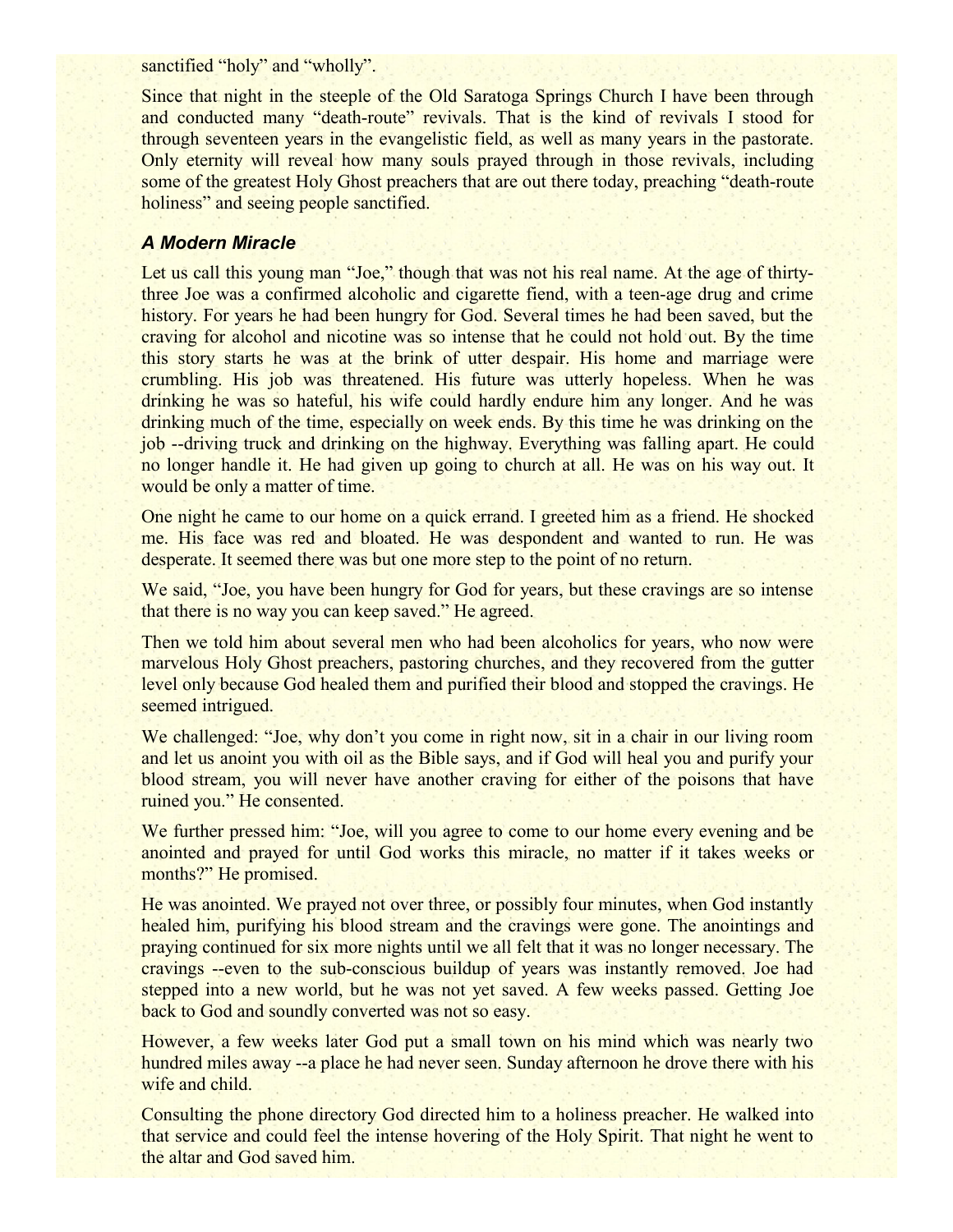sanctified "holy" and "wholly".

Since that night in the steeple of the Old Saratoga Springs Church I have been through and conducted many "death-route" revivals. That is the kind of revivals I stood for through seventeen years in the evangelistic field, as well as many years in the pastorate. Only eternity will reveal how many souls prayed through in those revivals, including some of the greatest Holy Ghost preachers that are out there today, preaching "death-route holiness" and seeing people sanctified.

### *A Modern Miracle*

Let us call this young man "Joe," though that was not his real name. At the age of thirty-three Joe was a confirmed alcoholic and cigarette fiend, with a teen-age drug and crime history. For years he had been hungry for God. Several times he had been saved, but the craving for alcohol and nicotine was so intense that he could not hold out. By the time this story starts he was at the brink of utter despair. His home and marriage were crumbling. His job was threatened. His future was utterly hopeless. When he was drinking he was so hateful, his wife could hardly endure him any longer. And he was drinking much of the time, especially on week ends. By this time he was drinking on the job --driving truck and drinking on the highway. Everything was falling apart. He could no longer handle it. He had given up going to church at all. He was on his way out. It would be only a matter of time.

One night he came to our home on a quick errand. I greeted him as a friend. He shocked me. His face was red and bloated. He was despondent and wanted to run. He was desperate. It seemed there was but one more step to the point of no return.

We said, "Joe, you have been hungry for God for years, but these cravings are so intense that there is no way you can keep saved." He agreed.

Then we told him about several men who had been alcoholics for years, who now were marvelous Holy Ghost preachers, pastoring churches, and they recovered from the gutter level only because God healed them and purified their blood and stopped the cravings. He seemed intrigued.

We challenged: "Joe, why don't you come in right now, sit in a chair in our living room and let us anoint you with oil as the Bible says, and if God will heal you and purify your blood stream, you will never have another craving for either of the poisons that have ruined you." He consented.

We further pressed him: "Joe, will you agree to come to our home every evening and be anointed and prayed for until God works this miracle, no matter if it takes weeks or months?" He promised.

He was anointed. We prayed not over three, or possibly four minutes, when God instantly healed him, purifying his blood stream and the cravings were gone. The anointings and praying continued for six more nights until we all felt that it was no longer necessary. The cravings --even to the sub-conscious buildup of years was instantly removed. Joe had stepped into a new world, but he was not yet saved. A few weeks passed. Getting Joe back to God and soundly converted was not so easy.

However, a few weeks later God put a small town on his mind which was nearly two hundred miles away --a place he had never seen. Sunday afternoon he drove there with his wife and child.

Consulting the phone directory God directed him to a holiness preacher. He walked into that service and could feel the intense hovering of the Holy Spirit. That night he went to the altar and God saved him.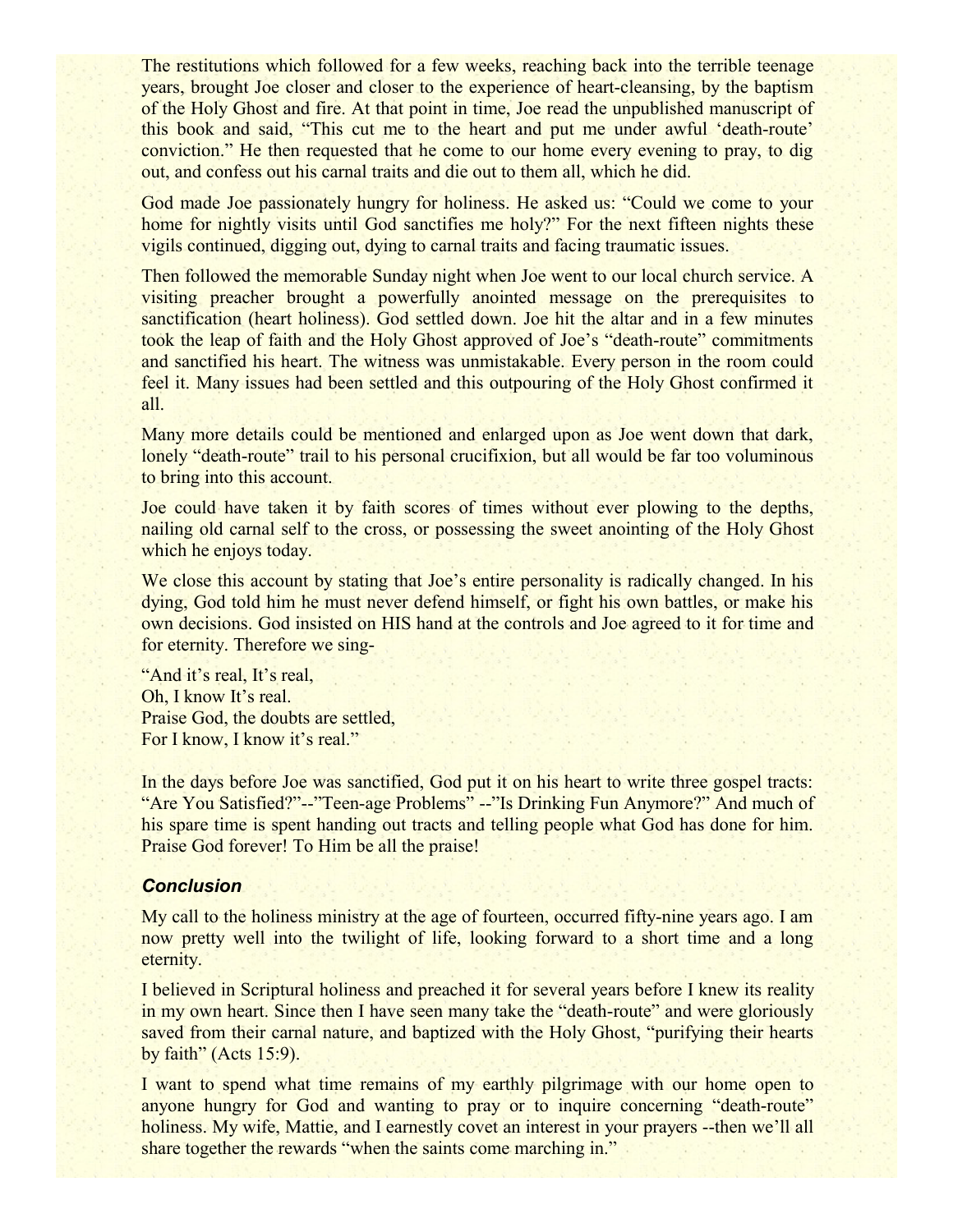The restitutions which followed for a few weeks, reaching back into the terrible teenage years, brought Joe closer and closer to the experience of heart-cleansing, by the baptism of the Holy Ghost and fire. At that point in time, Joe read the unpublished manuscript of this book and said, "This cut me to the heart and put me under awful 'death-route' conviction." He then requested that he come to our home every evening to pray, to dig out, and confess out his carnal traits and die out to them all, which he did.

God made Joe passionately hungry for holiness. He asked us: "Could we come to your home for nightly visits until God sanctifies me holy?" For the next fifteen nights these vigils continued, digging out, dying to carnal traits and facing traumatic issues.

Then followed the memorable Sunday night when Joe went to our local church service. A visiting preacher brought a powerfully anointed message on the prerequisites to sanctification (heart holiness). God settled down. Joe hit the altar and in a few minutes took the leap of faith and the Holy Ghost approved of Joe's "death-route" commitments and sanctified his heart. The witness was unmistakable. Every person in the room could feel it. Many issues had been settled and this outpouring of the Holy Ghost confirmed it all.

Many more details could be mentioned and enlarged upon as Joe went down that dark, lonely "death-route" trail to his personal crucifixion, but all would be far too voluminous to bring into this account.

Joe could have taken it by faith scores of times without ever plowing to the depths, nailing old carnal self to the cross, or possessing the sweet anointing of the Holy Ghost which he enjoys today.

We close this account by stating that Joe's entire personality is radically changed. In his dying, God told him he must never defend himself, or fight his own battles, or make his own decisions. God insisted on HIS hand at the controls and Joe agreed to it for time and for eternity. Therefore we sing-

"And it's real, It's real,  
Oh, I know It's real.  
Praise God, the doubts are settled,  
For I know, I know it's real."

In the days before Joe was sanctified, God put it on his heart to write three gospel tracts: "Are You Satisfied?"--"Teen-age Problems" --"Is Drinking Fun Anymore?" And much of his spare time is spent handing out tracts and telling people what God has done for him. Praise God forever! To Him be all the praise!

### *Conclusion*

My call to the holiness ministry at the age of fourteen, occurred fifty-nine years ago. I am now pretty well into the twilight of life, looking forward to a short time and a long eternity.

I believed in Scriptural holiness and preached it for several years before I knew its reality in my own heart. Since then I have seen many take the "death-route" and were gloriously saved from their carnal nature, and baptized with the Holy Ghost, "purifying their hearts by faith" (Acts 15:9).

I want to spend what time remains of my earthly pilgrimage with our home open to anyone hungry for God and wanting to pray or to inquire concerning "death-route" holiness. My wife, Mattie, and I earnestly covet an interest in your prayers --then we'll all share together the rewards "when the saints come marching in."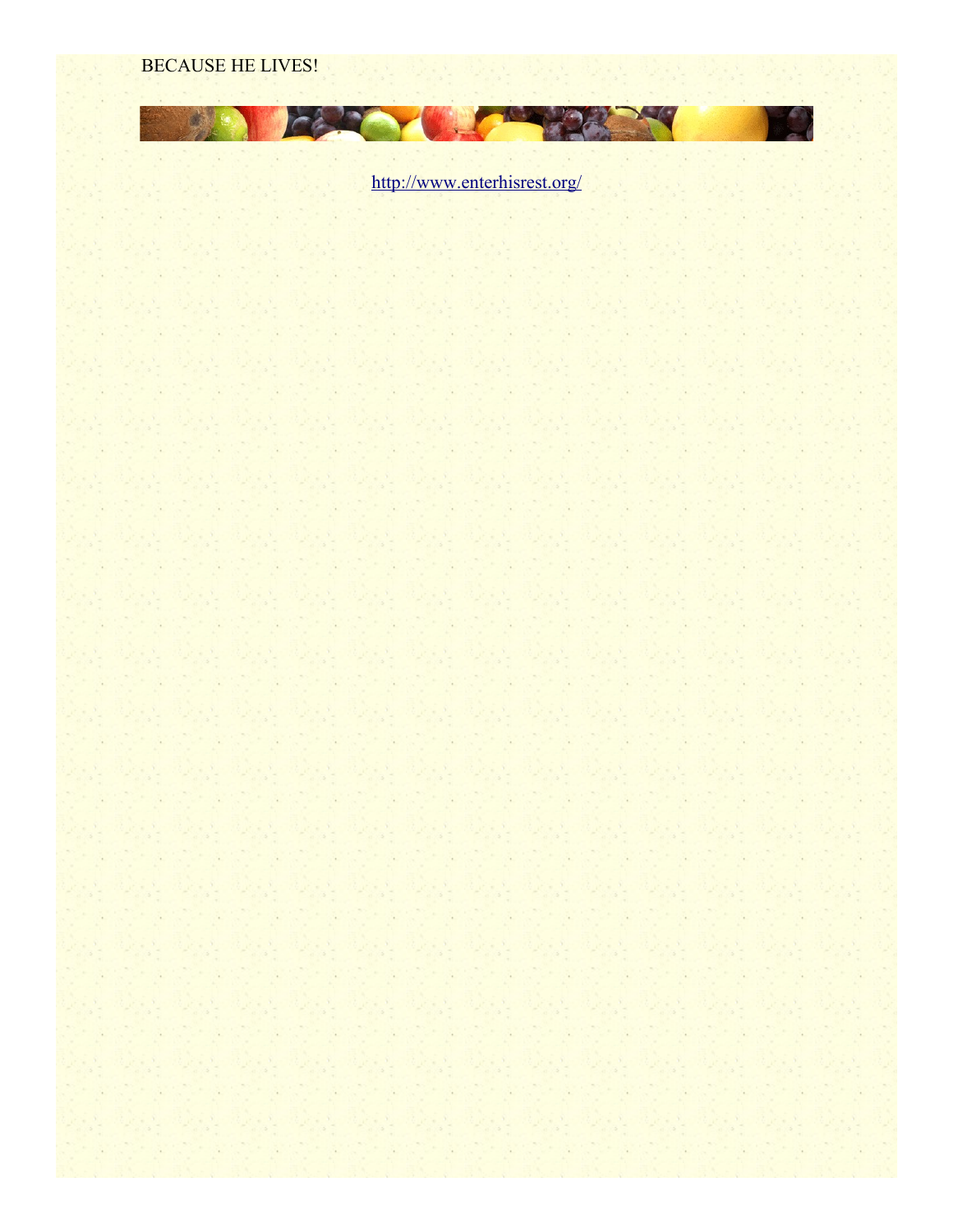BECAUSE HE LIVES!

http://www.enterhisrest.org/